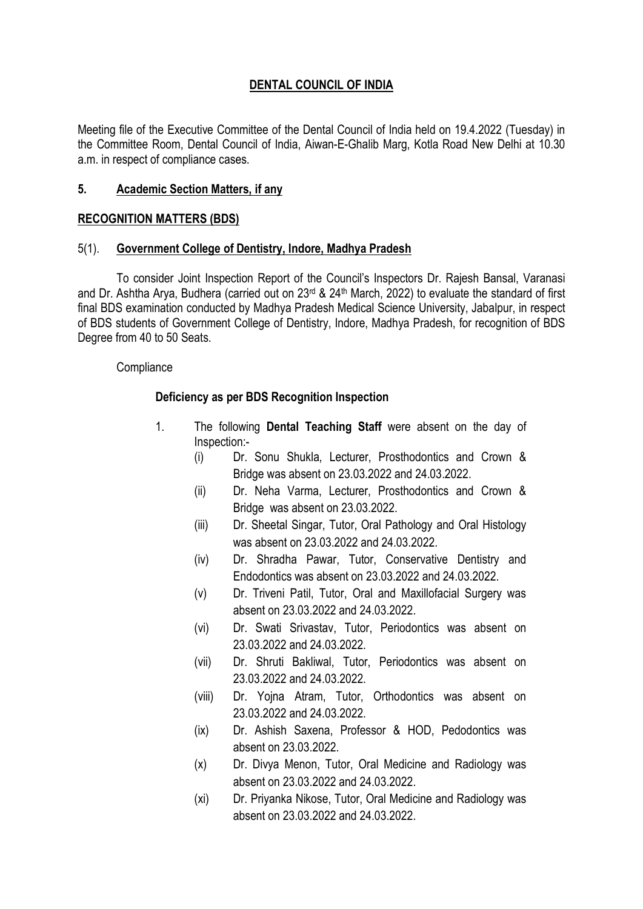# DENTAL COUNCIL OF INDIA

Meeting file of the Executive Committee of the Dental Council of India held on 19.4.2022 (Tuesday) in the Committee Room, Dental Council of India, Aiwan-E-Ghalib Marg, Kotla Road New Delhi at 10.30 a.m. in respect of compliance cases.

## 5. Academic Section Matters, if any

## RECOGNITION MATTERS (BDS)

### 5(1). Government College of Dentistry, Indore, Madhya Pradesh

To consider Joint Inspection Report of the Council's Inspectors Dr. Rajesh Bansal, Varanasi and Dr. Ashtha Arya, Budhera (carried out on 23rd & 24th March, 2022) to evaluate the standard of first final BDS examination conducted by Madhya Pradesh Medical Science University, Jabalpur, in respect of BDS students of Government College of Dentistry, Indore, Madhya Pradesh, for recognition of BDS Degree from 40 to 50 Seats.

Compliance

**Deficiency as per BDS Recognition Inspection**

1. The following **Dental Teaching Staff** were absent on the day of Inspection:-
   - (i) Dr. Sonu Shukla, Lecturer, Prosthodontics and Crown & Bridge was absent on 23.03.2022 and 24.03.2022.
   - (ii) Dr. Neha Varma, Lecturer, Prosthodontics and Crown & Bridge was absent on 23.03.2022.
   - (iii) Dr. Sheetal Singar, Tutor, Oral Pathology and Oral Histology was absent on 23.03.2022 and 24.03.2022.
   - (iv) Dr. Shradha Pawar, Tutor, Conservative Dentistry and Endodontics was absent on 23.03.2022 and 24.03.2022.
   - (v) Dr. Triveni Patil, Tutor, Oral and Maxillofacial Surgery was absent on 23.03.2022 and 24.03.2022.
   - (vi) Dr. Swati Srivastav, Tutor, Periodontics was absent on 23.03.2022 and 24.03.2022.
   - (vii) Dr. Shruti Bakliwal, Tutor, Periodontics was absent on 23.03.2022 and 24.03.2022.
   - (viii) Dr. Yojna Atram, Tutor, Orthodontics was absent on 23.03.2022 and 24.03.2022.
   - (ix) Dr. Ashish Saxena, Professor & HOD, Pedodontics was absent on 23.03.2022.
   - (x) Dr. Divya Menon, Tutor, Oral Medicine and Radiology was absent on 23.03.2022 and 24.03.2022.
   - (xi) Dr. Priyanka Nikose, Tutor, Oral Medicine and Radiology was absent on 23.03.2022 and 24.03.2022.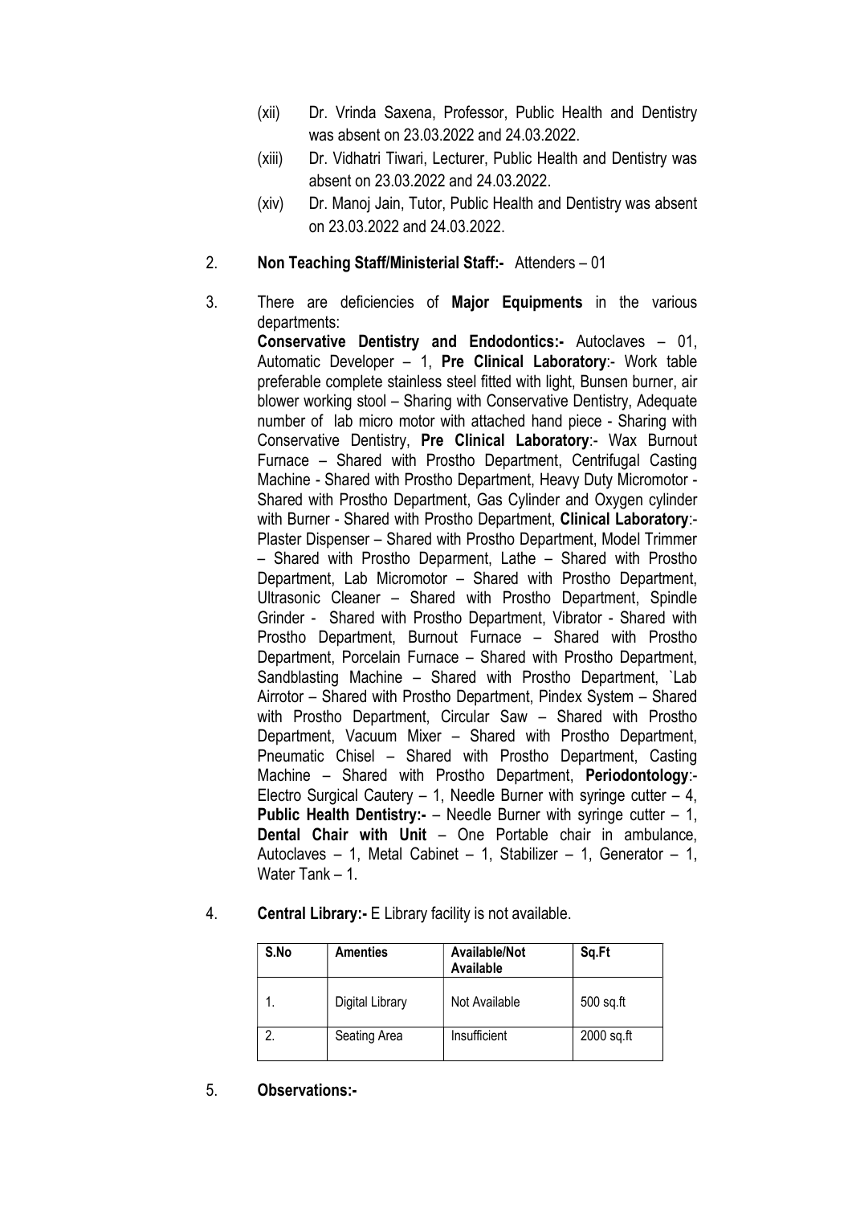(xii) Dr. Vrinda Saxena, Professor, Public Health and Dentistry was absent on 23.03.2022 and 24.03.2022.

(xiii) Dr. Vidhatri Tiwari, Lecturer, Public Health and Dentistry was absent on 23.03.2022 and 24.03.2022.

(xiv) Dr. Manoj Jain, Tutor, Public Health and Dentistry was absent on 23.03.2022 and 24.03.2022.

2. **Non Teaching Staff/Ministerial Staff:-** Attenders – 01

3. There are deficiencies of **Major Equipments** in the various departments:
   **Conservative Dentistry and Endodontics:-** Autoclaves – 01, Automatic Developer – 1, **Pre Clinical Laboratory**:- Work table preferable complete stainless steel fitted with light, Bunsen burner, air blower working stool – Sharing with Conservative Dentistry, Adequate number of lab micro motor with attached hand piece - Sharing with Conservative Dentistry, **Pre Clinical Laboratory**:- Wax Burnout Furnace – Shared with Prostho Department, Centrifugal Casting Machine - Shared with Prostho Department, Heavy Duty Micromotor - Shared with Prostho Department, Gas Cylinder and Oxygen cylinder with Burner - Shared with Prostho Department, **Clinical Laboratory**:- Plaster Dispenser – Shared with Prostho Department, Model Trimmer – Shared with Prostho Deparment, Lathe – Shared with Prostho Department, Lab Micromotor – Shared with Prostho Department, Ultrasonic Cleaner – Shared with Prostho Department, Spindle Grinder - Shared with Prostho Department, Vibrator - Shared with Prostho Department, Burnout Furnace – Shared with Prostho Department, Porcelain Furnace – Shared with Prostho Department, Sandblasting Machine – Shared with Prostho Department, `Lab Airrotor – Shared with Prostho Department, Pindex System – Shared with Prostho Department, Circular Saw – Shared with Prostho Department, Vacuum Mixer – Shared with Prostho Department, Pneumatic Chisel – Shared with Prostho Department, Casting Machine – Shared with Prostho Department, **Periodontology**:- Electro Surgical Cautery – 1, Needle Burner with syringe cutter – 4, **Public Health Dentistry:-** – Needle Burner with syringe cutter – 1, **Dental Chair with Unit** – One Portable chair in ambulance, Autoclaves – 1, Metal Cabinet – 1, Stabilizer – 1, Generator – 1, Water Tank – 1.

4. **Central Library:-** E Library facility is not available.

| S.No | Amenties | Available/Not Available | Sq.Ft |
|---|---|---|---|
| 1. | Digital Library | Not Available | 500 sq.ft |
| 2. | Seating Area | Insufficient | 2000 sq.ft |

5. **Observations:-**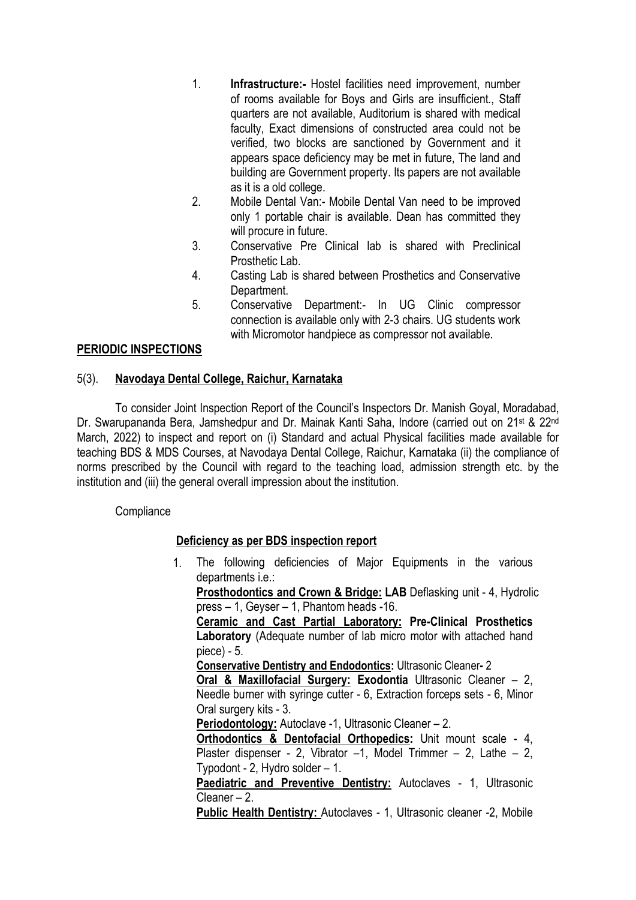1. **Infrastructure:-** Hostel facilities need improvement, number of rooms available for Boys and Girls are insufficient., Staff quarters are not available, Auditorium is shared with medical faculty, Exact dimensions of constructed area could not be verified, two blocks are sanctioned by Government and it appears space deficiency may be met in future, The land and building are Government property. Its papers are not available as it is a old college.
2. Mobile Dental Van:- Mobile Dental Van need to be improved only 1 portable chair is available. Dean has committed they will procure in future.
3. Conservative Pre Clinical lab is shared with Preclinical Prosthetic Lab.
4. Casting Lab is shared between Prosthetics and Conservative Department.
5. Conservative Department:- In UG Clinic compressor connection is available only with 2-3 chairs. UG students work with Micromotor handpiece as compressor not available.

**PERIODIC INSPECTIONS**

5(3). **Navodaya Dental College, Raichur, Karnataka**

To consider Joint Inspection Report of the Council's Inspectors Dr. Manish Goyal, Moradabad, Dr. Swarupananda Bera, Jamshedpur and Dr. Mainak Kanti Saha, Indore (carried out on 21st & 22nd March, 2022) to inspect and report on (i) Standard and actual Physical facilities made available for teaching BDS & MDS Courses, at Navodaya Dental College, Raichur, Karnataka (ii) the compliance of norms prescribed by the Council with regard to the teaching load, admission strength etc. by the institution and (iii) the general overall impression about the institution.

Compliance

**Deficiency as per BDS inspection report**

1. The following deficiencies of Major Equipments in the various departments i.e.:

   **Prosthodontics and Crown & Bridge: LAB** Deflasking unit - 4, Hydrolic press – 1, Geyser – 1, Phantom heads -16.

   **Ceramic and Cast Partial Laboratory: Pre-Clinical Prosthetics Laboratory** (Adequate number of lab micro motor with attached hand piece) - 5.

   **Conservative Dentistry and Endodontics:** Ultrasonic Cleaner**-** 2

   **Oral & Maxillofacial Surgery: Exodontia** Ultrasonic Cleaner – 2, Needle burner with syringe cutter - 6, Extraction forceps sets - 6, Minor Oral surgery kits - 3.

   **Periodontology:** Autoclave -1, Ultrasonic Cleaner – 2.

   **Orthodontics & Dentofacial Orthopedics:** Unit mount scale - 4, Plaster dispenser - 2, Vibrator –1, Model Trimmer – 2, Lathe – 2, Typodont - 2, Hydro solder – 1.

   **Paediatric and Preventive Dentistry:** Autoclaves - 1, Ultrasonic Cleaner – 2.

   **Public Health Dentistry:** Autoclaves - 1, Ultrasonic cleaner -2, Mobile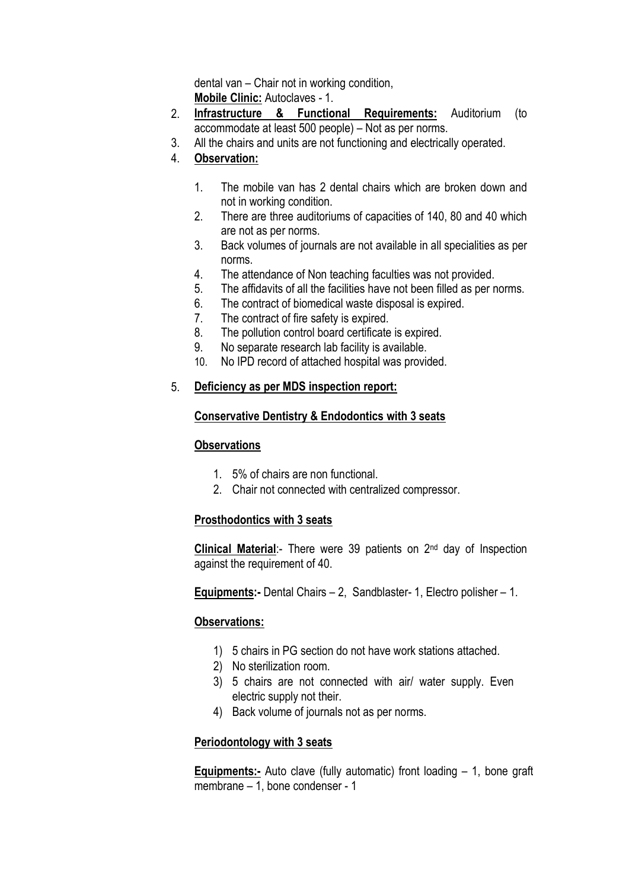dental van – Chair not in working condition,
**Mobile Clinic:** Autoclaves - 1.

2. **Infrastructure & Functional Requirements:** Auditorium (to accommodate at least 500 people) – Not as per norms.
3. All the chairs and units are not functioning and electrically operated.
4. **Observation:**

    1. The mobile van has 2 dental chairs which are broken down and not in working condition.
    2. There are three auditoriums of capacities of 140, 80 and 40 which are not as per norms.
    3. Back volumes of journals are not available in all specialities as per norms.
    4. The attendance of Non teaching faculties was not provided.
    5. The affidavits of all the facilities have not been filled as per norms.
    6. The contract of biomedical waste disposal is expired.
    7. The contract of fire safety is expired.
    8. The pollution control board certificate is expired.
    9. No separate research lab facility is available.
    10. No IPD record of attached hospital was provided.

5. **Deficiency as per MDS inspection report:**

**Conservative Dentistry & Endodontics with 3 seats**

**Observations**

1. 5% of chairs are non functional.
2. Chair not connected with centralized compressor.

**Prosthodontics with 3 seats**

**Clinical Material**:- There were 39 patients on 2nd day of Inspection against the requirement of 40.

**Equipments:-** Dental Chairs – 2, Sandblaster- 1, Electro polisher – 1.

**Observations:**

1) 5 chairs in PG section do not have work stations attached.
2) No sterilization room.
3) 5 chairs are not connected with air/ water supply. Even electric supply not their.
4) Back volume of journals not as per norms.

**Periodontology with 3 seats**

**Equipments:-** Auto clave (fully automatic) front loading – 1, bone graft membrane – 1, bone condenser - 1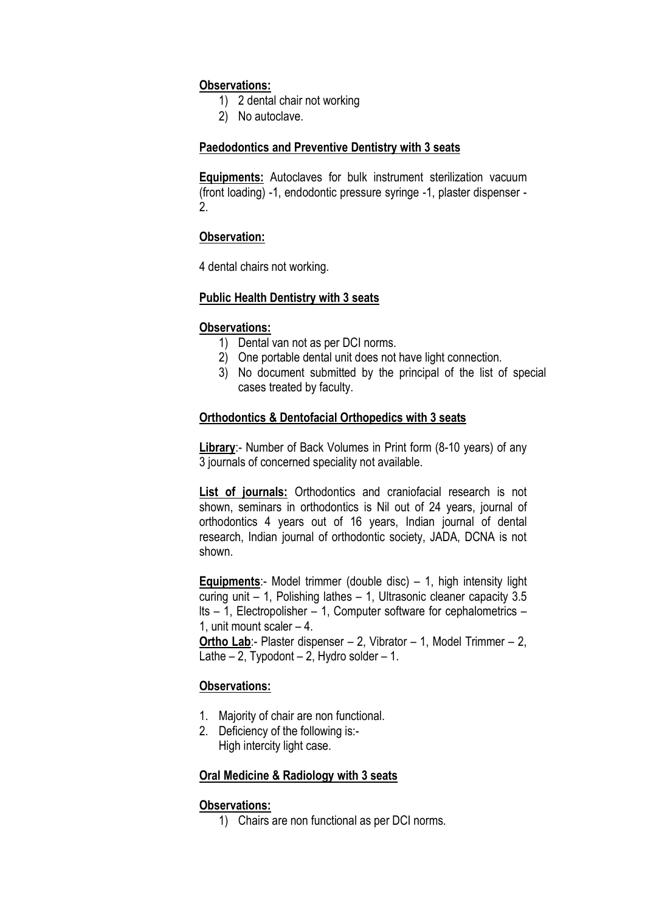**Observations:**

1) 2 dental chair not working
2) No autoclave.

**Paedodontics and Preventive Dentistry with 3 seats**

**Equipments:** Autoclaves for bulk instrument sterilization vacuum (front loading) -1, endodontic pressure syringe -1, plaster dispenser - 2.

**Observation:**

4 dental chairs not working.

**Public Health Dentistry with 3 seats**

**Observations:**

1) Dental van not as per DCI norms.
2) One portable dental unit does not have light connection.
3) No document submitted by the principal of the list of special cases treated by faculty.

**Orthodontics & Dentofacial Orthopedics with 3 seats**

**Library**:- Number of Back Volumes in Print form (8-10 years) of any 3 journals of concerned speciality not available.

**List of journals:** Orthodontics and craniofacial research is not shown, seminars in orthodontics is Nil out of 24 years, journal of orthodontics 4 years out of 16 years, Indian journal of dental research, Indian journal of orthodontic society, JADA, DCNA is not shown.

**Equipments**:- Model trimmer (double disc) – 1, high intensity light curing unit – 1, Polishing lathes – 1, Ultrasonic cleaner capacity 3.5 lts – 1, Electropolisher – 1, Computer software for cephalometrics – 1, unit mount scaler – 4.

**Ortho Lab**:- Plaster dispenser – 2, Vibrator – 1, Model Trimmer – 2, Lathe – 2, Typodont – 2, Hydro solder – 1.

**Observations:**

1. Majority of chair are non functional.
2. Deficiency of the following is:-
   High intercity light case.

**Oral Medicine & Radiology with 3 seats**

**Observations:**

1) Chairs are non functional as per DCI norms.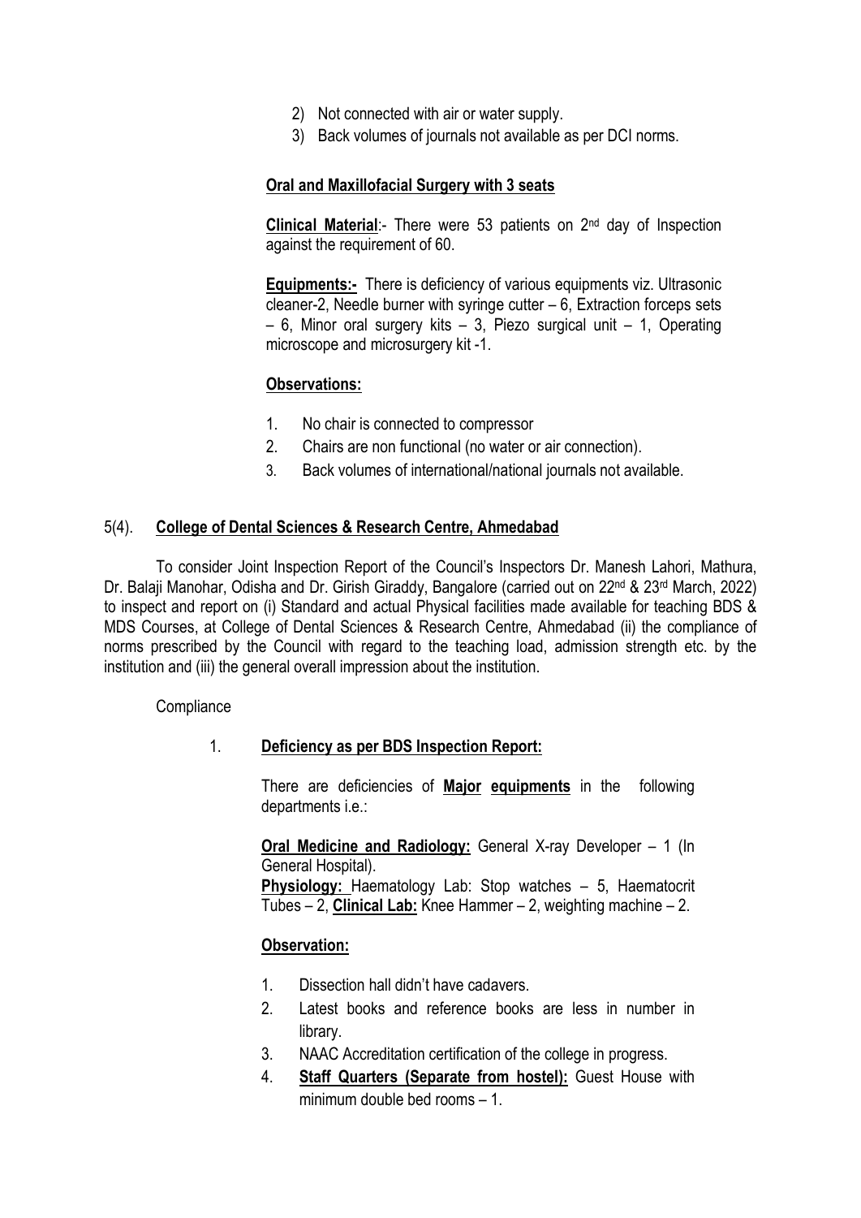2) Not connected with air or water supply.
3) Back volumes of journals not available as per DCI norms.

**Oral and Maxillofacial Surgery with 3 seats**

**Clinical Material**:- There were 53 patients on 2nd day of Inspection against the requirement of 60.

**Equipments:-** There is deficiency of various equipments viz. Ultrasonic cleaner-2, Needle burner with syringe cutter – 6, Extraction forceps sets – 6, Minor oral surgery kits – 3, Piezo surgical unit – 1, Operating microscope and microsurgery kit -1.

**Observations:**

1. No chair is connected to compressor
2. Chairs are non functional (no water or air connection).
3. Back volumes of international/national journals not available.

5(4). **College of Dental Sciences & Research Centre, Ahmedabad**

To consider Joint Inspection Report of the Council's Inspectors Dr. Manesh Lahori, Mathura, Dr. Balaji Manohar, Odisha and Dr. Girish Giraddy, Bangalore (carried out on 22nd & 23rd March, 2022) to inspect and report on (i) Standard and actual Physical facilities made available for teaching BDS & MDS Courses, at College of Dental Sciences & Research Centre, Ahmedabad (ii) the compliance of norms prescribed by the Council with regard to the teaching load, admission strength etc. by the institution and (iii) the general overall impression about the institution.

Compliance

1. **Deficiency as per BDS Inspection Report:**

   There are deficiencies of **Major equipments** in the following departments i.e.:

   **Oral Medicine and Radiology:** General X-ray Developer – 1 (In General Hospital).
   **Physiology:** Haematology Lab: Stop watches – 5, Haematocrit Tubes – 2, **Clinical Lab:** Knee Hammer – 2, weighting machine – 2.

   **Observation:**

   1. Dissection hall didn't have cadavers.
   2. Latest books and reference books are less in number in library.
   3. NAAC Accreditation certification of the college in progress.
   4. **Staff Quarters (Separate from hostel):** Guest House with minimum double bed rooms – 1.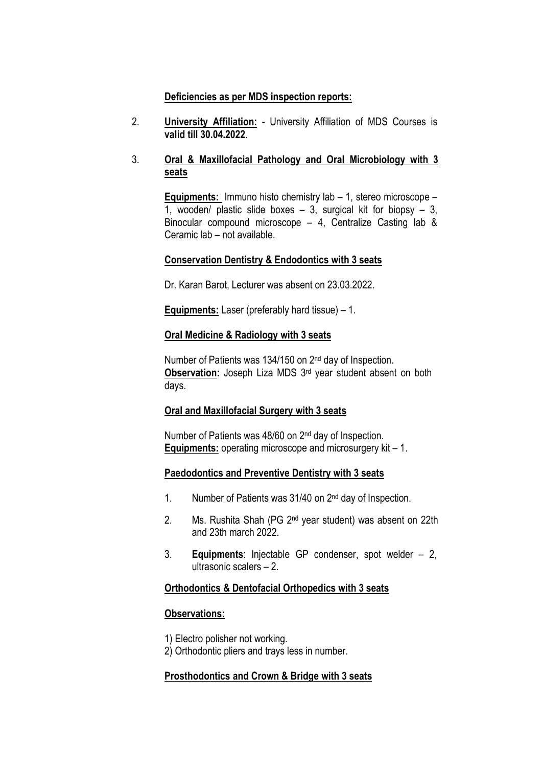**Deficiencies as per MDS inspection reports:**

2. **University Affiliation:** - University Affiliation of MDS Courses is **valid till 30.04.2022**.

3. **Oral & Maxillofacial Pathology and Oral Microbiology with 3 seats**

   **Equipments:** Immuno histo chemistry lab – 1, stereo microscope – 1, wooden/ plastic slide boxes – 3, surgical kit for biopsy – 3, Binocular compound microscope – 4, Centralize Casting lab & Ceramic lab – not available.

   **Conservation Dentistry & Endodontics with 3 seats**

   Dr. Karan Barot, Lecturer was absent on 23.03.2022.

   **Equipments:** Laser (preferably hard tissue) – 1.

   **Oral Medicine & Radiology with 3 seats**

   Number of Patients was 134/150 on 2nd day of Inspection.
   **Observation:** Joseph Liza MDS 3rd year student absent on both days.

   **Oral and Maxillofacial Surgery with 3 seats**

   Number of Patients was 48/60 on 2nd day of Inspection.
   **Equipments:** operating microscope and microsurgery kit – 1.

   **Paedodontics and Preventive Dentistry with 3 seats**

   1. Number of Patients was 31/40 on 2nd day of Inspection.
   2. Ms. Rushita Shah (PG 2nd year student) was absent on 22th and 23th march 2022.
   3. **Equipments**: Injectable GP condenser, spot welder – 2, ultrasonic scalers – 2.

   **Orthodontics & Dentofacial Orthopedics with 3 seats**

   **Observations:**

   1) Electro polisher not working.
   2) Orthodontic pliers and trays less in number.

   **Prosthodontics and Crown & Bridge with 3 seats**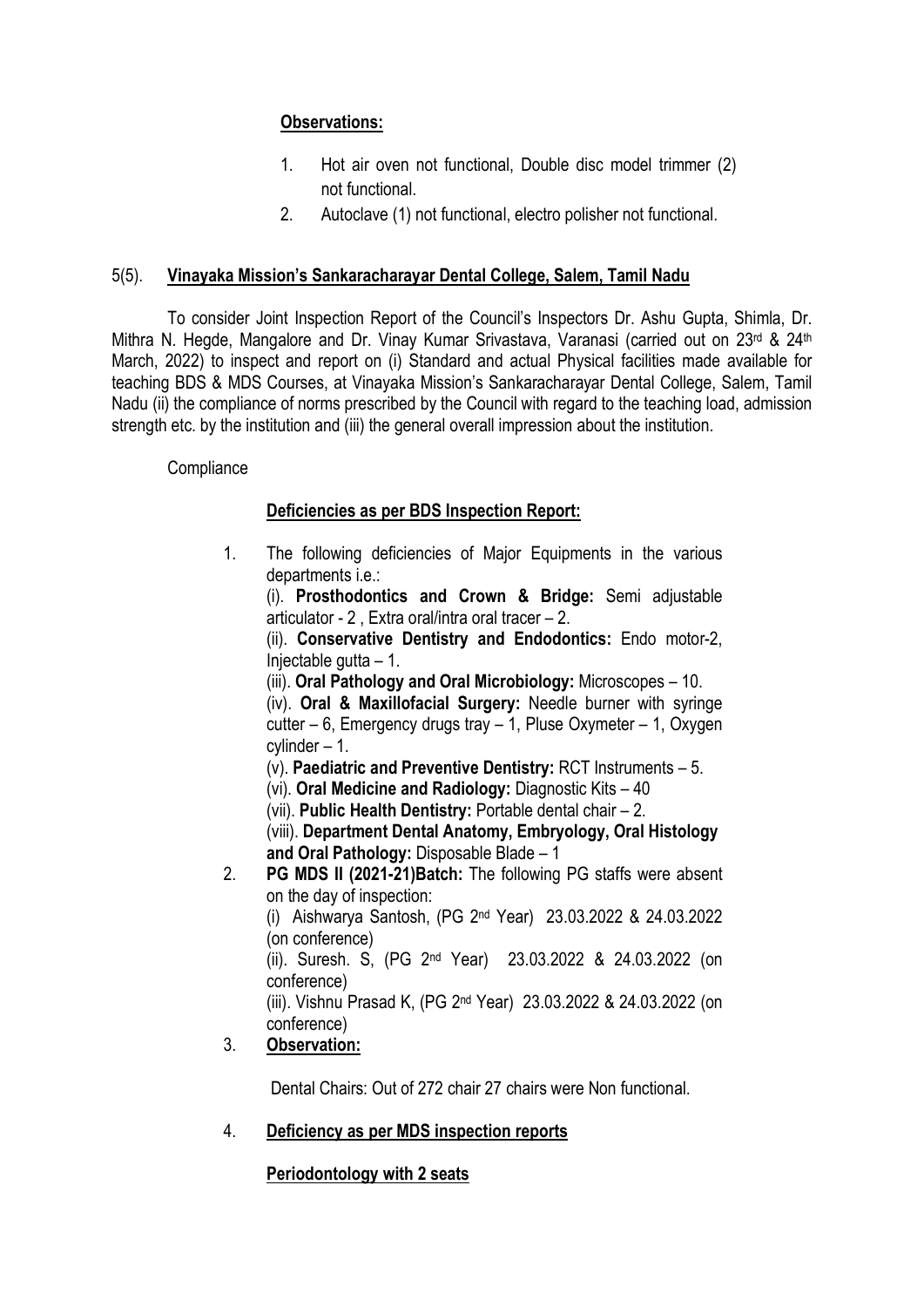**Observations:**

1. Hot air oven not functional, Double disc model trimmer (2) not functional.
2. Autoclave (1) not functional, electro polisher not functional.

5(5). **Vinayaka Mission's Sankaracharayar Dental College, Salem, Tamil Nadu**

To consider Joint Inspection Report of the Council's Inspectors Dr. Ashu Gupta, Shimla, Dr. Mithra N. Hegde, Mangalore and Dr. Vinay Kumar Srivastava, Varanasi (carried out on 23rd & 24th March, 2022) to inspect and report on (i) Standard and actual Physical facilities made available for teaching BDS & MDS Courses, at Vinayaka Mission's Sankaracharayar Dental College, Salem, Tamil Nadu (ii) the compliance of norms prescribed by the Council with regard to the teaching load, admission strength etc. by the institution and (iii) the general overall impression about the institution.

Compliance

**Deficiencies as per BDS Inspection Report:**

1. The following deficiencies of Major Equipments in the various departments i.e.:
   (i). **Prosthodontics and Crown & Bridge:** Semi adjustable articulator - 2 , Extra oral/intra oral tracer – 2.
   (ii). **Conservative Dentistry and Endodontics:** Endo motor-2, Injectable gutta – 1.
   (iii). **Oral Pathology and Oral Microbiology:** Microscopes – 10.
   (iv). **Oral & Maxillofacial Surgery:** Needle burner with syringe cutter – 6, Emergency drugs tray – 1, Pluse Oxymeter – 1, Oxygen cylinder – 1.
   (v). **Paediatric and Preventive Dentistry:** RCT Instruments – 5.
   (vi). **Oral Medicine and Radiology:** Diagnostic Kits – 40
   (vii). **Public Health Dentistry:** Portable dental chair – 2.
   (viii). **Department Dental Anatomy, Embryology, Oral Histology and Oral Pathology:** Disposable Blade – 1
2. **PG MDS II (2021-21)Batch:** The following PG staffs were absent on the day of inspection:
   (i) Aishwarya Santosh, (PG 2nd Year) 23.03.2022 & 24.03.2022 (on conference)
   (ii). Suresh. S, (PG 2nd Year) 23.03.2022 & 24.03.2022 (on conference)
   (iii). Vishnu Prasad K, (PG 2nd Year) 23.03.2022 & 24.03.2022 (on conference)
3. **Observation:**

   Dental Chairs: Out of 272 chair 27 chairs were Non functional.

4. **Deficiency as per MDS inspection reports**

   **Periodontology with 2 seats**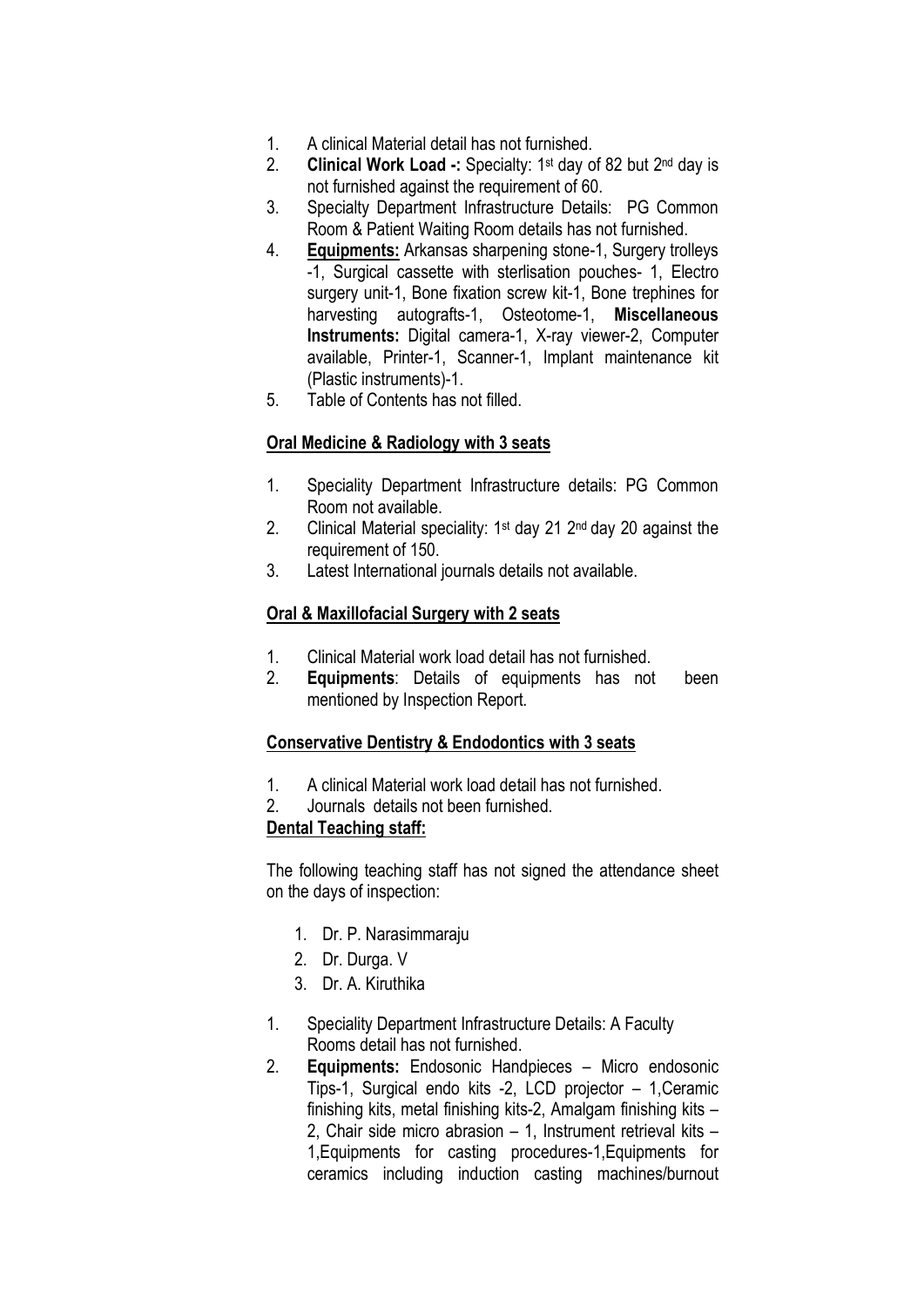1. A clinical Material detail has not furnished.
2. **Clinical Work Load -:** Specialty: 1st day of 82 but 2nd day is not furnished against the requirement of 60.
3. Specialty Department Infrastructure Details: PG Common Room & Patient Waiting Room details has not furnished.
4. **Equipments:** Arkansas sharpening stone-1, Surgery trolleys -1, Surgical cassette with sterlisation pouches- 1, Electro surgery unit-1, Bone fixation screw kit-1, Bone trephines for harvesting autografts-1, Osteotome-1, **Miscellaneous Instruments:** Digital camera-1, X-ray viewer-2, Computer available, Printer-1, Scanner-1, Implant maintenance kit (Plastic instruments)-1.
5. Table of Contents has not filled.

**Oral Medicine & Radiology with 3 seats**

1. Speciality Department Infrastructure details: PG Common Room not available.
2. Clinical Material speciality: 1st day 21 2nd day 20 against the requirement of 150.
3. Latest International journals details not available.

**Oral & Maxillofacial Surgery with 2 seats**

1. Clinical Material work load detail has not furnished.
2. **Equipments**: Details of equipments has not been mentioned by Inspection Report.

**Conservative Dentistry & Endodontics with 3 seats**

1. A clinical Material work load detail has not furnished.
2. Journals details not been furnished.

**Dental Teaching staff:**

The following teaching staff has not signed the attendance sheet on the days of inspection:

1. Dr. P. Narasimmaraju
2. Dr. Durga. V
3. Dr. A. Kiruthika

1. Speciality Department Infrastructure Details: A Faculty Rooms detail has not furnished.
2. **Equipments:** Endosonic Handpieces – Micro endosonic Tips-1, Surgical endo kits -2, LCD projector – 1,Ceramic finishing kits, metal finishing kits-2, Amalgam finishing kits – 2, Chair side micro abrasion – 1, Instrument retrieval kits – 1,Equipments for casting procedures-1,Equipments for ceramics including induction casting machines/burnout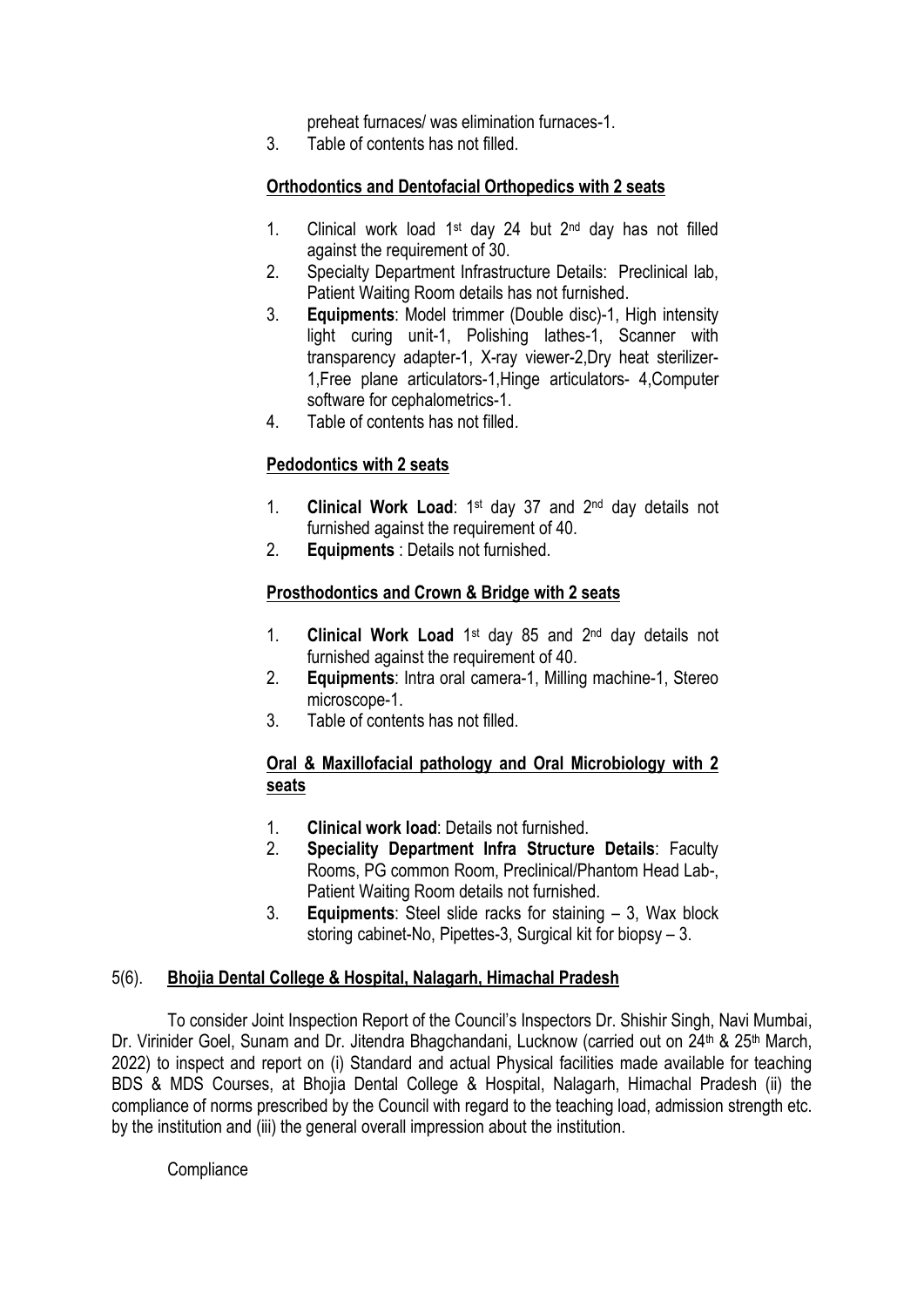preheat furnaces/ was elimination furnaces-1.

3. Table of contents has not filled.

**Orthodontics and Dentofacial Orthopedics with 2 seats**

1. Clinical work load 1st day 24 but 2nd day has not filled against the requirement of 30.
2. Specialty Department Infrastructure Details: Preclinical lab, Patient Waiting Room details has not furnished.
3. **Equipments**: Model trimmer (Double disc)-1, High intensity light curing unit-1, Polishing lathes-1, Scanner with transparency adapter-1, X-ray viewer-2,Dry heat sterilizer-1,Free plane articulators-1,Hinge articulators- 4,Computer software for cephalometrics-1.
4. Table of contents has not filled.

**Pedodontics with 2 seats**

1. **Clinical Work Load**: 1st day 37 and 2nd day details not furnished against the requirement of 40.
2. **Equipments** : Details not furnished.

**Prosthodontics and Crown & Bridge with 2 seats**

1. **Clinical Work Load** 1st day 85 and 2nd day details not furnished against the requirement of 40.
2. **Equipments**: Intra oral camera-1, Milling machine-1, Stereo microscope-1.
3. Table of contents has not filled.

**Oral & Maxillofacial pathology and Oral Microbiology with 2 seats**

1. **Clinical work load**: Details not furnished.
2. **Speciality Department Infra Structure Details**: Faculty Rooms, PG common Room, Preclinical/Phantom Head Lab-, Patient Waiting Room details not furnished.
3. **Equipments**: Steel slide racks for staining – 3, Wax block storing cabinet-No, Pipettes-3, Surgical kit for biopsy – 3.

5(6). **Bhojia Dental College & Hospital, Nalagarh, Himachal Pradesh**

To consider Joint Inspection Report of the Council's Inspectors Dr. Shishir Singh, Navi Mumbai, Dr. Virinider Goel, Sunam and Dr. Jitendra Bhagchandani, Lucknow (carried out on 24th & 25th March, 2022) to inspect and report on (i) Standard and actual Physical facilities made available for teaching BDS & MDS Courses, at Bhojia Dental College & Hospital, Nalagarh, Himachal Pradesh (ii) the compliance of norms prescribed by the Council with regard to the teaching load, admission strength etc. by the institution and (iii) the general overall impression about the institution.

Compliance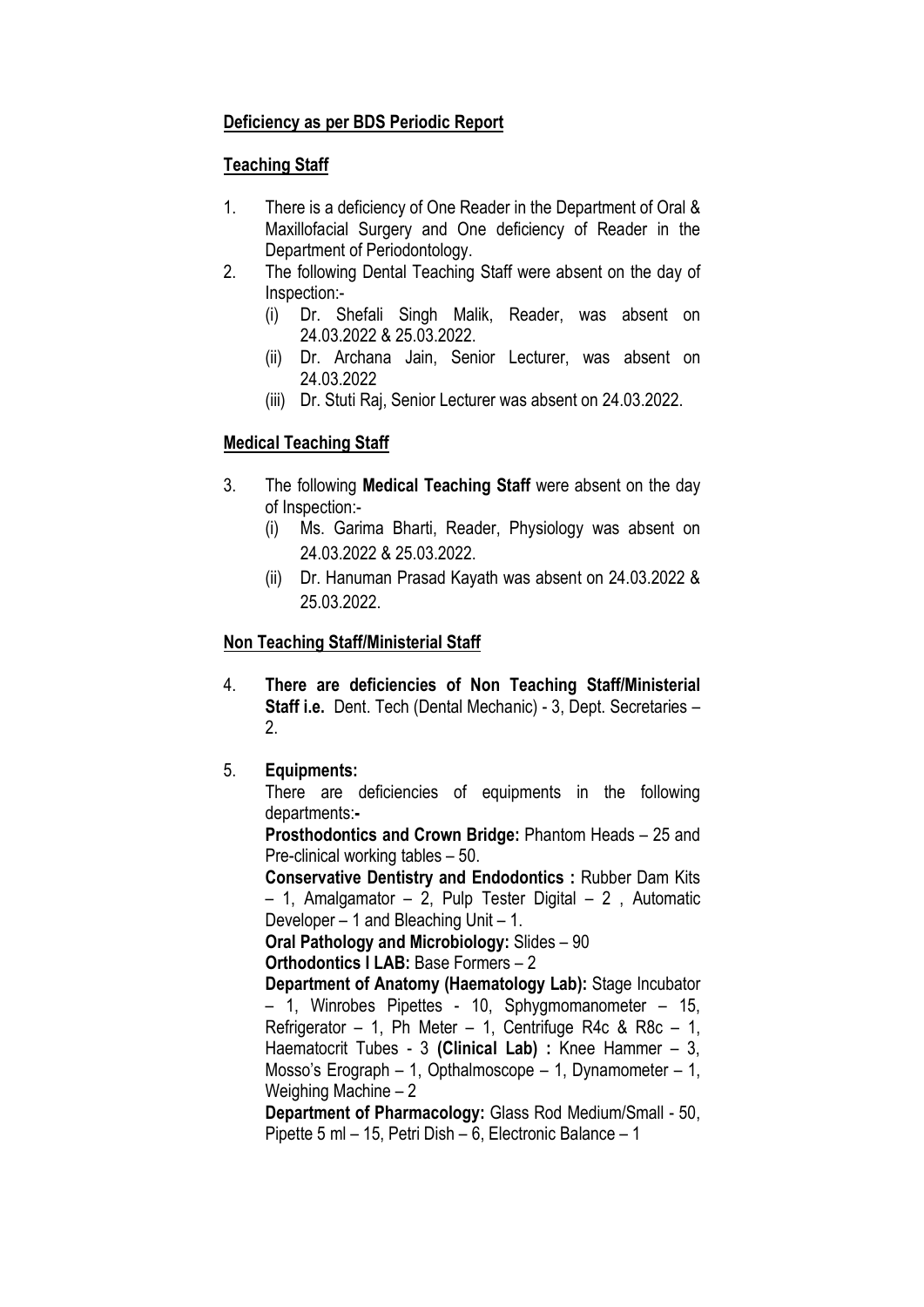**Deficiency as per BDS Periodic Report**

**Teaching Staff**

1. There is a deficiency of One Reader in the Department of Oral & Maxillofacial Surgery and One deficiency of Reader in the Department of Periodontology.
2. The following Dental Teaching Staff were absent on the day of Inspection:-
   - (i) Dr. Shefali Singh Malik, Reader, was absent on 24.03.2022 & 25.03.2022.
   - (ii) Dr. Archana Jain, Senior Lecturer, was absent on 24.03.2022
   - (iii) Dr. Stuti Raj, Senior Lecturer was absent on 24.03.2022.

**Medical Teaching Staff**

3. The following **Medical Teaching Staff** were absent on the day of Inspection:-
   - (i) Ms. Garima Bharti, Reader, Physiology was absent on 24.03.2022 & 25.03.2022.
   - (ii) Dr. Hanuman Prasad Kayath was absent on 24.03.2022 & 25.03.2022.

**Non Teaching Staff/Ministerial Staff**

4. **There are deficiencies of Non Teaching Staff/Ministerial Staff i.e.** Dent. Tech (Dental Mechanic) - 3, Dept. Secretaries – 2.

5. **Equipments:**

   There are deficiencies of equipments in the following departments:**-**

   **Prosthodontics and Crown Bridge:** Phantom Heads – 25 and Pre-clinical working tables – 50.

   **Conservative Dentistry and Endodontics :** Rubber Dam Kits – 1, Amalgamator – 2, Pulp Tester Digital – 2 , Automatic Developer – 1 and Bleaching Unit – 1.

   **Oral Pathology and Microbiology:** Slides – 90

   **Orthodontics I LAB:** Base Formers – 2

   **Department of Anatomy (Haematology Lab):** Stage Incubator – 1, Winrobes Pipettes - 10, Sphygmomanometer – 15, Refrigerator – 1, Ph Meter – 1, Centrifuge R4c & R8c – 1, Haematocrit Tubes - 3 **(Clinical Lab) :** Knee Hammer – 3, Mosso's Erograph – 1, Opthalmoscope – 1, Dynamometer – 1, Weighing Machine – 2

   **Department of Pharmacology:** Glass Rod Medium/Small - 50, Pipette 5 ml – 15, Petri Dish – 6, Electronic Balance – 1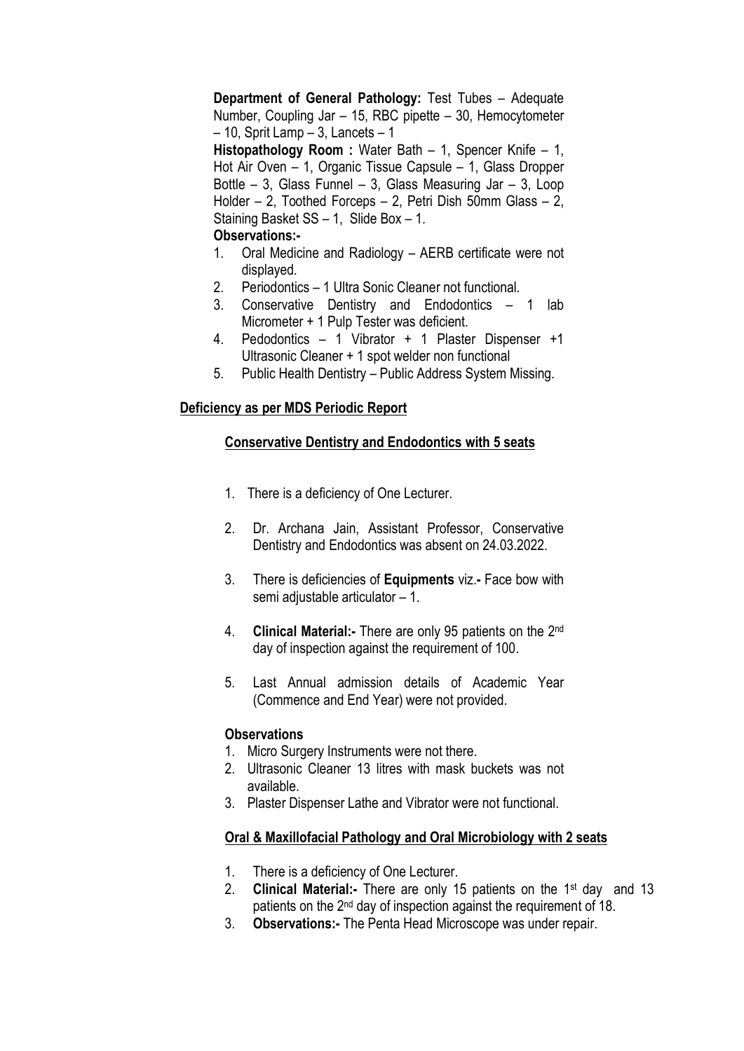**Department of General Pathology:** Test Tubes – Adequate Number, Coupling Jar – 15, RBC pipette – 30, Hemocytometer – 10, Sprit Lamp – 3, Lancets – 1

**Histopathology Room :** Water Bath – 1, Spencer Knife – 1, Hot Air Oven – 1, Organic Tissue Capsule – 1, Glass Dropper Bottle – 3, Glass Funnel – 3, Glass Measuring Jar – 3, Loop Holder – 2, Toothed Forceps – 2, Petri Dish 50mm Glass – 2, Staining Basket SS – 1, Slide Box – 1.

**Observations:-**

1. Oral Medicine and Radiology – AERB certificate were not displayed.
2. Periodontics – 1 Ultra Sonic Cleaner not functional.
3. Conservative Dentistry and Endodontics – 1 lab Micrometer + 1 Pulp Tester was deficient.
4. Pedodontics – 1 Vibrator + 1 Plaster Dispenser +1 Ultrasonic Cleaner + 1 spot welder non functional
5. Public Health Dentistry – Public Address System Missing.

## Deficiency as per MDS Periodic Report

### Conservative Dentistry and Endodontics with 5 seats

1. There is a deficiency of One Lecturer.
2. Dr. Archana Jain, Assistant Professor, Conservative Dentistry and Endodontics was absent on 24.03.2022.
3. There is deficiencies of **Equipments** viz.**-** Face bow with semi adjustable articulator – 1.
4. **Clinical Material:-** There are only 95 patients on the 2nd day of inspection against the requirement of 100.
5. Last Annual admission details of Academic Year (Commence and End Year) were not provided.

**Observations**

1. Micro Surgery Instruments were not there.
2. Ultrasonic Cleaner 13 litres with mask buckets was not available.
3. Plaster Dispenser Lathe and Vibrator were not functional.

### Oral & Maxillofacial Pathology and Oral Microbiology with 2 seats

1. There is a deficiency of One Lecturer.
2. **Clinical Material:-** There are only 15 patients on the 1st day and 13 patients on the 2nd day of inspection against the requirement of 18.
3. **Observations:-** The Penta Head Microscope was under repair.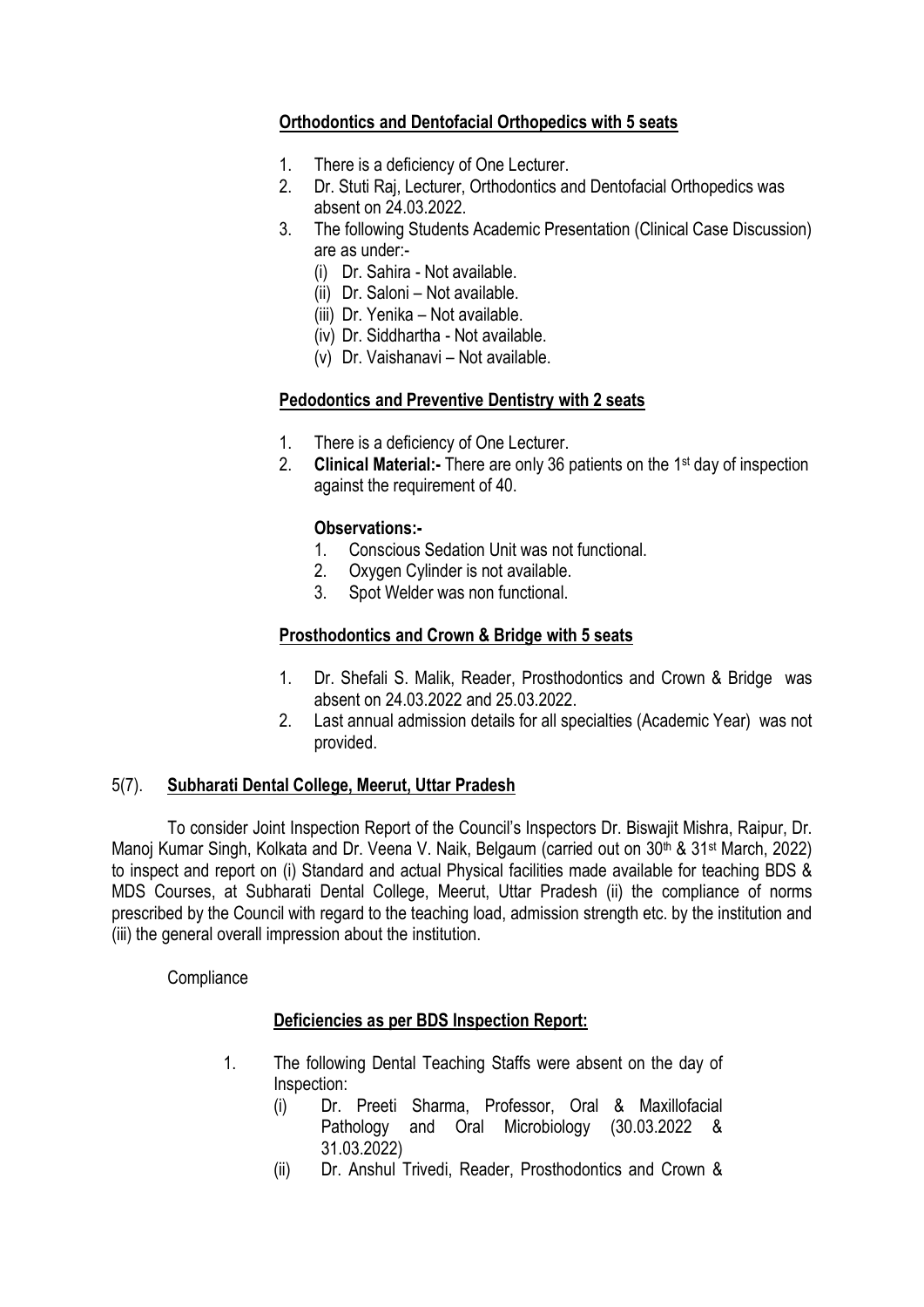**Orthodontics and Dentofacial Orthopedics with 5 seats**

1. There is a deficiency of One Lecturer.
2. Dr. Stuti Raj, Lecturer, Orthodontics and Dentofacial Orthopedics was absent on 24.03.2022.
3. The following Students Academic Presentation (Clinical Case Discussion) are as under:-
   - (i) Dr. Sahira - Not available.
   - (ii) Dr. Saloni – Not available.
   - (iii) Dr. Yenika – Not available.
   - (iv) Dr. Siddhartha - Not available.
   - (v) Dr. Vaishanavi – Not available.

**Pedodontics and Preventive Dentistry with 2 seats**

1. There is a deficiency of One Lecturer.
2. **Clinical Material:-** There are only 36 patients on the 1st day of inspection against the requirement of 40.

   **Observations:-**
   1. Conscious Sedation Unit was not functional.
   2. Oxygen Cylinder is not available.
   3. Spot Welder was non functional.

**Prosthodontics and Crown & Bridge with 5 seats**

1. Dr. Shefali S. Malik, Reader, Prosthodontics and Crown & Bridge was absent on 24.03.2022 and 25.03.2022.
2. Last annual admission details for all specialties (Academic Year) was not provided.

5(7). **Subharati Dental College, Meerut, Uttar Pradesh**

To consider Joint Inspection Report of the Council's Inspectors Dr. Biswajit Mishra, Raipur, Dr. Manoj Kumar Singh, Kolkata and Dr. Veena V. Naik, Belgaum (carried out on 30th & 31st March, 2022) to inspect and report on (i) Standard and actual Physical facilities made available for teaching BDS & MDS Courses, at Subharati Dental College, Meerut, Uttar Pradesh (ii) the compliance of norms prescribed by the Council with regard to the teaching load, admission strength etc. by the institution and (iii) the general overall impression about the institution.

Compliance

**Deficiencies as per BDS Inspection Report:**

1. The following Dental Teaching Staffs were absent on the day of Inspection:
   - (i) Dr. Preeti Sharma, Professor, Oral & Maxillofacial Pathology and Oral Microbiology (30.03.2022 & 31.03.2022)
   - (ii) Dr. Anshul Trivedi, Reader, Prosthodontics and Crown &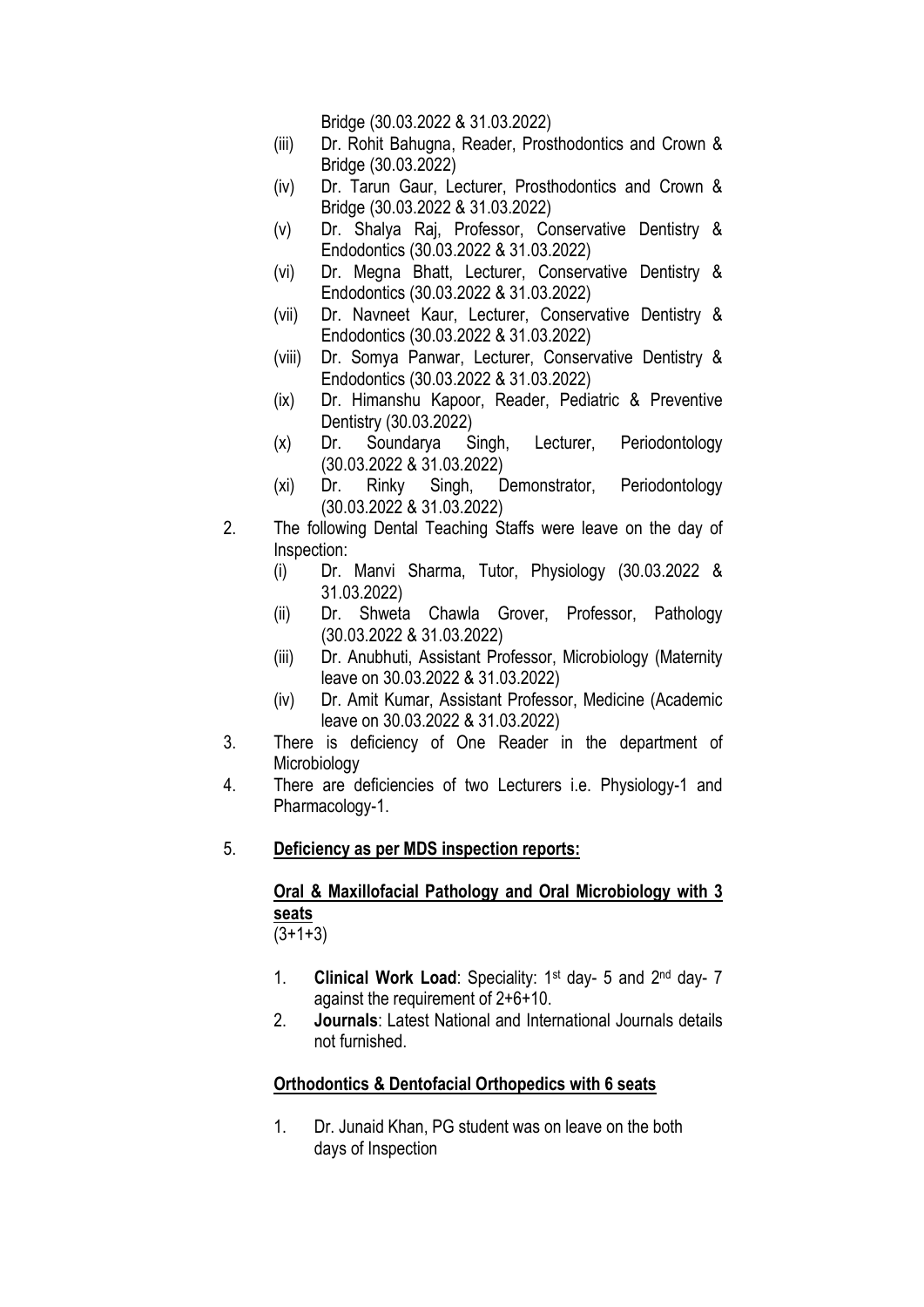Bridge (30.03.2022 & 31.03.2022)

(iii) Dr. Rohit Bahugna, Reader, Prosthodontics and Crown & Bridge (30.03.2022)

(iv) Dr. Tarun Gaur, Lecturer, Prosthodontics and Crown & Bridge (30.03.2022 & 31.03.2022)

(v) Dr. Shalya Raj, Professor, Conservative Dentistry & Endodontics (30.03.2022 & 31.03.2022)

(vi) Dr. Megna Bhatt, Lecturer, Conservative Dentistry & Endodontics (30.03.2022 & 31.03.2022)

(vii) Dr. Navneet Kaur, Lecturer, Conservative Dentistry & Endodontics (30.03.2022 & 31.03.2022)

(viii) Dr. Somya Panwar, Lecturer, Conservative Dentistry & Endodontics (30.03.2022 & 31.03.2022)

(ix) Dr. Himanshu Kapoor, Reader, Pediatric & Preventive Dentistry (30.03.2022)

(x) Dr. Soundarya Singh, Lecturer, Periodontology (30.03.2022 & 31.03.2022)

(xi) Dr. Rinky Singh, Demonstrator, Periodontology (30.03.2022 & 31.03.2022)

2. The following Dental Teaching Staffs were leave on the day of Inspection:

   (i) Dr. Manvi Sharma, Tutor, Physiology (30.03.2022 & 31.03.2022)

   (ii) Dr. Shweta Chawla Grover, Professor, Pathology (30.03.2022 & 31.03.2022)

   (iii) Dr. Anubhuti, Assistant Professor, Microbiology (Maternity leave on 30.03.2022 & 31.03.2022)

   (iv) Dr. Amit Kumar, Assistant Professor, Medicine (Academic leave on 30.03.2022 & 31.03.2022)

3. There is deficiency of One Reader in the department of Microbiology

4. There are deficiencies of two Lecturers i.e. Physiology-1 and Pharmacology-1.

5. **Deficiency as per MDS inspection reports:**

   **Oral & Maxillofacial Pathology and Oral Microbiology with 3 seats**
   (3+1+3)

   1. **Clinical Work Load**: Speciality: 1st day- 5 and 2nd day- 7 against the requirement of 2+6+10.
   2. **Journals**: Latest National and International Journals details not furnished.

   **Orthodontics & Dentofacial Orthopedics with 6 seats**

   1. Dr. Junaid Khan, PG student was on leave on the both days of Inspection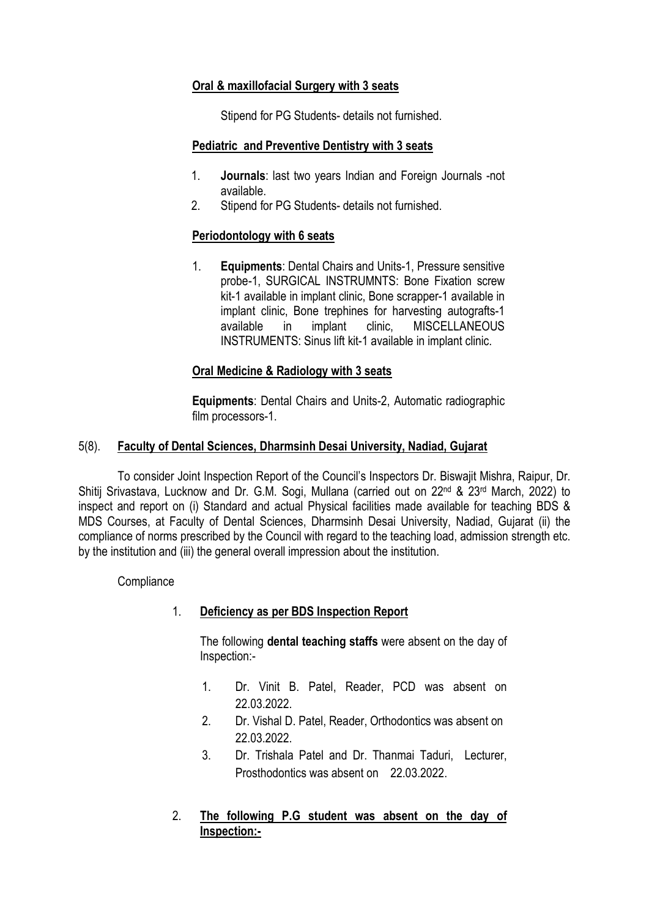**Oral & maxillofacial Surgery with 3 seats**

Stipend for PG Students- details not furnished.

**Pediatric and Preventive Dentistry with 3 seats**

1. **Journals**: last two years Indian and Foreign Journals -not available.
2. Stipend for PG Students- details not furnished.

**Periodontology with 6 seats**

1. **Equipments**: Dental Chairs and Units-1, Pressure sensitive probe-1, SURGICAL INSTRUMNTS: Bone Fixation screw kit-1 available in implant clinic, Bone scrapper-1 available in implant clinic, Bone trephines for harvesting autografts-1 available in implant clinic, MISCELLANEOUS INSTRUMENTS: Sinus lift kit-1 available in implant clinic.

**Oral Medicine & Radiology with 3 seats**

**Equipments**: Dental Chairs and Units-2, Automatic radiographic film processors-1.

5(8). **Faculty of Dental Sciences, Dharmsinh Desai University, Nadiad, Gujarat**

To consider Joint Inspection Report of the Council's Inspectors Dr. Biswajit Mishra, Raipur, Dr. Shitij Srivastava, Lucknow and Dr. G.M. Sogi, Mullana (carried out on 22nd & 23rd March, 2022) to inspect and report on (i) Standard and actual Physical facilities made available for teaching BDS & MDS Courses, at Faculty of Dental Sciences, Dharmsinh Desai University, Nadiad, Gujarat (ii) the compliance of norms prescribed by the Council with regard to the teaching load, admission strength etc. by the institution and (iii) the general overall impression about the institution.

Compliance

1. **Deficiency as per BDS Inspection Report**

   The following **dental teaching staffs** were absent on the day of Inspection:-

   1. Dr. Vinit B. Patel, Reader, PCD was absent on 22.03.2022.
   2. Dr. Vishal D. Patel, Reader, Orthodontics was absent on 22.03.2022.
   3. Dr. Trishala Patel and Dr. Thanmai Taduri, Lecturer, Prosthodontics was absent on 22.03.2022.

2. **The following P.G student was absent on the day of Inspection:-**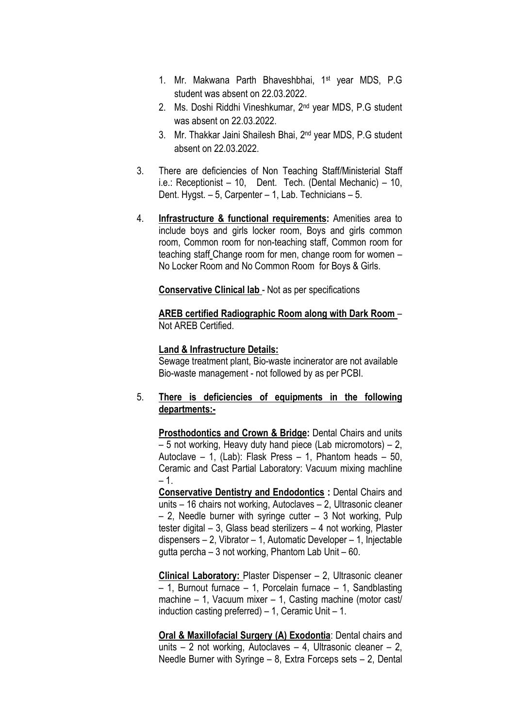1. Mr. Makwana Parth Bhaveshbhai, 1st year MDS, P.G student was absent on 22.03.2022.
2. Ms. Doshi Riddhi Vineshkumar, 2nd year MDS, P.G student was absent on 22.03.2022.
3. Mr. Thakkar Jaini Shailesh Bhai, 2nd year MDS, P.G student absent on 22.03.2022.

3. There are deficiencies of Non Teaching Staff/Ministerial Staff i.e.: Receptionist – 10, Dent. Tech. (Dental Mechanic) – 10, Dent. Hygst. – 5, Carpenter – 1, Lab. Technicians – 5.

4. **Infrastructure & functional requirements:** Amenities area to include boys and girls locker room, Boys and girls common room, Common room for non-teaching staff, Common room for teaching staff Change room for men, change room for women – No Locker Room and No Common Room for Boys & Girls.

   **Conservative Clinical lab** - Not as per specifications

   **AREB certified Radiographic Room along with Dark Room** – Not AREB Certified.

   **Land & Infrastructure Details:**
   Sewage treatment plant, Bio-waste incinerator are not available Bio-waste management - not followed by as per PCBI.

5. **There is deficiencies of equipments in the following departments:-**

   **Prosthodontics and Crown & Bridge:** Dental Chairs and units – 5 not working, Heavy duty hand piece (Lab micromotors) – 2, Autoclave – 1, (Lab): Flask Press – 1, Phantom heads – 50, Ceramic and Cast Partial Laboratory: Vacuum mixing machline – 1.
   **Conservative Dentistry and Endodontics :** Dental Chairs and units – 16 chairs not working, Autoclaves – 2, Ultrasonic cleaner – 2, Needle burner with syringe cutter – 3 Not working, Pulp tester digital – 3, Glass bead sterilizers – 4 not working, Plaster dispensers – 2, Vibrator – 1, Automatic Developer – 1, Injectable gutta percha – 3 not working, Phantom Lab Unit – 60.

   **Clinical Laboratory:** Plaster Dispenser – 2, Ultrasonic cleaner – 1, Burnout furnace – 1, Porcelain furnace – 1, Sandblasting machine – 1, Vacuum mixer – 1, Casting machine (motor cast/ induction casting preferred) – 1, Ceramic Unit – 1.

   **Oral & Maxillofacial Surgery (A) Exodontia**: Dental chairs and units – 2 not working, Autoclaves – 4, Ultrasonic cleaner – 2, Needle Burner with Syringe – 8, Extra Forceps sets – 2, Dental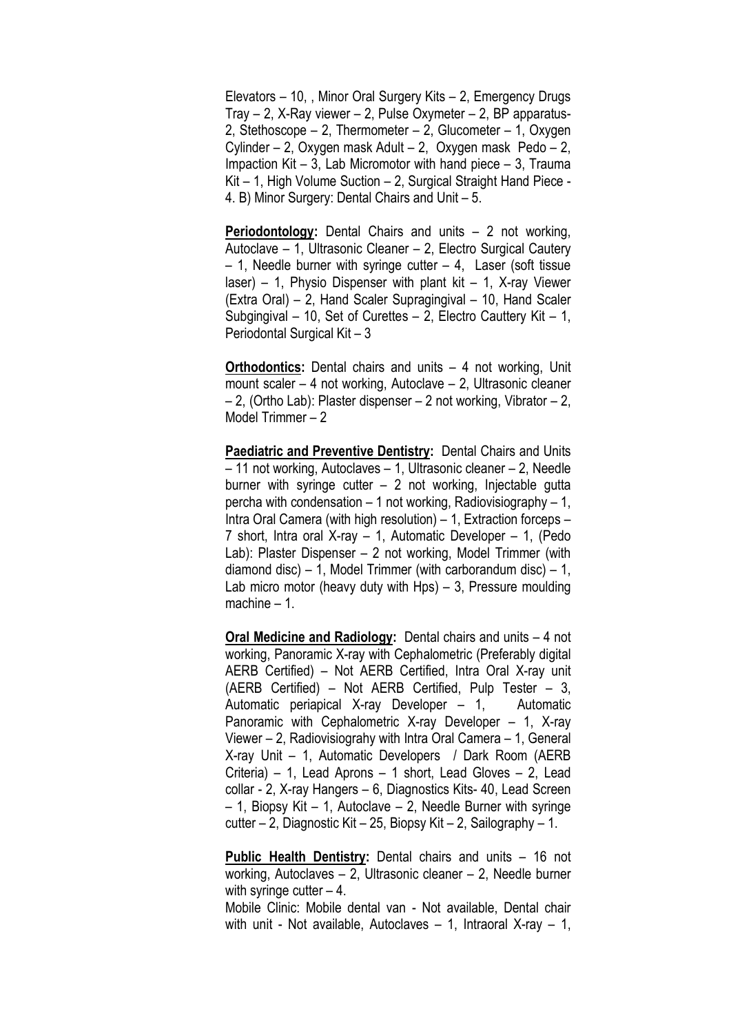Elevators – 10, , Minor Oral Surgery Kits – 2, Emergency Drugs Tray – 2, X-Ray viewer – 2, Pulse Oxymeter – 2, BP apparatus- 2, Stethoscope – 2, Thermometer – 2, Glucometer – 1, Oxygen Cylinder – 2, Oxygen mask Adult – 2, Oxygen mask Pedo – 2, Impaction Kit – 3, Lab Micromotor with hand piece – 3, Trauma Kit – 1, High Volume Suction – 2, Surgical Straight Hand Piece - 4. B) Minor Surgery: Dental Chairs and Unit – 5.

**Periodontology:** Dental Chairs and units – 2 not working, Autoclave – 1, Ultrasonic Cleaner – 2, Electro Surgical Cautery – 1, Needle burner with syringe cutter – 4, Laser (soft tissue laser) – 1, Physio Dispenser with plant kit – 1, X-ray Viewer (Extra Oral) – 2, Hand Scaler Supragingival – 10, Hand Scaler Subgingival – 10, Set of Curettes – 2, Electro Cauttery Kit – 1, Periodontal Surgical Kit – 3

**Orthodontics:** Dental chairs and units – 4 not working, Unit mount scaler – 4 not working, Autoclave – 2, Ultrasonic cleaner – 2, (Ortho Lab): Plaster dispenser – 2 not working, Vibrator – 2, Model Trimmer – 2

**Paediatric and Preventive Dentistry:** Dental Chairs and Units – 11 not working, Autoclaves – 1, Ultrasonic cleaner – 2, Needle burner with syringe cutter – 2 not working, Injectable gutta percha with condensation – 1 not working, Radiovisiography – 1, Intra Oral Camera (with high resolution) – 1, Extraction forceps – 7 short, Intra oral X-ray – 1, Automatic Developer – 1, (Pedo Lab): Plaster Dispenser – 2 not working, Model Trimmer (with diamond disc) – 1, Model Trimmer (with carborandum disc) – 1, Lab micro motor (heavy duty with Hps) – 3, Pressure moulding machine – 1.

**Oral Medicine and Radiology:** Dental chairs and units – 4 not working, Panoramic X-ray with Cephalometric (Preferably digital AERB Certified) – Not AERB Certified, Intra Oral X-ray unit (AERB Certified) – Not AERB Certified, Pulp Tester – 3, Automatic periapical X-ray Developer – 1, Automatic Panoramic with Cephalometric X-ray Developer – 1, X-ray Viewer – 2, Radiovisiograhy with Intra Oral Camera – 1, General X-ray Unit – 1, Automatic Developers / Dark Room (AERB Criteria) – 1, Lead Aprons – 1 short, Lead Gloves – 2, Lead collar - 2, X-ray Hangers – 6, Diagnostics Kits- 40, Lead Screen – 1, Biopsy Kit – 1, Autoclave – 2, Needle Burner with syringe cutter – 2, Diagnostic Kit – 25, Biopsy Kit – 2, Sailography – 1.

**Public Health Dentistry:** Dental chairs and units – 16 not working, Autoclaves – 2, Ultrasonic cleaner – 2, Needle burner with syringe cutter – 4.

Mobile Clinic: Mobile dental van - Not available, Dental chair with unit - Not available, Autoclaves – 1, Intraoral X-ray – 1,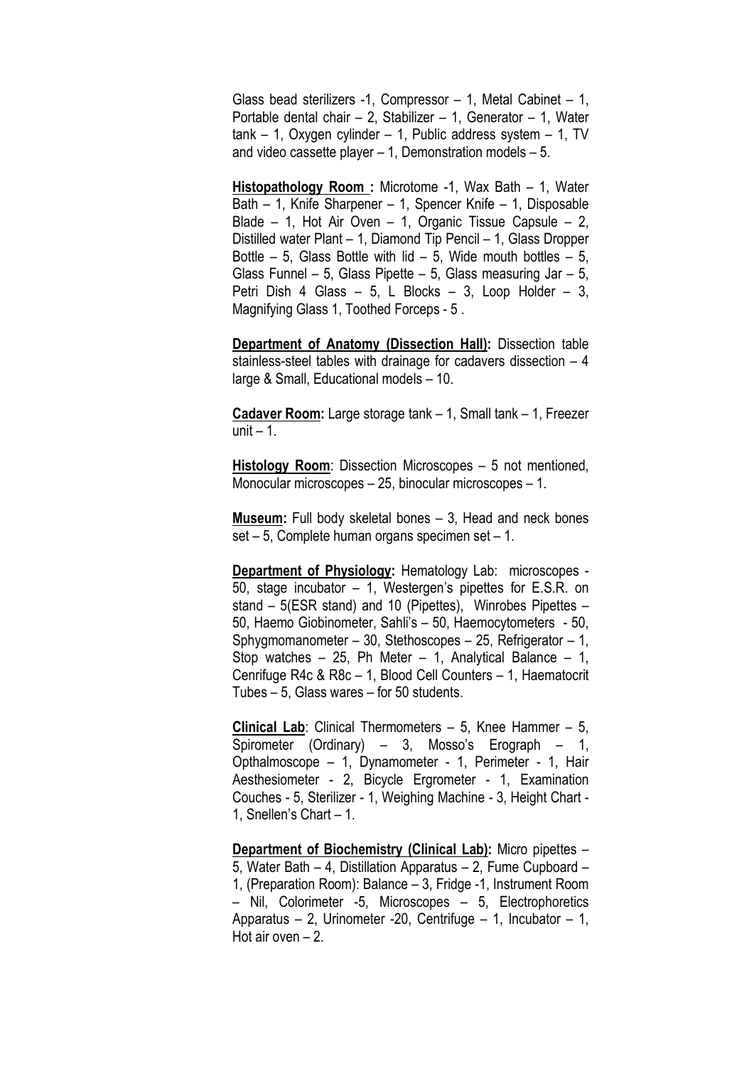Glass bead sterilizers -1, Compressor – 1, Metal Cabinet – 1, Portable dental chair – 2, Stabilizer – 1, Generator – 1, Water tank – 1, Oxygen cylinder – 1, Public address system – 1, TV and video cassette player – 1, Demonstration models – 5.

**Histopathology Room :** Microtome -1, Wax Bath – 1, Water Bath – 1, Knife Sharpener – 1, Spencer Knife – 1, Disposable Blade – 1, Hot Air Oven – 1, Organic Tissue Capsule – 2, Distilled water Plant – 1, Diamond Tip Pencil – 1, Glass Dropper Bottle – 5, Glass Bottle with lid – 5, Wide mouth bottles – 5, Glass Funnel – 5, Glass Pipette – 5, Glass measuring Jar – 5, Petri Dish 4 Glass – 5, L Blocks – 3, Loop Holder – 3, Magnifying Glass 1, Toothed Forceps - 5 .

**Department of Anatomy (Dissection Hall):** Dissection table stainless-steel tables with drainage for cadavers dissection – 4 large & Small, Educational models – 10.

**Cadaver Room:** Large storage tank – 1, Small tank – 1, Freezer unit – 1.

**Histology Room**: Dissection Microscopes – 5 not mentioned, Monocular microscopes – 25, binocular microscopes – 1.

**Museum:** Full body skeletal bones – 3, Head and neck bones set – 5, Complete human organs specimen set – 1.

**Department of Physiology:** Hematology Lab: microscopes - 50, stage incubator – 1, Westergen's pipettes for E.S.R. on stand – 5(ESR stand) and 10 (Pipettes), Winrobes Pipettes – 50, Haemo Giobinometer, Sahli's – 50, Haemocytometers - 50, Sphygmomanometer – 30, Stethoscopes – 25, Refrigerator – 1, Stop watches – 25, Ph Meter – 1, Analytical Balance – 1, Cenrifuge R4c & R8c – 1, Blood Cell Counters – 1, Haematocrit Tubes – 5, Glass wares – for 50 students.

**Clinical Lab**: Clinical Thermometers – 5, Knee Hammer – 5, Spirometer (Ordinary) – 3, Mosso's Erograph – 1, Opthalmoscope – 1, Dynamometer - 1, Perimeter - 1, Hair Aesthesiometer - 2, Bicycle Ergrometer - 1, Examination Couches - 5, Sterilizer - 1, Weighing Machine - 3, Height Chart - 1, Snellen's Chart – 1.

**Department of Biochemistry (Clinical Lab):** Micro pipettes – 5, Water Bath – 4, Distillation Apparatus – 2, Fume Cupboard – 1, (Preparation Room): Balance – 3, Fridge -1, Instrument Room – Nil, Colorimeter -5, Microscopes – 5, Electrophoretics Apparatus – 2, Urinometer -20, Centrifuge – 1, Incubator – 1, Hot air oven – 2.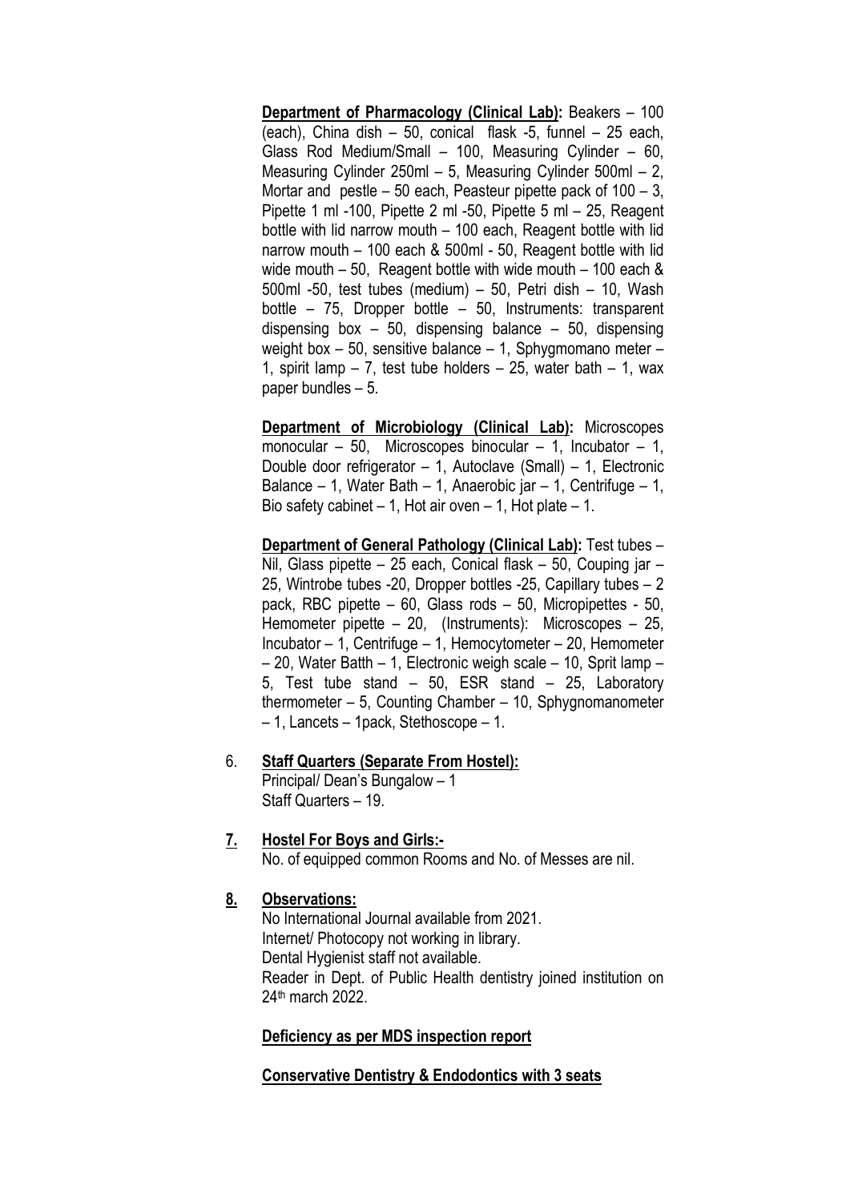**Department of Pharmacology (Clinical Lab):** Beakers – 100 (each), China dish – 50, conical flask -5, funnel – 25 each, Glass Rod Medium/Small – 100, Measuring Cylinder – 60, Measuring Cylinder 250ml – 5, Measuring Cylinder 500ml – 2, Mortar and pestle – 50 each, Peasteur pipette pack of 100 – 3, Pipette 1 ml -100, Pipette 2 ml -50, Pipette 5 ml – 25, Reagent bottle with lid narrow mouth – 100 each, Reagent bottle with lid narrow mouth – 100 each & 500ml - 50, Reagent bottle with lid wide mouth – 50, Reagent bottle with wide mouth – 100 each & 500ml -50, test tubes (medium) – 50, Petri dish – 10, Wash bottle – 75, Dropper bottle – 50, Instruments: transparent dispensing box – 50, dispensing balance – 50, dispensing weight box – 50, sensitive balance – 1, Sphygmomano meter – 1, spirit lamp – 7, test tube holders – 25, water bath – 1, wax paper bundles – 5.

**Department of Microbiology (Clinical Lab):** Microscopes monocular – 50, Microscopes binocular – 1, Incubator – 1, Double door refrigerator – 1, Autoclave (Small) – 1, Electronic Balance – 1, Water Bath – 1, Anaerobic jar – 1, Centrifuge – 1, Bio safety cabinet – 1, Hot air oven – 1, Hot plate – 1.

**Department of General Pathology (Clinical Lab):** Test tubes – Nil, Glass pipette – 25 each, Conical flask – 50, Couping jar – 25, Wintrobe tubes -20, Dropper bottles -25, Capillary tubes – 2 pack, RBC pipette – 60, Glass rods – 50, Micropipettes - 50, Hemometer pipette – 20, (Instruments): Microscopes – 25, Incubator – 1, Centrifuge – 1, Hemocytometer – 20, Hemometer – 20, Water Batth – 1, Electronic weigh scale – 10, Sprit lamp – 5, Test tube stand – 50, ESR stand – 25, Laboratory thermometer – 5, Counting Chamber – 10, Sphygnomanometer – 1, Lancets – 1pack, Stethoscope – 1.

6. **Staff Quarters (Separate From Hostel):**
   Principal/ Dean's Bungalow – 1
   Staff Quarters – 19.

**7. Hostel For Boys and Girls:-**
No. of equipped common Rooms and No. of Messes are nil.

**8. Observations:**
No International Journal available from 2021.
Internet/ Photocopy not working in library.
Dental Hygienist staff not available.
Reader in Dept. of Public Health dentistry joined institution on 24th march 2022.

**Deficiency as per MDS inspection report**

**Conservative Dentistry & Endodontics with 3 seats**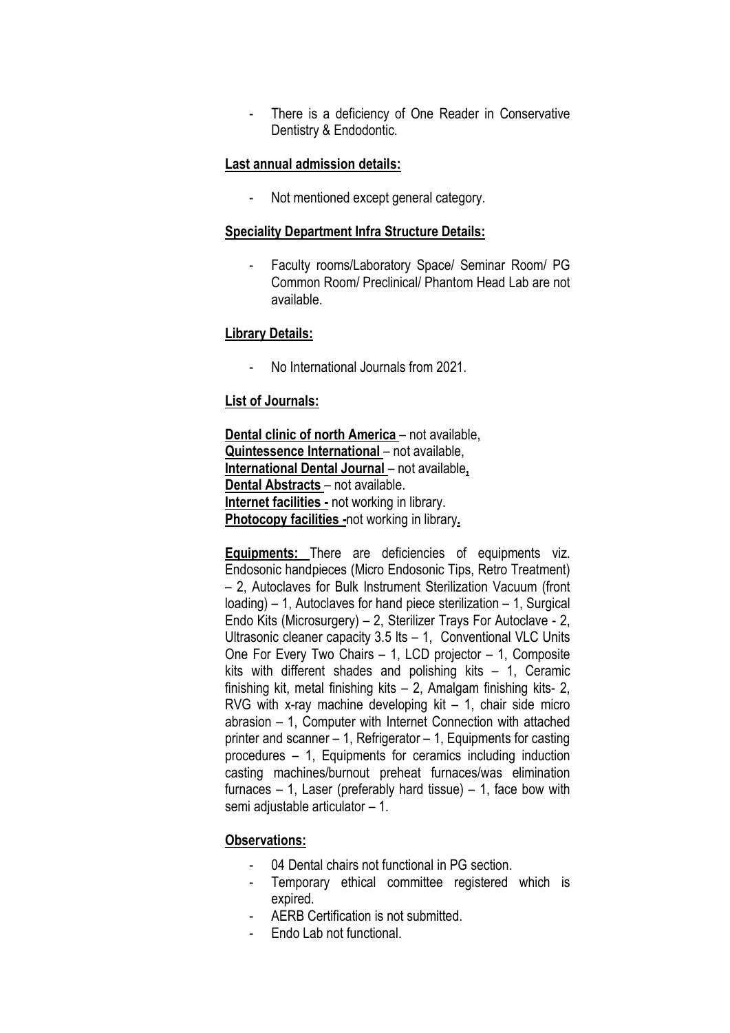- There is a deficiency of One Reader in Conservative Dentistry & Endodontic.

**Last annual admission details:**

- Not mentioned except general category.

**Speciality Department Infra Structure Details:**

- Faculty rooms/Laboratory Space/ Seminar Room/ PG Common Room/ Preclinical/ Phantom Head Lab are not available.

**Library Details:**

- No International Journals from 2021.

**List of Journals:**

**Dental clinic of north America** – not available,
**Quintessence International** – not available,
**International Dental Journal** – not available,
**Dental Abstracts** – not available.
**Internet facilities -** not working in library.
**Photocopy facilities -**not working in library.

**Equipments:** There are deficiencies of equipments viz. Endosonic handpieces (Micro Endosonic Tips, Retro Treatment) – 2, Autoclaves for Bulk Instrument Sterilization Vacuum (front loading) – 1, Autoclaves for hand piece sterilization – 1, Surgical Endo Kits (Microsurgery) – 2, Sterilizer Trays For Autoclave - 2, Ultrasonic cleaner capacity 3.5 lts – 1, Conventional VLC Units One For Every Two Chairs – 1, LCD projector – 1, Composite kits with different shades and polishing kits – 1, Ceramic finishing kit, metal finishing kits – 2, Amalgam finishing kits- 2, RVG with x-ray machine developing kit – 1, chair side micro abrasion – 1, Computer with Internet Connection with attached printer and scanner – 1, Refrigerator – 1, Equipments for casting procedures – 1, Equipments for ceramics including induction casting machines/burnout preheat furnaces/was elimination furnaces – 1, Laser (preferably hard tissue) – 1, face bow with semi adjustable articulator – 1.

**Observations:**

- 04 Dental chairs not functional in PG section.
- Temporary ethical committee registered which is expired.
- AERB Certification is not submitted.
- Endo Lab not functional.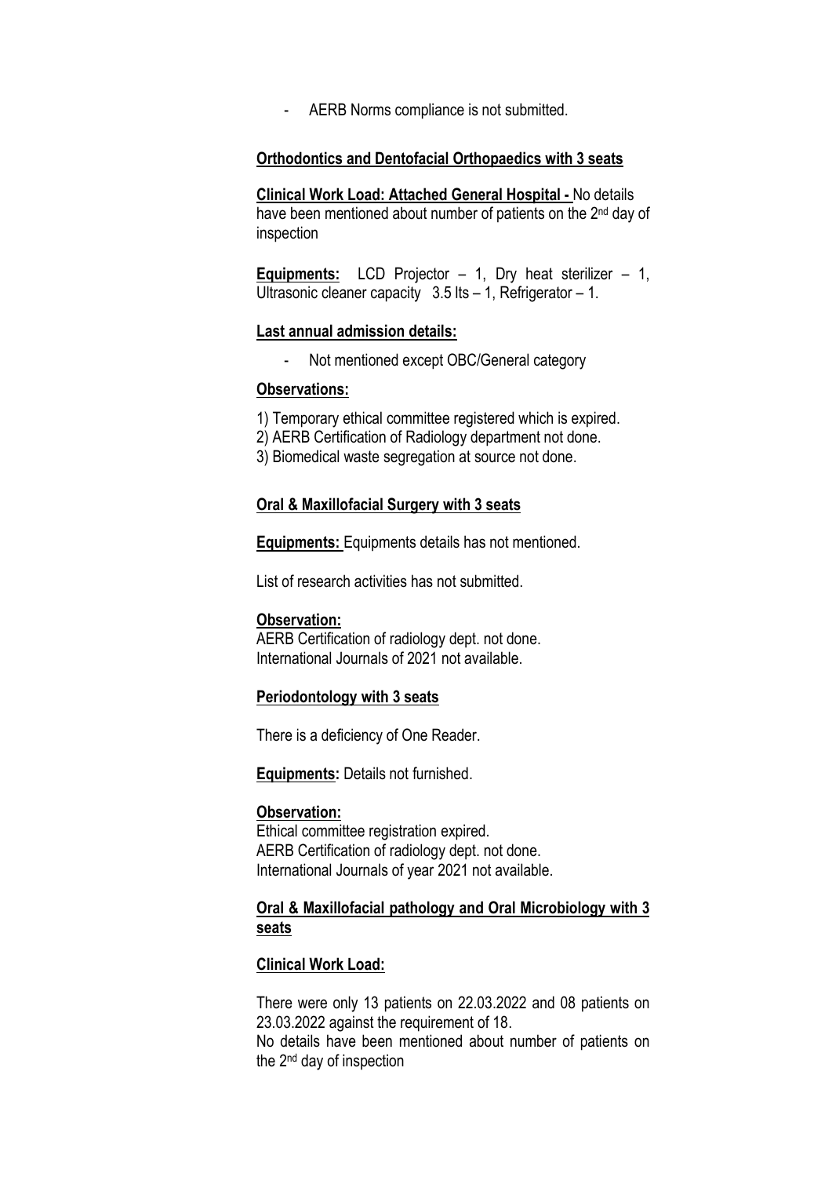- AERB Norms compliance is not submitted.

**Orthodontics and Dentofacial Orthopaedics with 3 seats**

**Clinical Work Load: Attached General Hospital -** No details have been mentioned about number of patients on the 2nd day of inspection

**Equipments:** LCD Projector – 1, Dry heat sterilizer – 1, Ultrasonic cleaner capacity 3.5 lts – 1, Refrigerator – 1.

**Last annual admission details:**

- Not mentioned except OBC/General category

**Observations:**

1) Temporary ethical committee registered which is expired.
2) AERB Certification of Radiology department not done.
3) Biomedical waste segregation at source not done.

**Oral & Maxillofacial Surgery with 3 seats**

**Equipments:** Equipments details has not mentioned.

List of research activities has not submitted.

**Observation:**
AERB Certification of radiology dept. not done.
International Journals of 2021 not available.

**Periodontology with 3 seats**

There is a deficiency of One Reader.

**Equipments:** Details not furnished.

**Observation:**
Ethical committee registration expired.
AERB Certification of radiology dept. not done.
International Journals of year 2021 not available.

**Oral & Maxillofacial pathology and Oral Microbiology with 3 seats**

**Clinical Work Load:**

There were only 13 patients on 22.03.2022 and 08 patients on 23.03.2022 against the requirement of 18.
No details have been mentioned about number of patients on the 2nd day of inspection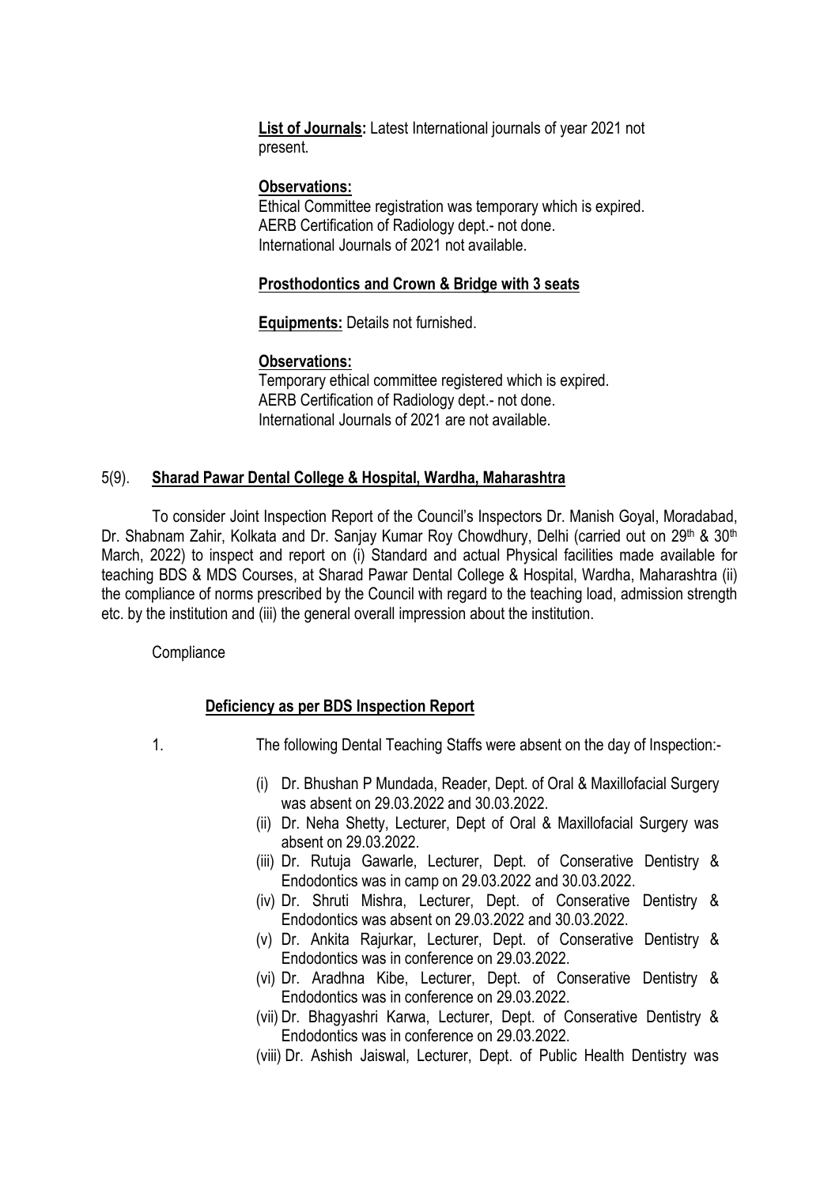**List of Journals:** Latest International journals of year 2021 not present.

**Observations:**
Ethical Committee registration was temporary which is expired.
AERB Certification of Radiology dept.- not done.
International Journals of 2021 not available.

**Prosthodontics and Crown & Bridge with 3 seats**

**Equipments:** Details not furnished.

**Observations:**
Temporary ethical committee registered which is expired.
AERB Certification of Radiology dept.- not done.
International Journals of 2021 are not available.

5(9). **Sharad Pawar Dental College & Hospital, Wardha, Maharashtra**

To consider Joint Inspection Report of the Council's Inspectors Dr. Manish Goyal, Moradabad, Dr. Shabnam Zahir, Kolkata and Dr. Sanjay Kumar Roy Chowdhury, Delhi (carried out on 29th & 30th March, 2022) to inspect and report on (i) Standard and actual Physical facilities made available for teaching BDS & MDS Courses, at Sharad Pawar Dental College & Hospital, Wardha, Maharashtra (ii) the compliance of norms prescribed by the Council with regard to the teaching load, admission strength etc. by the institution and (iii) the general overall impression about the institution.

Compliance

**Deficiency as per BDS Inspection Report**

1. The following Dental Teaching Staffs were absent on the day of Inspection:-

   (i) Dr. Bhushan P Mundada, Reader, Dept. of Oral & Maxillofacial Surgery was absent on 29.03.2022 and 30.03.2022.
   (ii) Dr. Neha Shetty, Lecturer, Dept of Oral & Maxillofacial Surgery was absent on 29.03.2022.
   (iii) Dr. Rutuja Gawarle, Lecturer, Dept. of Conserative Dentistry & Endodontics was in camp on 29.03.2022 and 30.03.2022.
   (iv) Dr. Shruti Mishra, Lecturer, Dept. of Conserative Dentistry & Endodontics was absent on 29.03.2022 and 30.03.2022.
   (v) Dr. Ankita Rajurkar, Lecturer, Dept. of Conserative Dentistry & Endodontics was in conference on 29.03.2022.
   (vi) Dr. Aradhna Kibe, Lecturer, Dept. of Conserative Dentistry & Endodontics was in conference on 29.03.2022.
   (vii) Dr. Bhagyashri Karwa, Lecturer, Dept. of Conserative Dentistry & Endodontics was in conference on 29.03.2022.
   (viii) Dr. Ashish Jaiswal, Lecturer, Dept. of Public Health Dentistry was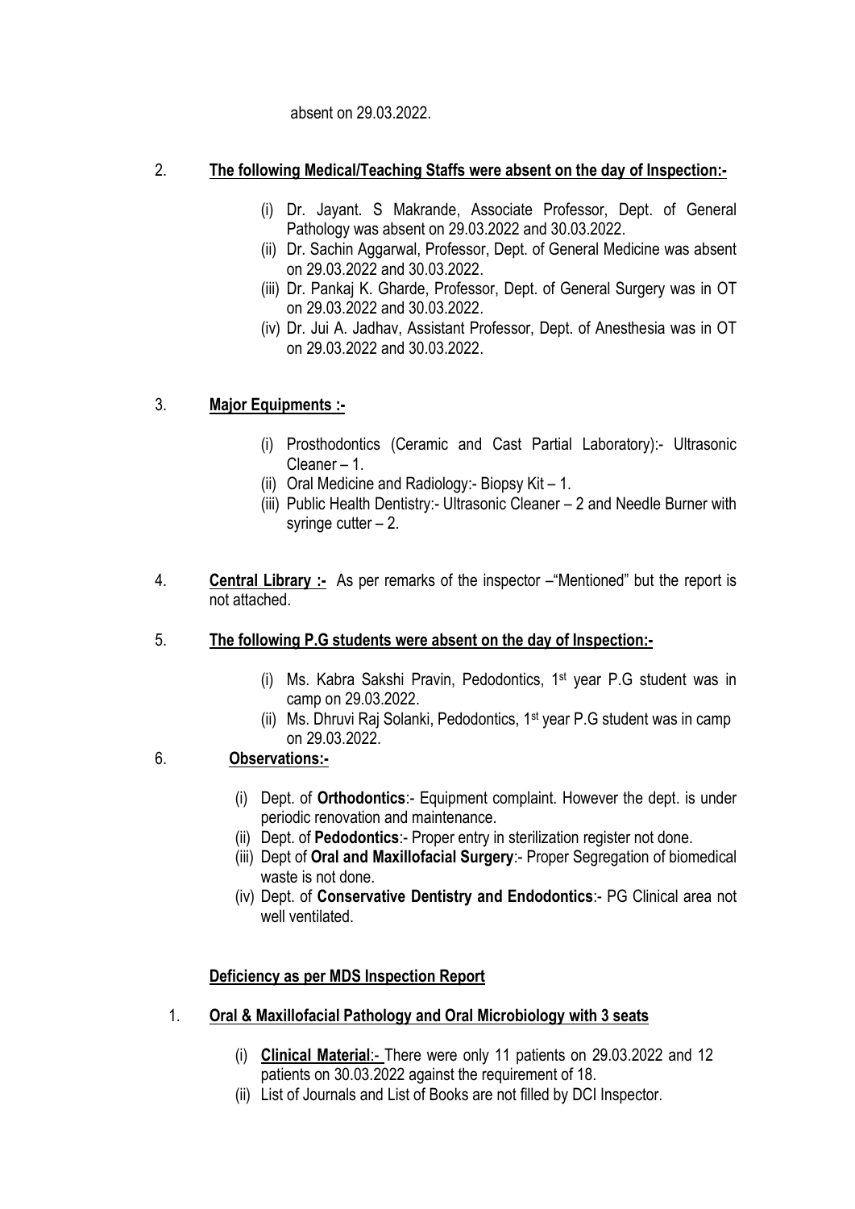absent on 29.03.2022.

2. **The following Medical/Teaching Staffs were absent on the day of Inspection:-**

   (i) Dr. Jayant. S Makrande, Associate Professor, Dept. of General Pathology was absent on 29.03.2022 and 30.03.2022.
   (ii) Dr. Sachin Aggarwal, Professor, Dept. of General Medicine was absent on 29.03.2022 and 30.03.2022.
   (iii) Dr. Pankaj K. Gharde, Professor, Dept. of General Surgery was in OT on 29.03.2022 and 30.03.2022.
   (iv) Dr. Jui A. Jadhav, Assistant Professor, Dept. of Anesthesia was in OT on 29.03.2022 and 30.03.2022.

3. **Major Equipments :-**

   (i) Prosthodontics (Ceramic and Cast Partial Laboratory):- Ultrasonic Cleaner – 1.
   (ii) Oral Medicine and Radiology:- Biopsy Kit – 1.
   (iii) Public Health Dentistry:- Ultrasonic Cleaner – 2 and Needle Burner with syringe cutter – 2.

4. **Central Library :-** As per remarks of the inspector –"Mentioned" but the report is not attached.

5. **The following P.G students were absent on the day of Inspection:-**

   (i) Ms. Kabra Sakshi Pravin, Pedodontics, 1st year P.G student was in camp on 29.03.2022.
   (ii) Ms. Dhruvi Raj Solanki, Pedodontics, 1st year P.G student was in camp on 29.03.2022.

6. **Observations:-**

   (i) Dept. of **Orthodontics**:- Equipment complaint. However the dept. is under periodic renovation and maintenance.
   (ii) Dept. of **Pedodontics**:- Proper entry in sterilization register not done.
   (iii) Dept of **Oral and Maxillofacial Surgery**:- Proper Segregation of biomedical waste is not done.
   (iv) Dept. of **Conservative Dentistry and Endodontics**:- PG Clinical area not well ventilated.

**Deficiency as per MDS Inspection Report**

1. **Oral & Maxillofacial Pathology and Oral Microbiology with 3 seats**

   (i) **Clinical Material**:- There were only 11 patients on 29.03.2022 and 12 patients on 30.03.2022 against the requirement of 18.
   (ii) List of Journals and List of Books are not filled by DCI Inspector.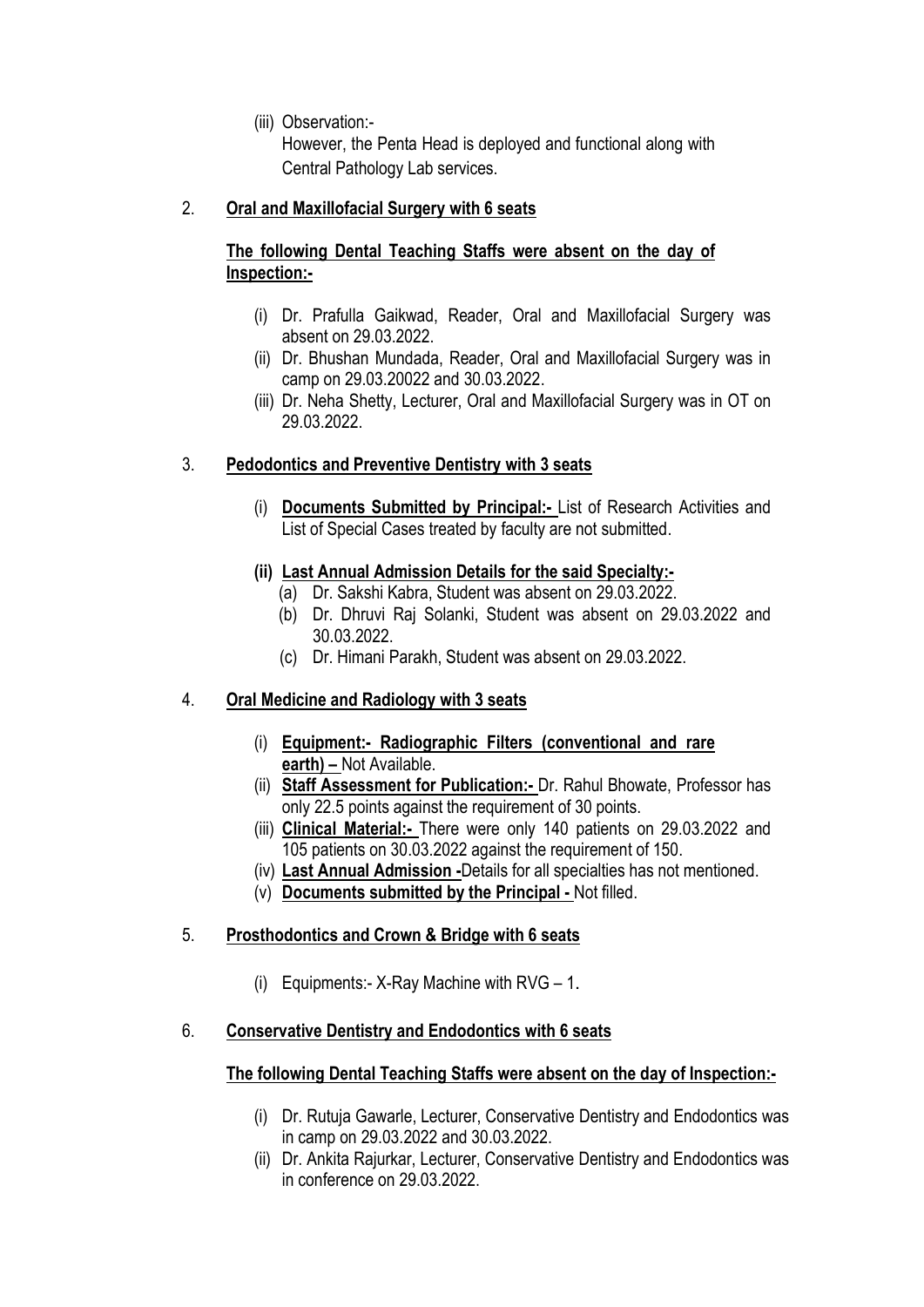(iii) Observation:-

However, the Penta Head is deployed and functional along with Central Pathology Lab services.

2. **Oral and Maxillofacial Surgery with 6 seats**

   **The following Dental Teaching Staffs were absent on the day of Inspection:-**

   (i) Dr. Prafulla Gaikwad, Reader, Oral and Maxillofacial Surgery was absent on 29.03.2022.

   (ii) Dr. Bhushan Mundada, Reader, Oral and Maxillofacial Surgery was in camp on 29.03.20022 and 30.03.2022.

   (iii) Dr. Neha Shetty, Lecturer, Oral and Maxillofacial Surgery was in OT on 29.03.2022.

3. **Pedodontics and Preventive Dentistry with 3 seats**

   (i) **Documents Submitted by Principal:-** List of Research Activities and List of Special Cases treated by faculty are not submitted.

   **(ii) Last Annual Admission Details for the said Specialty:-**

   (a) Dr. Sakshi Kabra, Student was absent on 29.03.2022.

   (b) Dr. Dhruvi Raj Solanki, Student was absent on 29.03.2022 and 30.03.2022.

   (c) Dr. Himani Parakh, Student was absent on 29.03.2022.

4. **Oral Medicine and Radiology with 3 seats**

   (i) **Equipment:- Radiographic Filters (conventional and rare earth) –** Not Available.

   (ii) **Staff Assessment for Publication:-** Dr. Rahul Bhowate, Professor has only 22.5 points against the requirement of 30 points.

   (iii) **Clinical Material:-** There were only 140 patients on 29.03.2022 and 105 patients on 30.03.2022 against the requirement of 150.

   (iv) **Last Annual Admission -**Details for all specialties has not mentioned.

   (v) **Documents submitted by the Principal -** Not filled.

5. **Prosthodontics and Crown & Bridge with 6 seats**

   (i) Equipments:- X-Ray Machine with RVG – 1.

6. **Conservative Dentistry and Endodontics with 6 seats**

   **The following Dental Teaching Staffs were absent on the day of Inspection:-**

   (i) Dr. Rutuja Gawarle, Lecturer, Conservative Dentistry and Endodontics was in camp on 29.03.2022 and 30.03.2022.

   (ii) Dr. Ankita Rajurkar, Lecturer, Conservative Dentistry and Endodontics was in conference on 29.03.2022.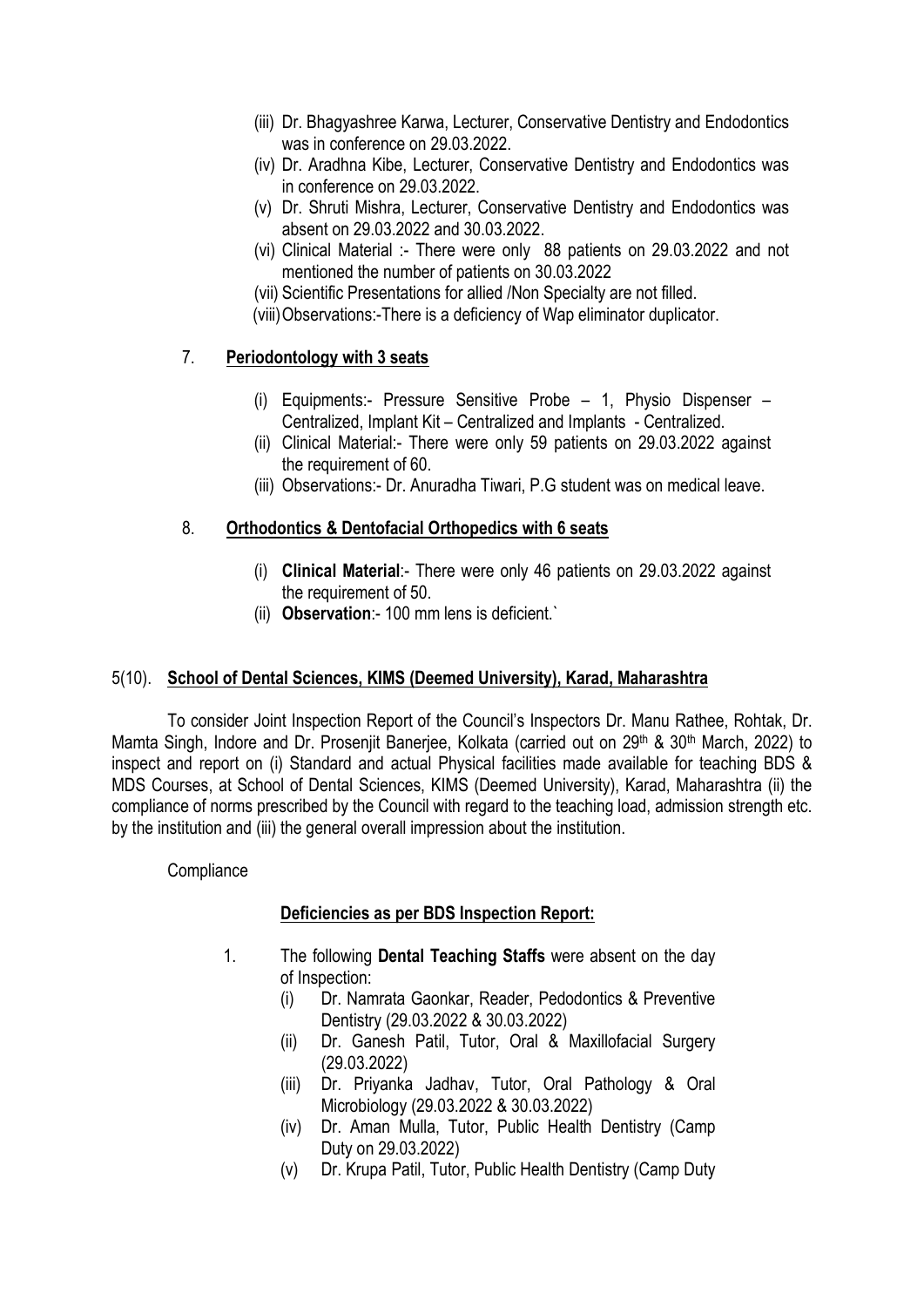(iii) Dr. Bhagyashree Karwa, Lecturer, Conservative Dentistry and Endodontics was in conference on 29.03.2022.

(iv) Dr. Aradhna Kibe, Lecturer, Conservative Dentistry and Endodontics was in conference on 29.03.2022.

(v) Dr. Shruti Mishra, Lecturer, Conservative Dentistry and Endodontics was absent on 29.03.2022 and 30.03.2022.

(vi) Clinical Material :- There were only 88 patients on 29.03.2022 and not mentioned the number of patients on 30.03.2022

(vii) Scientific Presentations for allied /Non Specialty are not filled.

(viii) Observations:-There is a deficiency of Wap eliminator duplicator.

7. **Periodontology with 3 seats**

   (i) Equipments:- Pressure Sensitive Probe – 1, Physio Dispenser – Centralized, Implant Kit – Centralized and Implants - Centralized.

   (ii) Clinical Material:- There were only 59 patients on 29.03.2022 against the requirement of 60.

   (iii) Observations:- Dr. Anuradha Tiwari, P.G student was on medical leave.

8. **Orthodontics & Dentofacial Orthopedics with 6 seats**

   (i) **Clinical Material**:- There were only 46 patients on 29.03.2022 against the requirement of 50.

   (ii) **Observation**:- 100 mm lens is deficient.`

5(10). **School of Dental Sciences, KIMS (Deemed University), Karad, Maharashtra**

To consider Joint Inspection Report of the Council's Inspectors Dr. Manu Rathee, Rohtak, Dr. Mamta Singh, Indore and Dr. Prosenjit Banerjee, Kolkata (carried out on 29th & 30th March, 2022) to inspect and report on (i) Standard and actual Physical facilities made available for teaching BDS & MDS Courses, at School of Dental Sciences, KIMS (Deemed University), Karad, Maharashtra (ii) the compliance of norms prescribed by the Council with regard to the teaching load, admission strength etc. by the institution and (iii) the general overall impression about the institution.

Compliance

**Deficiencies as per BDS Inspection Report:**

1. The following **Dental Teaching Staffs** were absent on the day of Inspection:

   (i) Dr. Namrata Gaonkar, Reader, Pedodontics & Preventive Dentistry (29.03.2022 & 30.03.2022)

   (ii) Dr. Ganesh Patil, Tutor, Oral & Maxillofacial Surgery (29.03.2022)

   (iii) Dr. Priyanka Jadhav, Tutor, Oral Pathology & Oral Microbiology (29.03.2022 & 30.03.2022)

   (iv) Dr. Aman Mulla, Tutor, Public Health Dentistry (Camp Duty on 29.03.2022)

   (v) Dr. Krupa Patil, Tutor, Public Health Dentistry (Camp Duty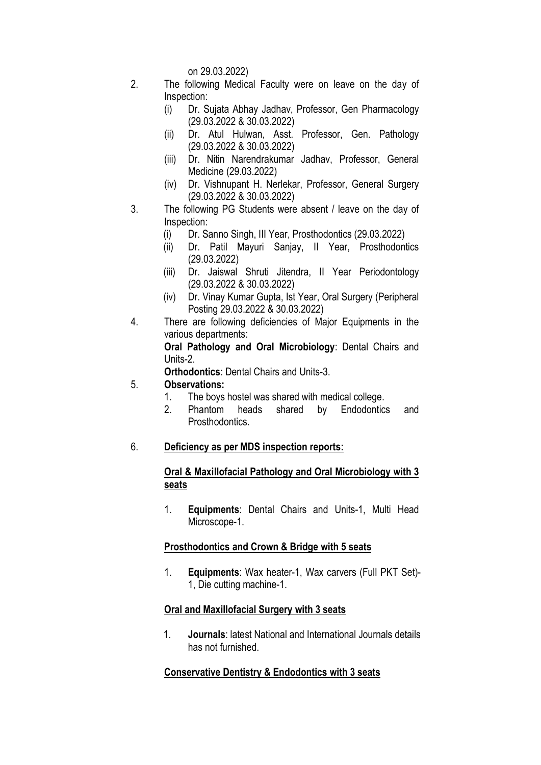on 29.03.2022)

2. The following Medical Faculty were on leave on the day of Inspection:
   (i) Dr. Sujata Abhay Jadhav, Professor, Gen Pharmacology (29.03.2022 & 30.03.2022)
   (ii) Dr. Atul Hulwan, Asst. Professor, Gen. Pathology (29.03.2022 & 30.03.2022)
   (iii) Dr. Nitin Narendrakumar Jadhav, Professor, General Medicine (29.03.2022)
   (iv) Dr. Vishnupant H. Nerlekar, Professor, General Surgery (29.03.2022 & 30.03.2022)

3. The following PG Students were absent / leave on the day of Inspection:
   (i) Dr. Sanno Singh, III Year, Prosthodontics (29.03.2022)
   (ii) Dr. Patil Mayuri Sanjay, II Year, Prosthodontics (29.03.2022)
   (iii) Dr. Jaiswal Shruti Jitendra, II Year Periodontology (29.03.2022 & 30.03.2022)
   (iv) Dr. Vinay Kumar Gupta, Ist Year, Oral Surgery (Peripheral Posting 29.03.2022 & 30.03.2022)

4. There are following deficiencies of Major Equipments in the various departments:

   **Oral Pathology and Oral Microbiology**: Dental Chairs and Units-2.

   **Orthodontics**: Dental Chairs and Units-3.

5. **Observations:**
   1. The boys hostel was shared with medical college.
   2. Phantom heads shared by Endodontics and Prosthodontics.

6. **<u>Deficiency as per MDS inspection reports:</u>**

   **<u>Oral & Maxillofacial Pathology and Oral Microbiology with 3 seats</u>**

   1. **Equipments**: Dental Chairs and Units-1, Multi Head Microscope-1.

   **<u>Prosthodontics and Crown & Bridge with 5 seats</u>**

   1. **Equipments**: Wax heater-1, Wax carvers (Full PKT Set)-1, Die cutting machine-1.

   **<u>Oral and Maxillofacial Surgery with 3 seats</u>**

   1. **Journals**: latest National and International Journals details has not furnished.

   **<u>Conservative Dentistry & Endodontics with 3 seats</u>**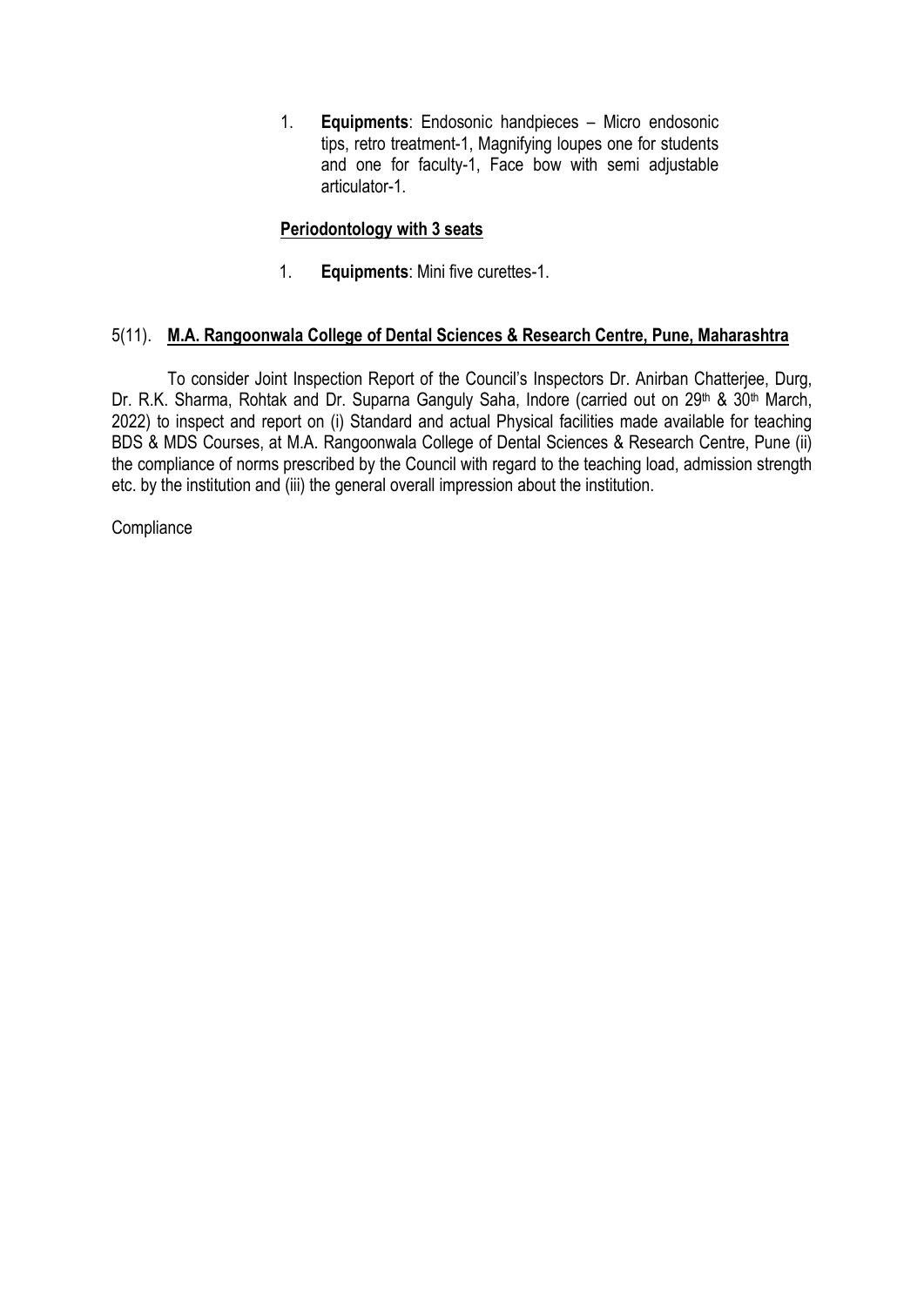1. **Equipments**: Endosonic handpieces – Micro endosonic tips, retro treatment-1, Magnifying loupes one for students and one for faculty-1, Face bow with semi adjustable articulator-1.

**Periodontology with 3 seats**

1. **Equipments**: Mini five curettes-1.

5(11). **M.A. Rangoonwala College of Dental Sciences & Research Centre, Pune, Maharashtra**

To consider Joint Inspection Report of the Council's Inspectors Dr. Anirban Chatterjee, Durg, Dr. R.K. Sharma, Rohtak and Dr. Suparna Ganguly Saha, Indore (carried out on 29th & 30th March, 2022) to inspect and report on (i) Standard and actual Physical facilities made available for teaching BDS & MDS Courses, at M.A. Rangoonwala College of Dental Sciences & Research Centre, Pune (ii) the compliance of norms prescribed by the Council with regard to the teaching load, admission strength etc. by the institution and (iii) the general overall impression about the institution.

Compliance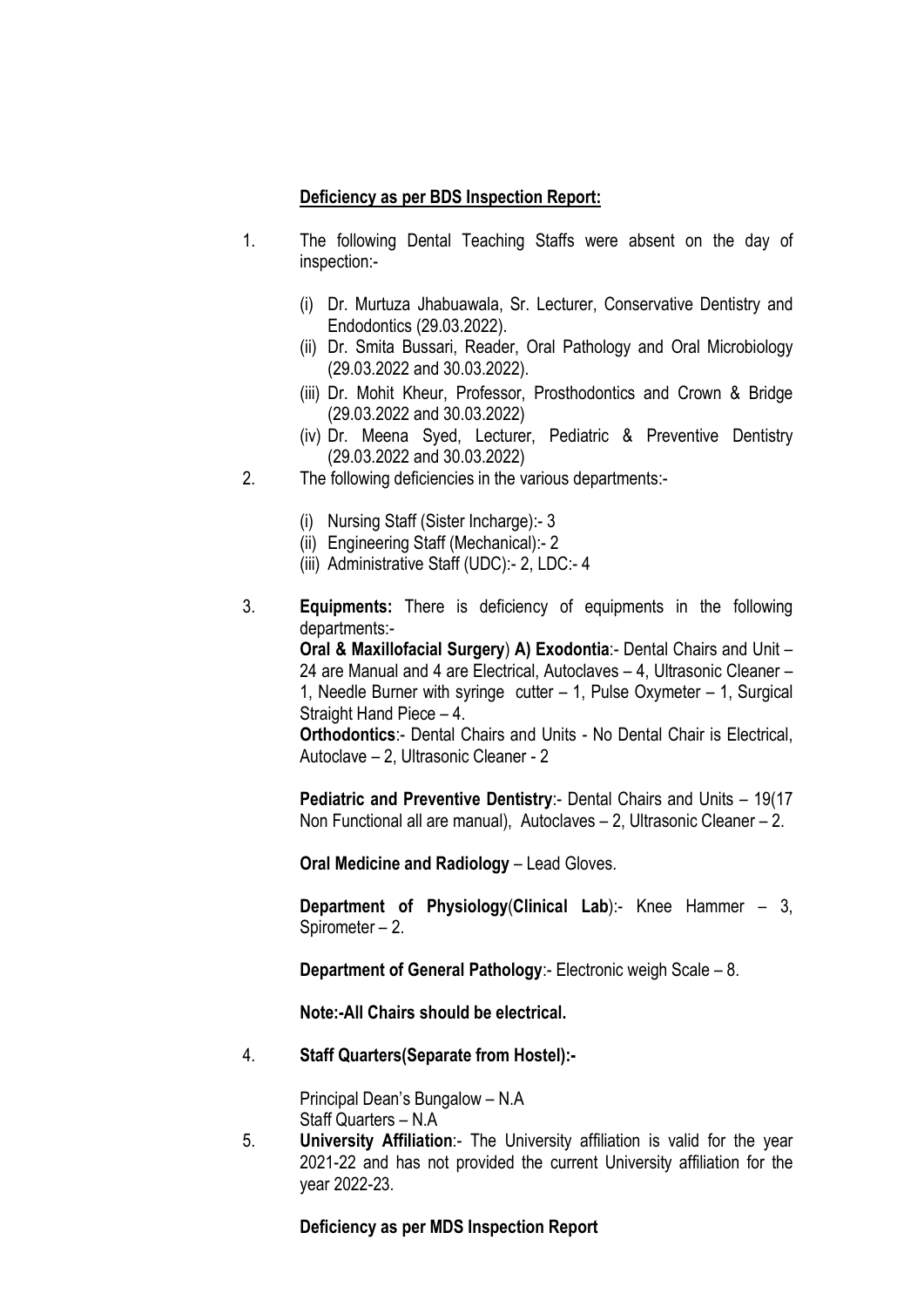**Deficiency as per BDS Inspection Report:**

1. The following Dental Teaching Staffs were absent on the day of inspection:-

   (i) Dr. Murtuza Jhabuawala, Sr. Lecturer, Conservative Dentistry and Endodontics (29.03.2022).

   (ii) Dr. Smita Bussari, Reader, Oral Pathology and Oral Microbiology (29.03.2022 and 30.03.2022).

   (iii) Dr. Mohit Kheur, Professor, Prosthodontics and Crown & Bridge (29.03.2022 and 30.03.2022)

   (iv) Dr. Meena Syed, Lecturer, Pediatric & Preventive Dentistry (29.03.2022 and 30.03.2022)

2. The following deficiencies in the various departments:-

   (i) Nursing Staff (Sister Incharge):- 3

   (ii) Engineering Staff (Mechanical):- 2

   (iii) Administrative Staff (UDC):- 2, LDC:- 4

3. **Equipments:** There is deficiency of equipments in the following departments:-

   **Oral & Maxillofacial Surgery**) **A) Exodontia**:- Dental Chairs and Unit – 24 are Manual and 4 are Electrical, Autoclaves – 4, Ultrasonic Cleaner – 1, Needle Burner with syringe cutter – 1, Pulse Oxymeter – 1, Surgical Straight Hand Piece – 4.

   **Orthodontics**:- Dental Chairs and Units - No Dental Chair is Electrical, Autoclave – 2, Ultrasonic Cleaner - 2

   **Pediatric and Preventive Dentistry**:- Dental Chairs and Units – 19(17 Non Functional all are manual), Autoclaves – 2, Ultrasonic Cleaner – 2.

   **Oral Medicine and Radiology** – Lead Gloves.

   **Department of Physiology**(**Clinical Lab**):- Knee Hammer – 3, Spirometer – 2.

   **Department of General Pathology**:- Electronic weigh Scale – 8.

   **Note:-All Chairs should be electrical.**

4. **Staff Quarters(Separate from Hostel):-**

   Principal Dean's Bungalow – N.A
   Staff Quarters – N.A

5. **University Affiliation**:- The University affiliation is valid for the year 2021-22 and has not provided the current University affiliation for the year 2022-23.

**Deficiency as per MDS Inspection Report**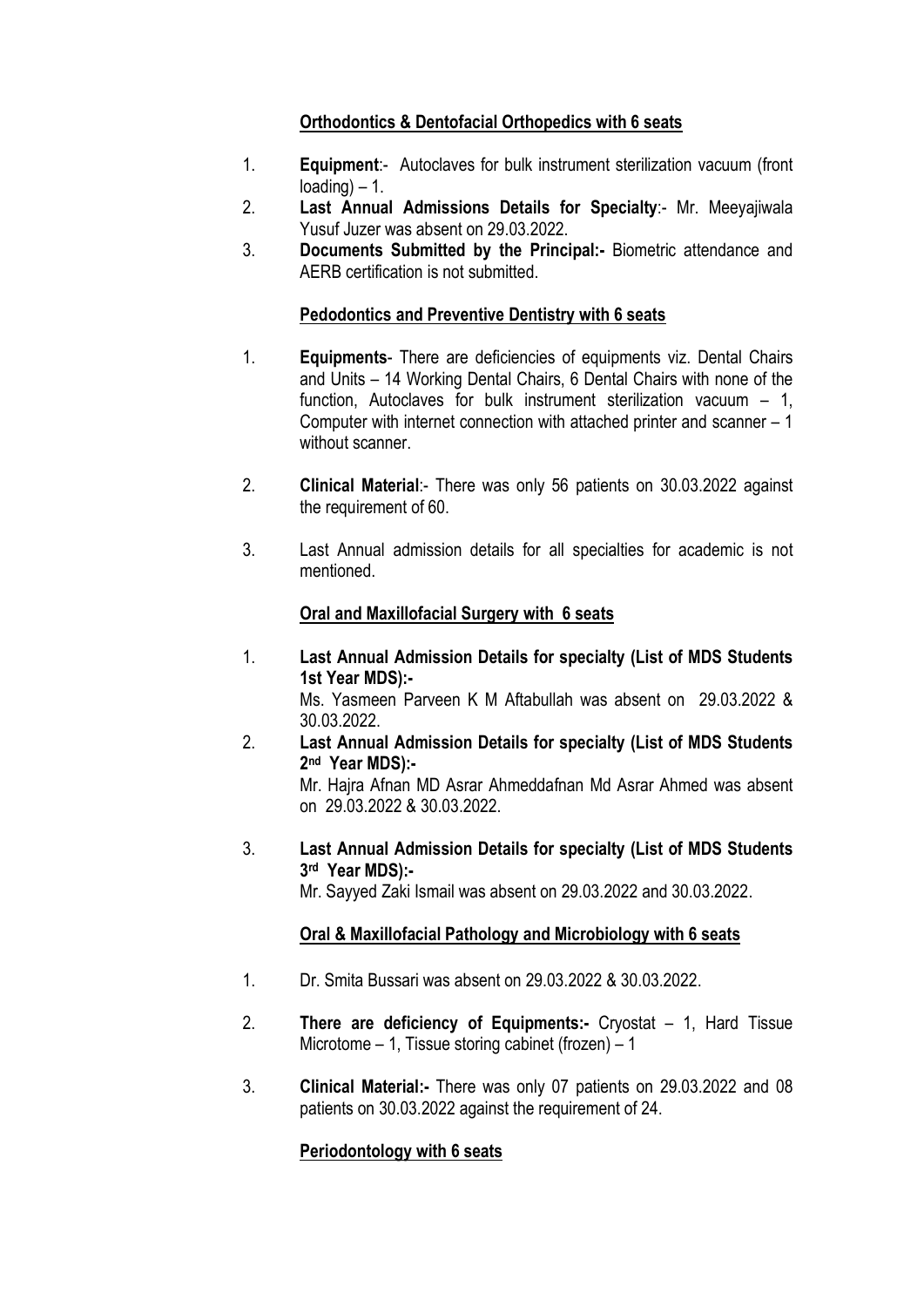**Orthodontics & Dentofacial Orthopedics with 6 seats**

1. **Equipment**:- Autoclaves for bulk instrument sterilization vacuum (front loading) – 1.
2. **Last Annual Admissions Details for Specialty**:- Mr. Meeyajiwala Yusuf Juzer was absent on 29.03.2022.
3. **Documents Submitted by the Principal:-** Biometric attendance and AERB certification is not submitted.

**Pedodontics and Preventive Dentistry with 6 seats**

1. **Equipments**- There are deficiencies of equipments viz. Dental Chairs and Units – 14 Working Dental Chairs, 6 Dental Chairs with none of the function, Autoclaves for bulk instrument sterilization vacuum – 1, Computer with internet connection with attached printer and scanner – 1 without scanner.

2. **Clinical Material**:- There was only 56 patients on 30.03.2022 against the requirement of 60.

3. Last Annual admission details for all specialties for academic is not mentioned.

**Oral and Maxillofacial Surgery with 6 seats**

1. **Last Annual Admission Details for specialty (List of MDS Students 1st Year MDS):-**
   Ms. Yasmeen Parveen K M Aftabullah was absent on 29.03.2022 & 30.03.2022.
2. **Last Annual Admission Details for specialty (List of MDS Students 2nd Year MDS):-**
   Mr. Hajra Afnan MD Asrar Ahmeddafnan Md Asrar Ahmed was absent on 29.03.2022 & 30.03.2022.

3. **Last Annual Admission Details for specialty (List of MDS Students 3rd Year MDS):-**
   Mr. Sayyed Zaki Ismail was absent on 29.03.2022 and 30.03.2022.

**Oral & Maxillofacial Pathology and Microbiology with 6 seats**

1. Dr. Smita Bussari was absent on 29.03.2022 & 30.03.2022.

2. **There are deficiency of Equipments:-** Cryostat – 1, Hard Tissue Microtome – 1, Tissue storing cabinet (frozen) – 1

3. **Clinical Material:-** There was only 07 patients on 29.03.2022 and 08 patients on 30.03.2022 against the requirement of 24.

**Periodontology with 6 seats**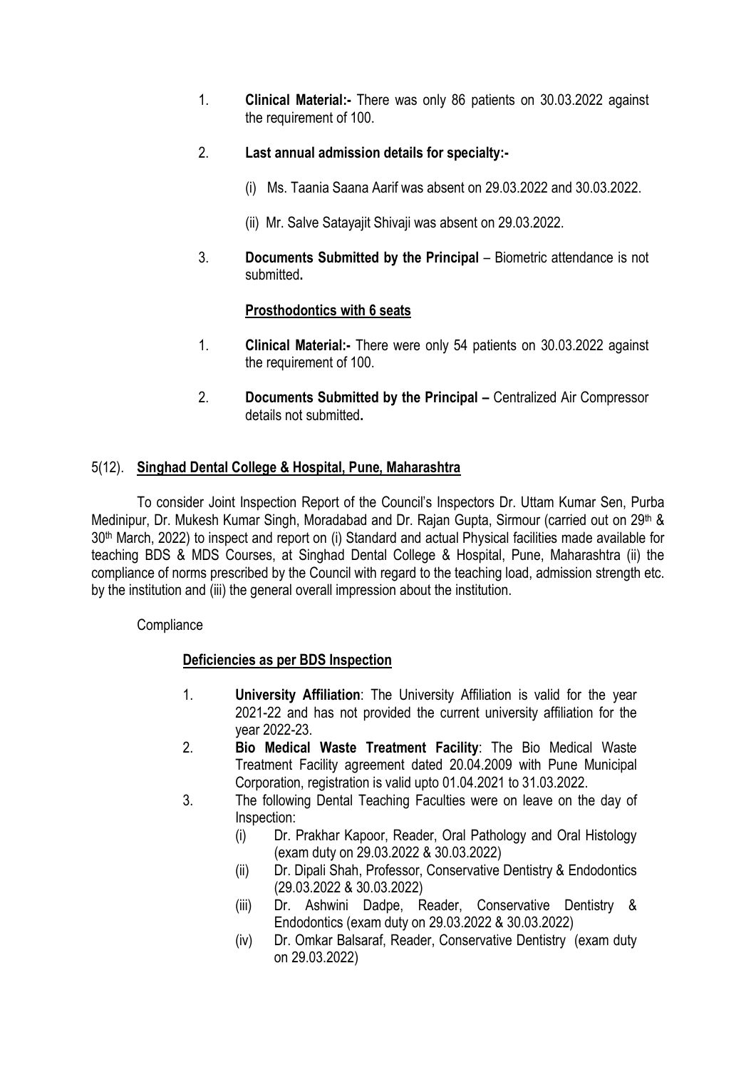1. **Clinical Material:-** There was only 86 patients on 30.03.2022 against the requirement of 100.

2. **Last annual admission details for specialty:-**

   (i) Ms. Taania Saana Aarif was absent on 29.03.2022 and 30.03.2022.

   (ii) Mr. Salve Satayajit Shivaji was absent on 29.03.2022.

3. **Documents Submitted by the Principal** – Biometric attendance is not submitted**.**

**Prosthodontics with 6 seats**

1. **Clinical Material:-** There were only 54 patients on 30.03.2022 against the requirement of 100.

2. **Documents Submitted by the Principal –** Centralized Air Compressor details not submitted**.**

5(12). **Singhad Dental College & Hospital, Pune, Maharashtra**

To consider Joint Inspection Report of the Council's Inspectors Dr. Uttam Kumar Sen, Purba Medinipur, Dr. Mukesh Kumar Singh, Moradabad and Dr. Rajan Gupta, Sirmour (carried out on 29th & 30th March, 2022) to inspect and report on (i) Standard and actual Physical facilities made available for teaching BDS & MDS Courses, at Singhad Dental College & Hospital, Pune, Maharashtra (ii) the compliance of norms prescribed by the Council with regard to the teaching load, admission strength etc. by the institution and (iii) the general overall impression about the institution.

Compliance

**Deficiencies as per BDS Inspection**

1. **University Affiliation**: The University Affiliation is valid for the year 2021-22 and has not provided the current university affiliation for the year 2022-23.
2. **Bio Medical Waste Treatment Facility**: The Bio Medical Waste Treatment Facility agreement dated 20.04.2009 with Pune Municipal Corporation, registration is valid upto 01.04.2021 to 31.03.2022.
3. The following Dental Teaching Faculties were on leave on the day of Inspection:
   (i) Dr. Prakhar Kapoor, Reader, Oral Pathology and Oral Histology (exam duty on 29.03.2022 & 30.03.2022)
   (ii) Dr. Dipali Shah, Professor, Conservative Dentistry & Endodontics (29.03.2022 & 30.03.2022)
   (iii) Dr. Ashwini Dadpe, Reader, Conservative Dentistry & Endodontics (exam duty on 29.03.2022 & 30.03.2022)
   (iv) Dr. Omkar Balsaraf, Reader, Conservative Dentistry (exam duty on 29.03.2022)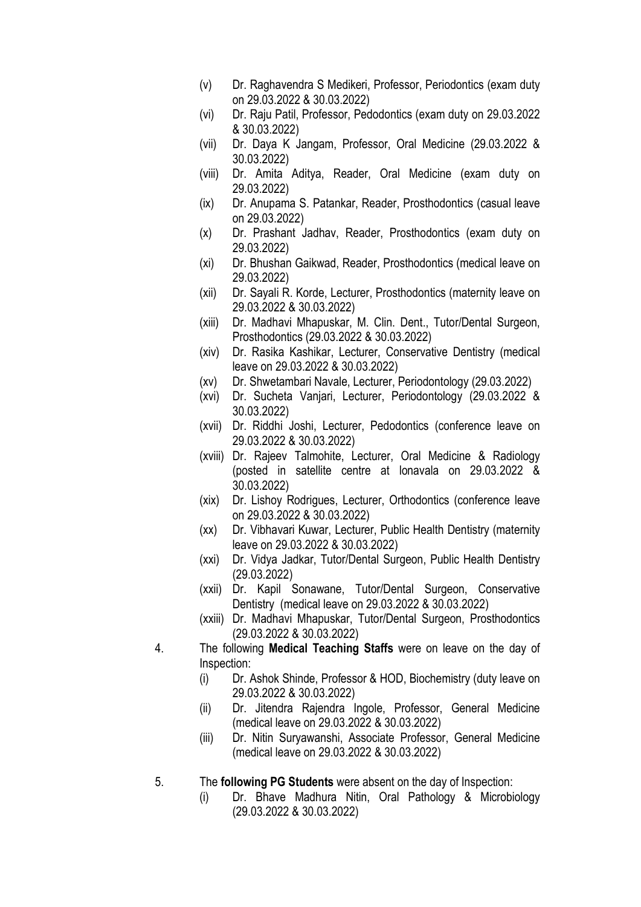(v) Dr. Raghavendra S Medikeri, Professor, Periodontics (exam duty on 29.03.2022 & 30.03.2022)

(vi) Dr. Raju Patil, Professor, Pedodontics (exam duty on 29.03.2022 & 30.03.2022)

(vii) Dr. Daya K Jangam, Professor, Oral Medicine (29.03.2022 & 30.03.2022)

(viii) Dr. Amita Aditya, Reader, Oral Medicine (exam duty on 29.03.2022)

(ix) Dr. Anupama S. Patankar, Reader, Prosthodontics (casual leave on 29.03.2022)

(x) Dr. Prashant Jadhav, Reader, Prosthodontics (exam duty on 29.03.2022)

(xi) Dr. Bhushan Gaikwad, Reader, Prosthodontics (medical leave on 29.03.2022)

(xii) Dr. Sayali R. Korde, Lecturer, Prosthodontics (maternity leave on 29.03.2022 & 30.03.2022)

(xiii) Dr. Madhavi Mhapuskar, M. Clin. Dent., Tutor/Dental Surgeon, Prosthodontics (29.03.2022 & 30.03.2022)

(xiv) Dr. Rasika Kashikar, Lecturer, Conservative Dentistry (medical leave on 29.03.2022 & 30.03.2022)

(xv) Dr. Shwetambari Navale, Lecturer, Periodontology (29.03.2022)

(xvi) Dr. Sucheta Vanjari, Lecturer, Periodontology (29.03.2022 & 30.03.2022)

(xvii) Dr. Riddhi Joshi, Lecturer, Pedodontics (conference leave on 29.03.2022 & 30.03.2022)

(xviii) Dr. Rajeev Talmohite, Lecturer, Oral Medicine & Radiology (posted in satellite centre at lonavala on 29.03.2022 & 30.03.2022)

(xix) Dr. Lishoy Rodrigues, Lecturer, Orthodontics (conference leave on 29.03.2022 & 30.03.2022)

(xx) Dr. Vibhavari Kuwar, Lecturer, Public Health Dentistry (maternity leave on 29.03.2022 & 30.03.2022)

(xxi) Dr. Vidya Jadkar, Tutor/Dental Surgeon, Public Health Dentistry (29.03.2022)

(xxii) Dr. Kapil Sonawane, Tutor/Dental Surgeon, Conservative Dentistry (medical leave on 29.03.2022 & 30.03.2022)

(xxiii) Dr. Madhavi Mhapuskar, Tutor/Dental Surgeon, Prosthodontics (29.03.2022 & 30.03.2022)

4. The following **Medical Teaching Staffs** were on leave on the day of Inspection:

   (i) Dr. Ashok Shinde, Professor & HOD, Biochemistry (duty leave on 29.03.2022 & 30.03.2022)

   (ii) Dr. Jitendra Rajendra Ingole, Professor, General Medicine (medical leave on 29.03.2022 & 30.03.2022)

   (iii) Dr. Nitin Suryawanshi, Associate Professor, General Medicine (medical leave on 29.03.2022 & 30.03.2022)

5. The **following PG Students** were absent on the day of Inspection:

   (i) Dr. Bhave Madhura Nitin, Oral Pathology & Microbiology (29.03.2022 & 30.03.2022)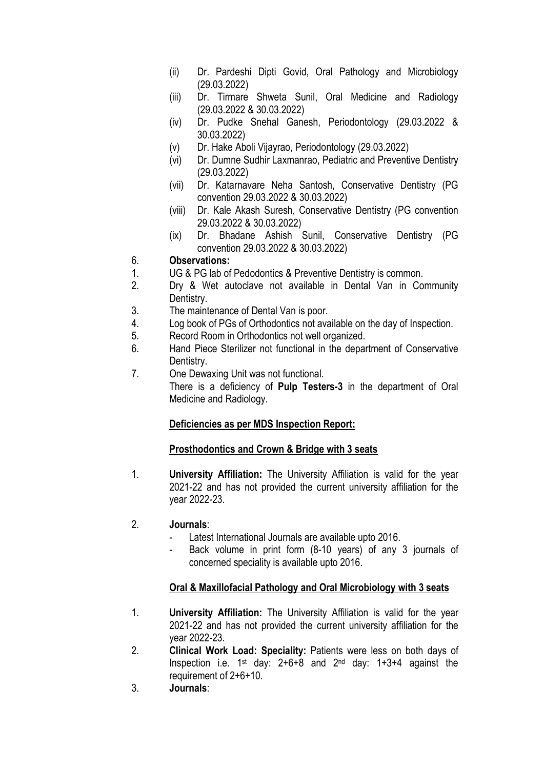(ii) Dr. Pardeshi Dipti Govid, Oral Pathology and Microbiology (29.03.2022)

(iii) Dr. Tirmare Shweta Sunil, Oral Medicine and Radiology (29.03.2022 & 30.03.2022)

(iv) Dr. Pudke Snehal Ganesh, Periodontology (29.03.2022 & 30.03.2022)

(v) Dr. Hake Aboli Vijayrao, Periodontology (29.03.2022)

(vi) Dr. Dumne Sudhir Laxmanrao, Pediatric and Preventive Dentistry (29.03.2022)

(vii) Dr. Katarnavare Neha Santosh, Conservative Dentistry (PG convention 29.03.2022 & 30.03.2022)

(viii) Dr. Kale Akash Suresh, Conservative Dentistry (PG convention 29.03.2022 & 30.03.2022)

(ix) Dr. Bhadane Ashish Sunil, Conservative Dentistry (PG convention 29.03.2022 & 30.03.2022)

6. **Observations:**

1. UG & PG lab of Pedodontics & Preventive Dentistry is common.
2. Dry & Wet autoclave not available in Dental Van in Community Dentistry.
3. The maintenance of Dental Van is poor.
4. Log book of PGs of Orthodontics not available on the day of Inspection.
5. Record Room in Orthodontics not well organized.
6. Hand Piece Sterilizer not functional in the department of Conservative Dentistry.
7. One Dewaxing Unit was not functional.

   There is a deficiency of **Pulp Testers-3** in the department of Oral Medicine and Radiology.

**Deficiencies as per MDS Inspection Report:**

**Prosthodontics and Crown & Bridge with 3 seats**

1. **University Affiliation:** The University Affiliation is valid for the year 2021-22 and has not provided the current university affiliation for the year 2022-23.

2. **Journals**:
   - Latest International Journals are available upto 2016.
   - Back volume in print form (8-10 years) of any 3 journals of concerned speciality is available upto 2016.

**Oral & Maxillofacial Pathology and Oral Microbiology with 3 seats**

1. **University Affiliation:** The University Affiliation is valid for the year 2021-22 and has not provided the current university affiliation for the year 2022-23.
2. **Clinical Work Load: Speciality:** Patients were less on both days of Inspection i.e. 1st day: 2+6+8 and 2nd day: 1+3+4 against the requirement of 2+6+10.
3. **Journals**: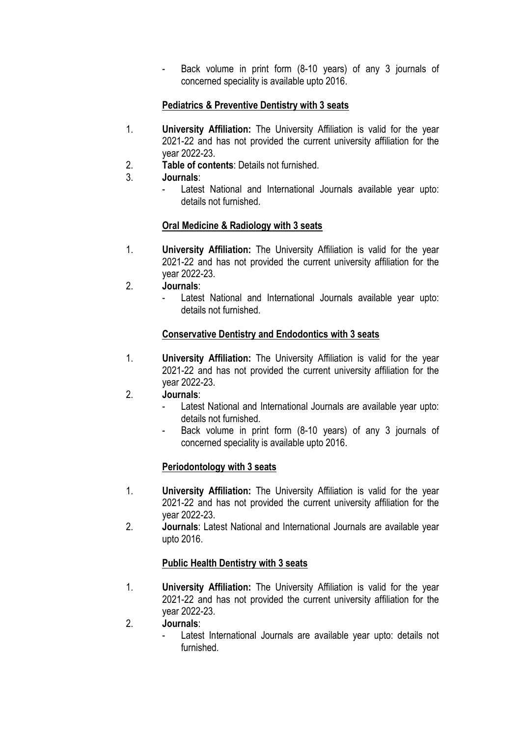- Back volume in print form (8-10 years) of any 3 journals of concerned speciality is available upto 2016.

**Pediatrics & Preventive Dentistry with 3 seats**

1. **University Affiliation:** The University Affiliation is valid for the year 2021-22 and has not provided the current university affiliation for the year 2022-23.
2. **Table of contents**: Details not furnished.
3. **Journals**:
   - Latest National and International Journals available year upto: details not furnished.

**Oral Medicine & Radiology with 3 seats**

1. **University Affiliation:** The University Affiliation is valid for the year 2021-22 and has not provided the current university affiliation for the year 2022-23.
2. **Journals**:
   - Latest National and International Journals available year upto: details not furnished.

**Conservative Dentistry and Endodontics with 3 seats**

1. **University Affiliation:** The University Affiliation is valid for the year 2021-22 and has not provided the current university affiliation for the year 2022-23.
2. **Journals**:
   - Latest National and International Journals are available year upto: details not furnished.
   - Back volume in print form (8-10 years) of any 3 journals of concerned speciality is available upto 2016.

**Periodontology with 3 seats**

1. **University Affiliation:** The University Affiliation is valid for the year 2021-22 and has not provided the current university affiliation for the year 2022-23.
2. **Journals**: Latest National and International Journals are available year upto 2016.

**Public Health Dentistry with 3 seats**

1. **University Affiliation:** The University Affiliation is valid for the year 2021-22 and has not provided the current university affiliation for the year 2022-23.
2. **Journals**:
   - Latest International Journals are available year upto: details not furnished.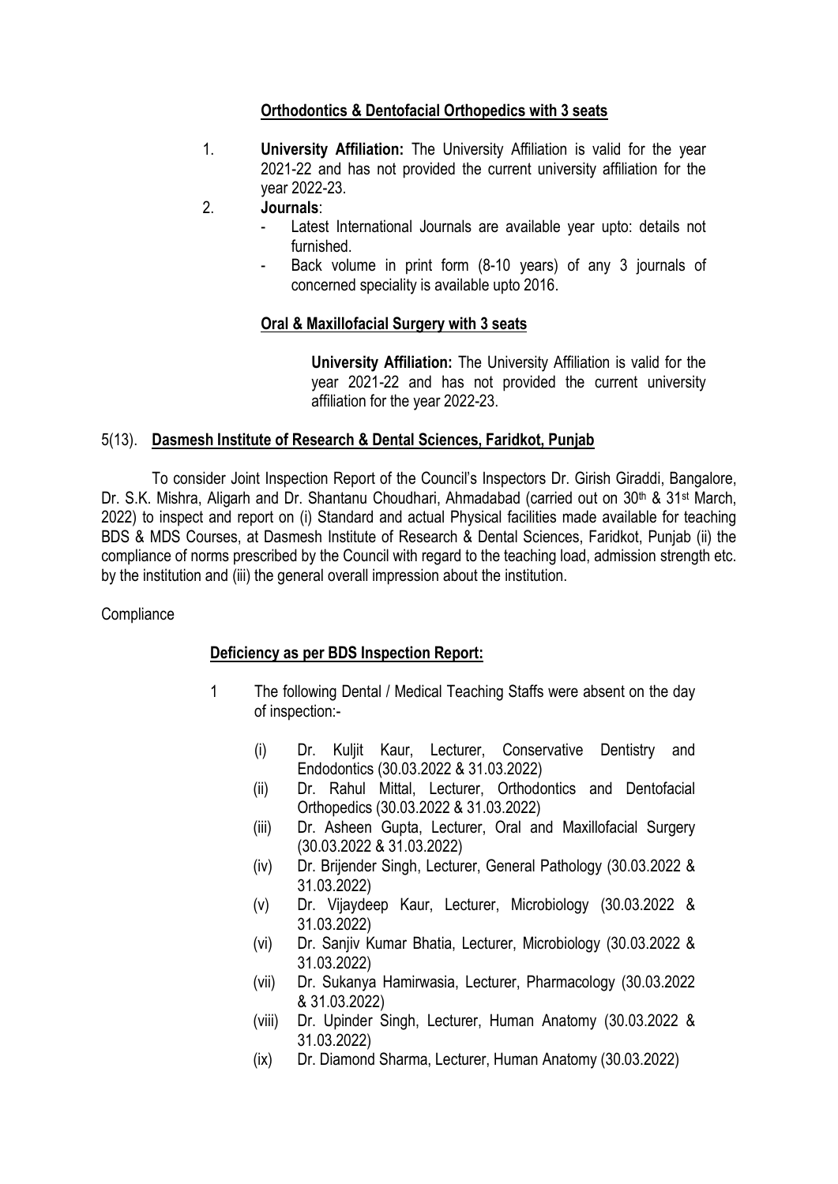**Orthodontics & Dentofacial Orthopedics with 3 seats**

1. **University Affiliation:** The University Affiliation is valid for the year 2021-22 and has not provided the current university affiliation for the year 2022-23.
2. **Journals**:
   - Latest International Journals are available year upto: details not furnished.
   - Back volume in print form (8-10 years) of any 3 journals of concerned speciality is available upto 2016.

**Oral & Maxillofacial Surgery with 3 seats**

**University Affiliation:** The University Affiliation is valid for the year 2021-22 and has not provided the current university affiliation for the year 2022-23.

5(13). **Dasmesh Institute of Research & Dental Sciences, Faridkot, Punjab**

To consider Joint Inspection Report of the Council's Inspectors Dr. Girish Giraddi, Bangalore, Dr. S.K. Mishra, Aligarh and Dr. Shantanu Choudhari, Ahmadabad (carried out on 30th & 31st March, 2022) to inspect and report on (i) Standard and actual Physical facilities made available for teaching BDS & MDS Courses, at Dasmesh Institute of Research & Dental Sciences, Faridkot, Punjab (ii) the compliance of norms prescribed by the Council with regard to the teaching load, admission strength etc. by the institution and (iii) the general overall impression about the institution.

Compliance

**Deficiency as per BDS Inspection Report:**

1 The following Dental / Medical Teaching Staffs were absent on the day of inspection:-

(i) Dr. Kuljit Kaur, Lecturer, Conservative Dentistry and Endodontics (30.03.2022 & 31.03.2022)
(ii) Dr. Rahul Mittal, Lecturer, Orthodontics and Dentofacial Orthopedics (30.03.2022 & 31.03.2022)
(iii) Dr. Asheen Gupta, Lecturer, Oral and Maxillofacial Surgery (30.03.2022 & 31.03.2022)
(iv) Dr. Brijender Singh, Lecturer, General Pathology (30.03.2022 & 31.03.2022)
(v) Dr. Vijaydeep Kaur, Lecturer, Microbiology (30.03.2022 & 31.03.2022)
(vi) Dr. Sanjiv Kumar Bhatia, Lecturer, Microbiology (30.03.2022 & 31.03.2022)
(vii) Dr. Sukanya Hamirwasia, Lecturer, Pharmacology (30.03.2022 & 31.03.2022)
(viii) Dr. Upinder Singh, Lecturer, Human Anatomy (30.03.2022 & 31.03.2022)
(ix) Dr. Diamond Sharma, Lecturer, Human Anatomy (30.03.2022)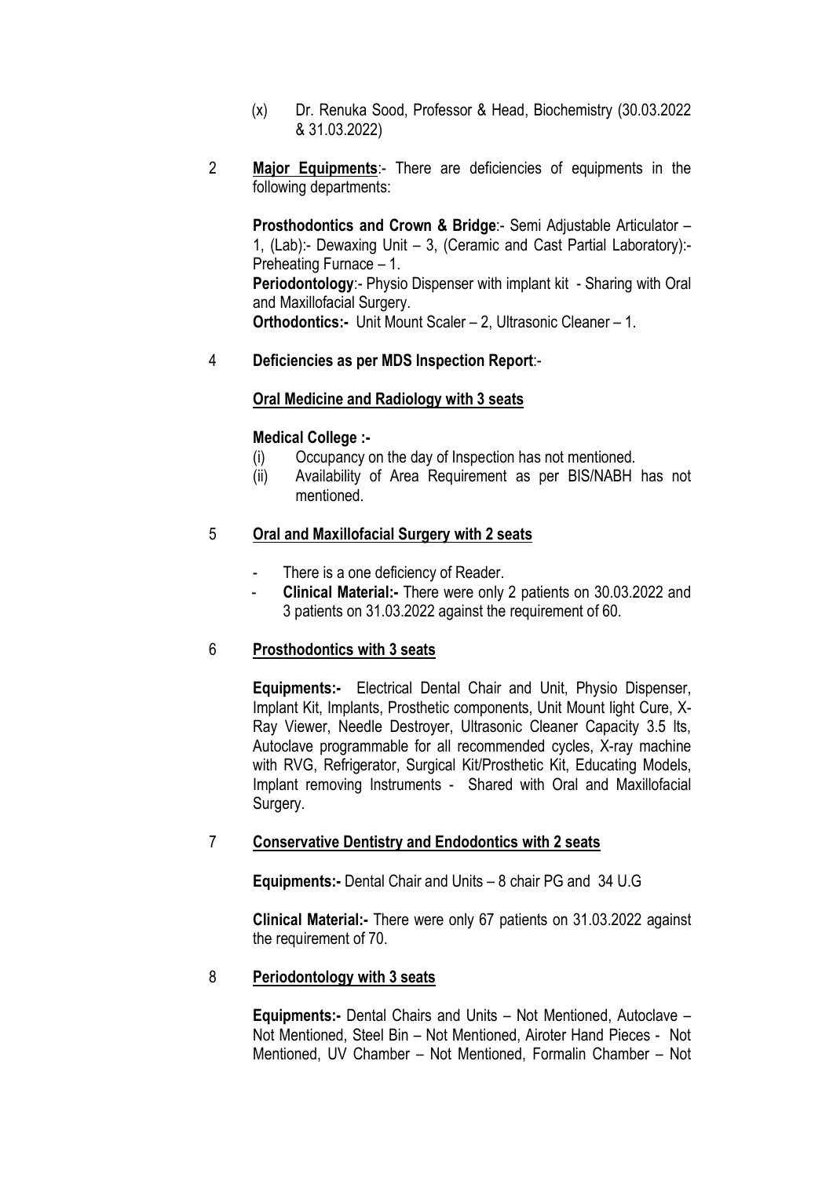(x) Dr. Renuka Sood, Professor & Head, Biochemistry (30.03.2022 & 31.03.2022)

2 **Major Equipments**:- There are deficiencies of equipments in the following departments:

**Prosthodontics and Crown & Bridge**:- Semi Adjustable Articulator – 1, (Lab):- Dewaxing Unit – 3, (Ceramic and Cast Partial Laboratory):- Preheating Furnace – 1.
**Periodontology**:- Physio Dispenser with implant kit - Sharing with Oral and Maxillofacial Surgery.
**Orthodontics:-** Unit Mount Scaler – 2, Ultrasonic Cleaner – 1.

4 **Deficiencies as per MDS Inspection Report**:-

**Oral Medicine and Radiology with 3 seats**

**Medical College :-**

(i) Occupancy on the day of Inspection has not mentioned.
(ii) Availability of Area Requirement as per BIS/NABH has not mentioned.

5 **Oral and Maxillofacial Surgery with 2 seats**

- There is a one deficiency of Reader.
- **Clinical Material:-** There were only 2 patients on 30.03.2022 and 3 patients on 31.03.2022 against the requirement of 60.

6 **Prosthodontics with 3 seats**

**Equipments:-** Electrical Dental Chair and Unit, Physio Dispenser, Implant Kit, Implants, Prosthetic components, Unit Mount light Cure, X-Ray Viewer, Needle Destroyer, Ultrasonic Cleaner Capacity 3.5 lts, Autoclave programmable for all recommended cycles, X-ray machine with RVG, Refrigerator, Surgical Kit/Prosthetic Kit, Educating Models, Implant removing Instruments - Shared with Oral and Maxillofacial Surgery.

7 **Conservative Dentistry and Endodontics with 2 seats**

**Equipments:-** Dental Chair and Units – 8 chair PG and 34 U.G

**Clinical Material:-** There were only 67 patients on 31.03.2022 against the requirement of 70.

8 **Periodontology with 3 seats**

**Equipments:-** Dental Chairs and Units – Not Mentioned, Autoclave – Not Mentioned, Steel Bin – Not Mentioned, Airoter Hand Pieces - Not Mentioned, UV Chamber – Not Mentioned, Formalin Chamber – Not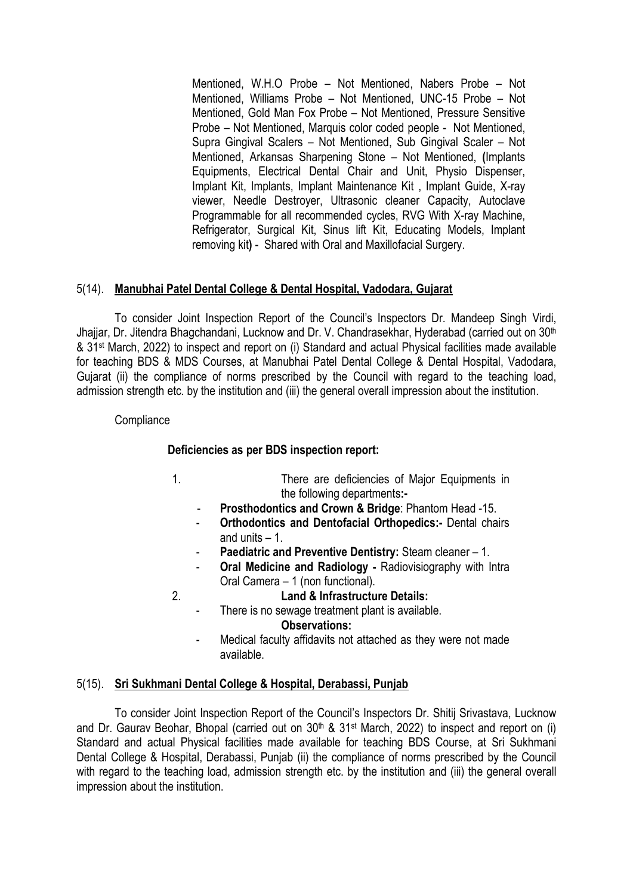Mentioned, W.H.O Probe – Not Mentioned, Nabers Probe – Not Mentioned, Williams Probe – Not Mentioned, UNC-15 Probe – Not Mentioned, Gold Man Fox Probe – Not Mentioned, Pressure Sensitive Probe – Not Mentioned, Marquis color coded people - Not Mentioned, Supra Gingival Scalers – Not Mentioned, Sub Gingival Scaler – Not Mentioned, Arkansas Sharpening Stone – Not Mentioned, **(**Implants Equipments, Electrical Dental Chair and Unit, Physio Dispenser, Implant Kit, Implants, Implant Maintenance Kit , Implant Guide, X-ray viewer, Needle Destroyer, Ultrasonic cleaner Capacity, Autoclave Programmable for all recommended cycles, RVG With X-ray Machine, Refrigerator, Surgical Kit, Sinus lift Kit, Educating Models, Implant removing kit**)** - Shared with Oral and Maxillofacial Surgery.

5(14). **Manubhai Patel Dental College & Dental Hospital, Vadodara, Gujarat**

To consider Joint Inspection Report of the Council's Inspectors Dr. Mandeep Singh Virdi, Jhajjar, Dr. Jitendra Bhagchandani, Lucknow and Dr. V. Chandrasekhar, Hyderabad (carried out on 30th & 31st March, 2022) to inspect and report on (i) Standard and actual Physical facilities made available for teaching BDS & MDS Courses, at Manubhai Patel Dental College & Dental Hospital, Vadodara, Gujarat (ii) the compliance of norms prescribed by the Council with regard to the teaching load, admission strength etc. by the institution and (iii) the general overall impression about the institution.

Compliance

**Deficiencies as per BDS inspection report:**

1. There are deficiencies of Major Equipments in the following departments**:-**
   - **Prosthodontics and Crown & Bridge**: Phantom Head -15.
   - **Orthodontics and Dentofacial Orthopedics:-** Dental chairs and units – 1.
   - **Paediatric and Preventive Dentistry:** Steam cleaner – 1.
   - **Oral Medicine and Radiology -** Radiovisiography with Intra Oral Camera – 1 (non functional).
2. **Land & Infrastructure Details:**
   - There is no sewage treatment plant is available.

   **Observations:**
   - Medical faculty affidavits not attached as they were not made available.

5(15). **Sri Sukhmani Dental College & Hospital, Derabassi, Punjab**

To consider Joint Inspection Report of the Council's Inspectors Dr. Shitij Srivastava, Lucknow and Dr. Gaurav Beohar, Bhopal (carried out on 30th & 31st March, 2022) to inspect and report on (i) Standard and actual Physical facilities made available for teaching BDS Course, at Sri Sukhmani Dental College & Hospital, Derabassi, Punjab (ii) the compliance of norms prescribed by the Council with regard to the teaching load, admission strength etc. by the institution and (iii) the general overall impression about the institution.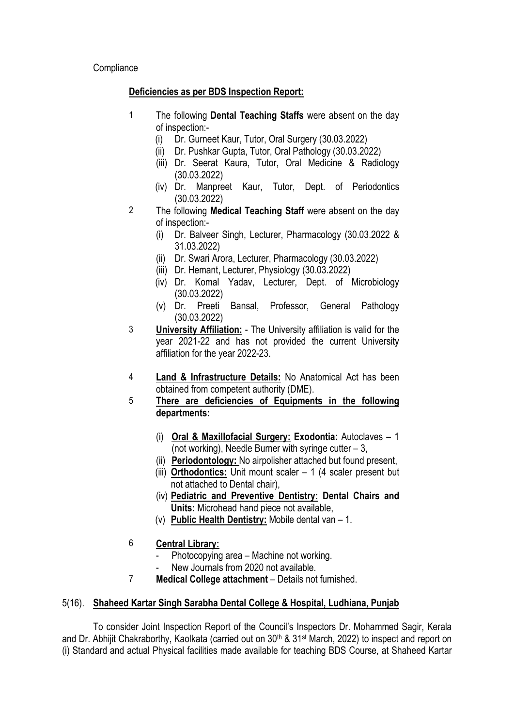Compliance

**Deficiencies as per BDS Inspection Report:**

1. The following **Dental Teaching Staffs** were absent on the day of inspection:-
   (i) Dr. Gurneet Kaur, Tutor, Oral Surgery (30.03.2022)
   (ii) Dr. Pushkar Gupta, Tutor, Oral Pathology (30.03.2022)
   (iii) Dr. Seerat Kaura, Tutor, Oral Medicine & Radiology (30.03.2022)
   (iv) Dr. Manpreet Kaur, Tutor, Dept. of Periodontics (30.03.2022)
2. The following **Medical Teaching Staff** were absent on the day of inspection:-
   (i) Dr. Balveer Singh, Lecturer, Pharmacology (30.03.2022 & 31.03.2022)
   (ii) Dr. Swari Arora, Lecturer, Pharmacology (30.03.2022)
   (iii) Dr. Hemant, Lecturer, Physiology (30.03.2022)
   (iv) Dr. Komal Yadav, Lecturer, Dept. of Microbiology (30.03.2022)
   (v) Dr. Preeti Bansal, Professor, General Pathology (30.03.2022)
3. **University Affiliation:** - The University affiliation is valid for the year 2021-22 and has not provided the current University affiliation for the year 2022-23.
4. **Land & Infrastructure Details:** No Anatomical Act has been obtained from competent authority (DME).
5. **There are deficiencies of Equipments in the following departments:**
   (i) **Oral & Maxillofacial Surgery: Exodontia:** Autoclaves – 1 (not working), Needle Burner with syringe cutter – 3,
   (ii) **Periodontology:** No airpolisher attached but found present,
   (iii) **Orthodontics:** Unit mount scaler – 1 (4 scaler present but not attached to Dental chair),
   (iv) **Pediatric and Preventive Dentistry: Dental Chairs and Units:** Microhead hand piece not available,
   (v) **Public Health Dentistry:** Mobile dental van – 1.
6. **Central Library:**
   - Photocopying area – Machine not working.
   - New Journals from 2020 not available.
7. **Medical College attachment** – Details not furnished.

## 5(16). Shaheed Kartar Singh Sarabha Dental College & Hospital, Ludhiana, Punjab

To consider Joint Inspection Report of the Council's Inspectors Dr. Mohammed Sagir, Kerala and Dr. Abhijit Chakraborthy, Kaolkata (carried out on 30th & 31st March, 2022) to inspect and report on (i) Standard and actual Physical facilities made available for teaching BDS Course, at Shaheed Kartar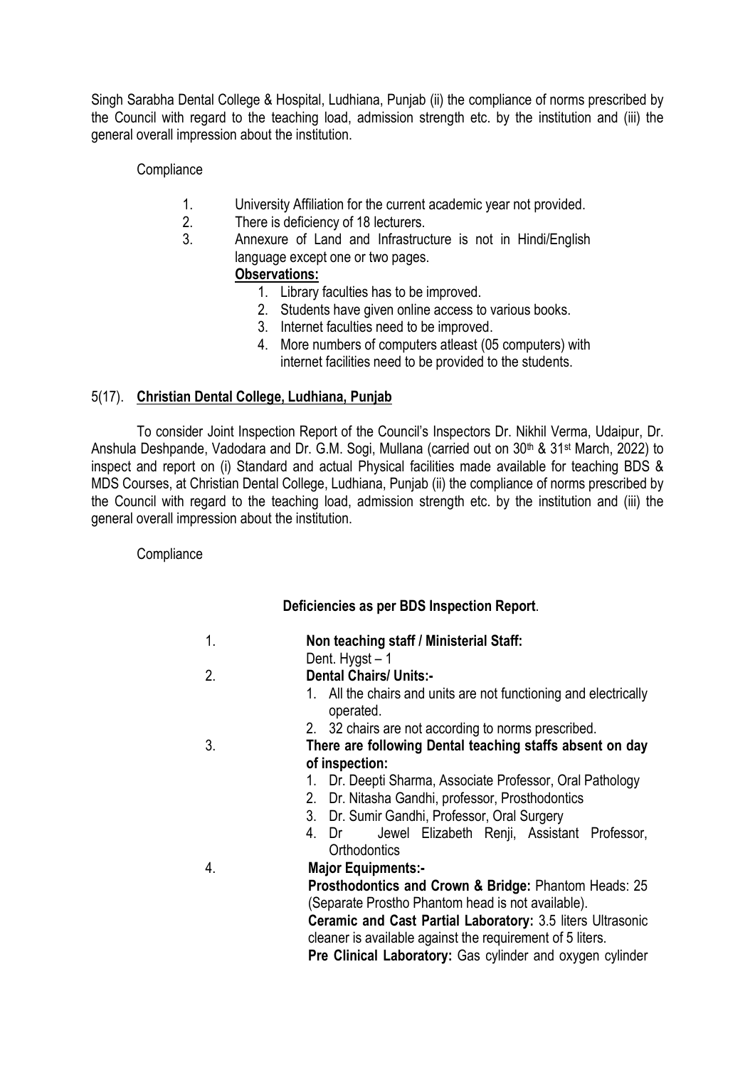Singh Sarabha Dental College & Hospital, Ludhiana, Punjab (ii) the compliance of norms prescribed by the Council with regard to the teaching load, admission strength etc. by the institution and (iii) the general overall impression about the institution.

Compliance

1. University Affiliation for the current academic year not provided.
2. There is deficiency of 18 lecturers.
3. Annexure of Land and Infrastructure is not in Hindi/English language except one or two pages.

**Observations:**

1. Library faculties has to be improved.
2. Students have given online access to various books.
3. Internet faculties need to be improved.
4. More numbers of computers atleast (05 computers) with internet facilities need to be provided to the students.

5(17). **Christian Dental College, Ludhiana, Punjab**

To consider Joint Inspection Report of the Council's Inspectors Dr. Nikhil Verma, Udaipur, Dr. Anshula Deshpande, Vadodara and Dr. G.M. Sogi, Mullana (carried out on 30th & 31st March, 2022) to inspect and report on (i) Standard and actual Physical facilities made available for teaching BDS & MDS Courses, at Christian Dental College, Ludhiana, Punjab (ii) the compliance of norms prescribed by the Council with regard to the teaching load, admission strength etc. by the institution and (iii) the general overall impression about the institution.

Compliance

**Deficiencies as per BDS Inspection Report**.

1. **Non teaching staff / Ministerial Staff:**
   Dent. Hygst – 1
2. **Dental Chairs/ Units:-**
   1. All the chairs and units are not functioning and electrically operated.
   2. 32 chairs are not according to norms prescribed.
3. **There are following Dental teaching staffs absent on day of inspection:**
   1. Dr. Deepti Sharma, Associate Professor, Oral Pathology
   2. Dr. Nitasha Gandhi, professor, Prosthodontics
   3. Dr. Sumir Gandhi, Professor, Oral Surgery
   4. Dr Jewel Elizabeth Renji, Assistant Professor, Orthodontics
4. **Major Equipments:-**
   **Prosthodontics and Crown & Bridge:** Phantom Heads: 25 (Separate Prostho Phantom head is not available).
   **Ceramic and Cast Partial Laboratory:** 3.5 liters Ultrasonic cleaner is available against the requirement of 5 liters.
   **Pre Clinical Laboratory:** Gas cylinder and oxygen cylinder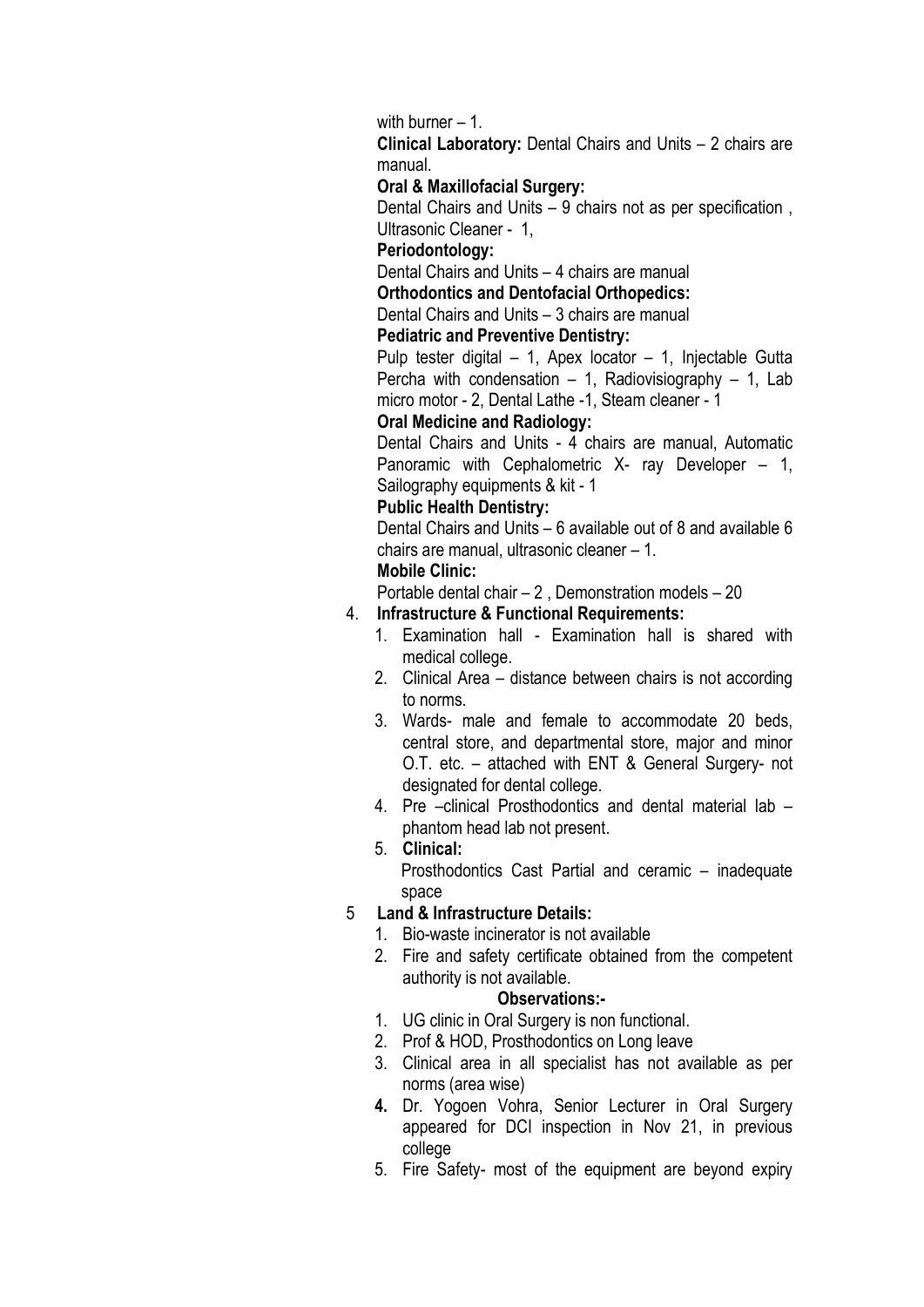with burner – 1.

**Clinical Laboratory:** Dental Chairs and Units – 2 chairs are manual.

**Oral & Maxillofacial Surgery:**

Dental Chairs and Units – 9 chairs not as per specification , Ultrasonic Cleaner - 1,

**Periodontology:**

Dental Chairs and Units – 4 chairs are manual

**Orthodontics and Dentofacial Orthopedics:**

Dental Chairs and Units – 3 chairs are manual

**Pediatric and Preventive Dentistry:**

Pulp tester digital – 1, Apex locator – 1, Injectable Gutta Percha with condensation – 1, Radiovisiography – 1, Lab micro motor - 2, Dental Lathe -1, Steam cleaner - 1

**Oral Medicine and Radiology:**

Dental Chairs and Units - 4 chairs are manual, Automatic Panoramic with Cephalometric X- ray Developer – 1, Sailography equipments & kit - 1

**Public Health Dentistry:**

Dental Chairs and Units – 6 available out of 8 and available 6 chairs are manual, ultrasonic cleaner – 1.

**Mobile Clinic:**

Portable dental chair – 2 , Demonstration models – 20

4. **Infrastructure & Functional Requirements:**
   1. Examination hall - Examination hall is shared with medical college.
   2. Clinical Area – distance between chairs is not according to norms.
   3. Wards- male and female to accommodate 20 beds, central store, and departmental store, major and minor O.T. etc. – attached with ENT & General Surgery- not designated for dental college.
   4. Pre –clinical Prosthodontics and dental material lab – phantom head lab not present.
   5. **Clinical:**
      Prosthodontics Cast Partial and ceramic – inadequate space

5 **Land & Infrastructure Details:**
   1. Bio-waste incinerator is not available
   2. Fire and safety certificate obtained from the competent authority is not available.

**Observations:-**

1. UG clinic in Oral Surgery is non functional.
2. Prof & HOD, Prosthodontics on Long leave
3. Clinical area in all specialist has not available as per norms (area wise)
4. **** Dr. Yogoen Vohra, Senior Lecturer in Oral Surgery appeared for DCI inspection in Nov 21, in previous college
5. Fire Safety- most of the equipment are beyond expiry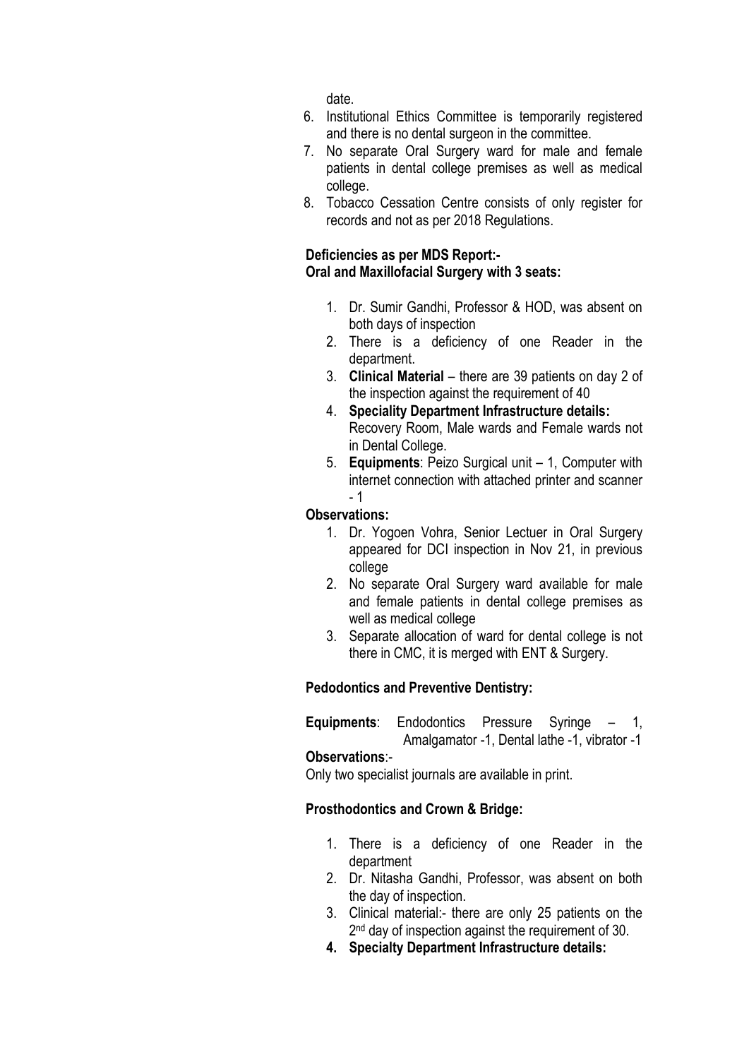date.

6. Institutional Ethics Committee is temporarily registered and there is no dental surgeon in the committee.
7. No separate Oral Surgery ward for male and female patients in dental college premises as well as medical college.
8. Tobacco Cessation Centre consists of only register for records and not as per 2018 Regulations.

**Deficiencies as per MDS Report:-**
**Oral and Maxillofacial Surgery with 3 seats:**

1. Dr. Sumir Gandhi, Professor & HOD, was absent on both days of inspection
2. There is a deficiency of one Reader in the department.
3. **Clinical Material** – there are 39 patients on day 2 of the inspection against the requirement of 40
4. **Speciality Department Infrastructure details:** Recovery Room, Male wards and Female wards not in Dental College.
5. **Equipments**: Peizo Surgical unit – 1, Computer with internet connection with attached printer and scanner - 1

**Observations:**

1. Dr. Yogoen Vohra, Senior Lectuer in Oral Surgery appeared for DCI inspection in Nov 21, in previous college
2. No separate Oral Surgery ward available for male and female patients in dental college premises as well as medical college
3. Separate allocation of ward for dental college is not there in CMC, it is merged with ENT & Surgery.

**Pedodontics and Preventive Dentistry:**

**Equipments**: Endodontics Pressure Syringe – 1, Amalgamator -1, Dental lathe -1, vibrator -1

**Observations**:-

Only two specialist journals are available in print.

**Prosthodontics and Crown & Bridge:**

1. There is a deficiency of one Reader in the department
2. Dr. Nitasha Gandhi, Professor, was absent on both the day of inspection.
3. Clinical material:- there are only 25 patients on the 2nd day of inspection against the requirement of 30.
4. **Specialty Department Infrastructure details:**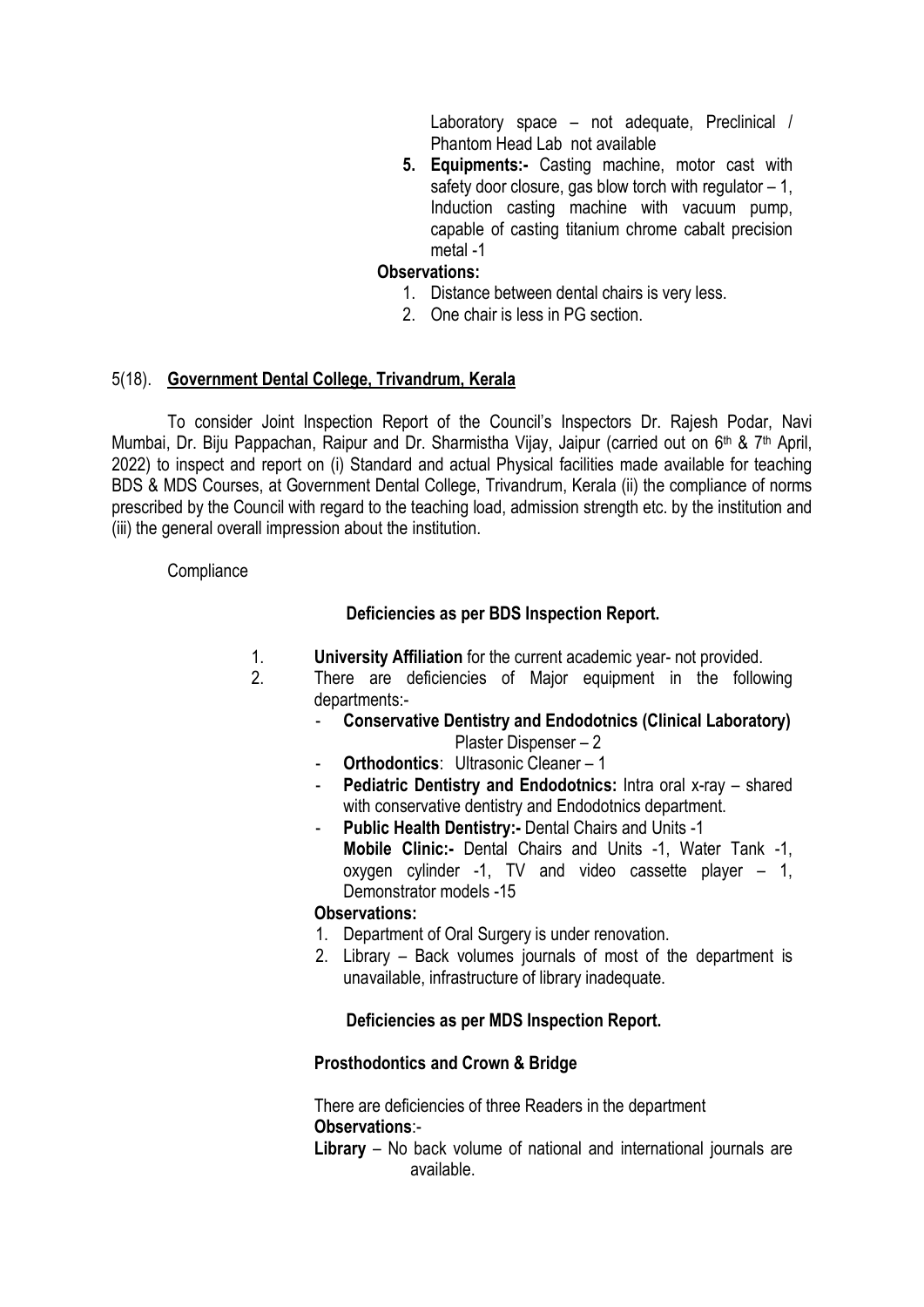Laboratory space – not adequate, Preclinical / Phantom Head Lab not available

5. **Equipments:-** Casting machine, motor cast with safety door closure, gas blow torch with regulator – 1, Induction casting machine with vacuum pump, capable of casting titanium chrome cabalt precision metal -1

**Observations:**

1. Distance between dental chairs is very less.
2. One chair is less in PG section.

5(18). **Government Dental College, Trivandrum, Kerala**

To consider Joint Inspection Report of the Council's Inspectors Dr. Rajesh Podar, Navi Mumbai, Dr. Biju Pappachan, Raipur and Dr. Sharmistha Vijay, Jaipur (carried out on 6th & 7th April, 2022) to inspect and report on (i) Standard and actual Physical facilities made available for teaching BDS & MDS Courses, at Government Dental College, Trivandrum, Kerala (ii) the compliance of norms prescribed by the Council with regard to the teaching load, admission strength etc. by the institution and (iii) the general overall impression about the institution.

Compliance

**Deficiencies as per BDS Inspection Report.**

1. **University Affiliation** for the current academic year- not provided.
2. There are deficiencies of Major equipment in the following departments:-
   - **Conservative Dentistry and Endodotnics (Clinical Laboratory)** Plaster Dispenser – 2
   - **Orthodontics**: Ultrasonic Cleaner – 1
   - **Pediatric Dentistry and Endodotnics:** Intra oral x-ray – shared with conservative dentistry and Endodotnics department.
   - **Public Health Dentistry:-** Dental Chairs and Units -1
     **Mobile Clinic:-** Dental Chairs and Units -1, Water Tank -1, oxygen cylinder -1, TV and video cassette player – 1, Demonstrator models -15

   **Observations:**

   1. Department of Oral Surgery is under renovation.
   2. Library – Back volumes journals of most of the department is unavailable, infrastructure of library inadequate.

**Deficiencies as per MDS Inspection Report.**

**Prosthodontics and Crown & Bridge**

There are deficiencies of three Readers in the department

**Observations**:-

**Library** – No back volume of national and international journals are available.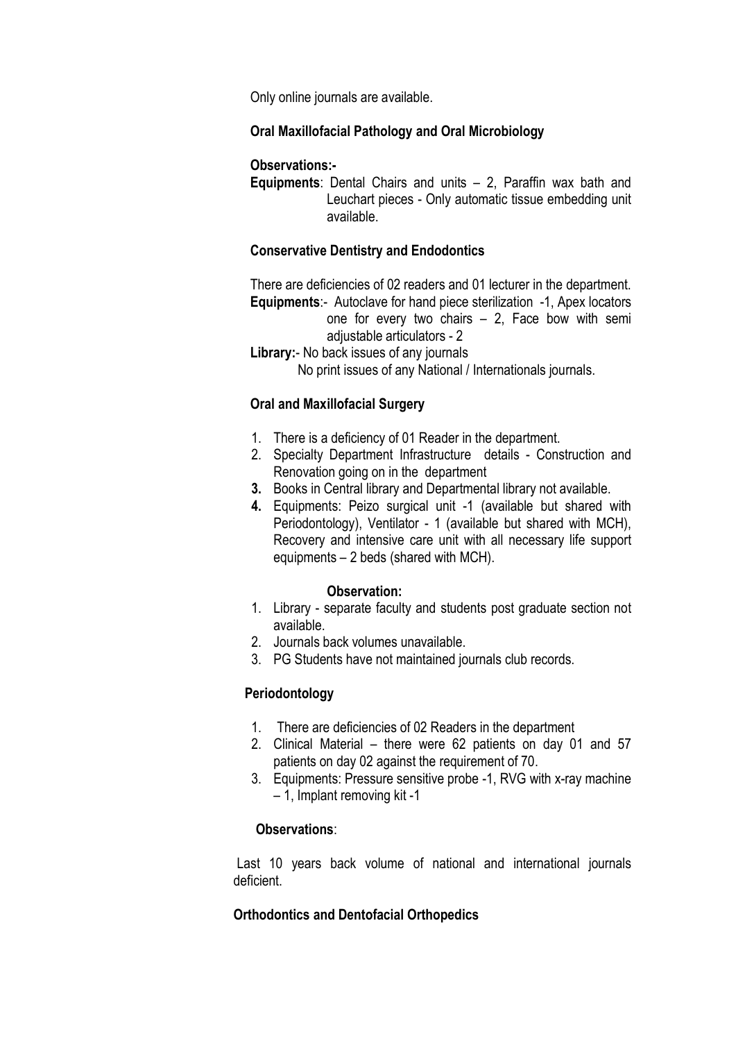Only online journals are available.

**Oral Maxillofacial Pathology and Oral Microbiology**

**Observations:-**

**Equipments**: Dental Chairs and units – 2, Paraffin wax bath and Leuchart pieces - Only automatic tissue embedding unit available.

**Conservative Dentistry and Endodontics**

There are deficiencies of 02 readers and 01 lecturer in the department.

**Equipments**:- Autoclave for hand piece sterilization -1, Apex locators one for every two chairs – 2, Face bow with semi adjustable articulators - 2

**Library:**- No back issues of any journals
No print issues of any National / Internationals journals.

**Oral and Maxillofacial Surgery**

1. There is a deficiency of 01 Reader in the department.
2. Specialty Department Infrastructure details - Construction and Renovation going on in the department
3. Books in Central library and Departmental library not available.
4. Equipments: Peizo surgical unit -1 (available but shared with Periodontology), Ventilator - 1 (available but shared with MCH), Recovery and intensive care unit with all necessary life support equipments – 2 beds (shared with MCH).

**Observation:**

1. Library - separate faculty and students post graduate section not available.
2. Journals back volumes unavailable.
3. PG Students have not maintained journals club records.

**Periodontology**

1. There are deficiencies of 02 Readers in the department
2. Clinical Material – there were 62 patients on day 01 and 57 patients on day 02 against the requirement of 70.
3. Equipments: Pressure sensitive probe -1, RVG with x-ray machine – 1, Implant removing kit -1

**Observations**:

Last 10 years back volume of national and international journals deficient.

**Orthodontics and Dentofacial Orthopedics**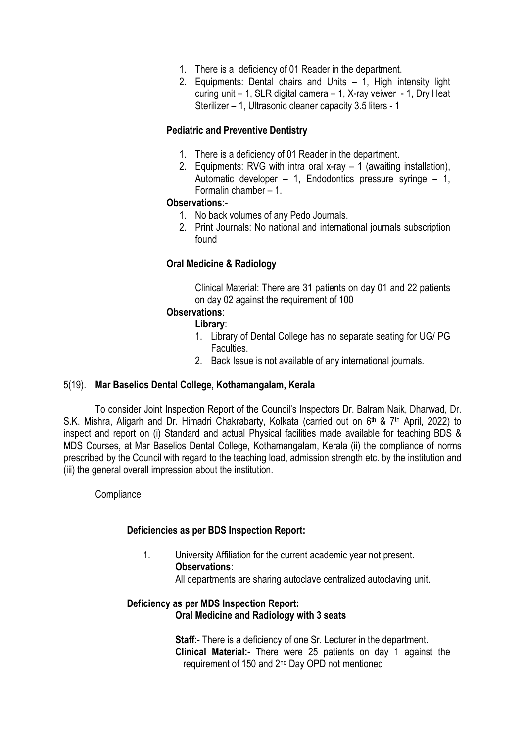1. There is a deficiency of 01 Reader in the department.
2. Equipments: Dental chairs and Units – 1, High intensity light curing unit – 1, SLR digital camera – 1, X-ray veiwer - 1, Dry Heat Sterilizer – 1, Ultrasonic cleaner capacity 3.5 liters - 1

**Pediatric and Preventive Dentistry**

1. There is a deficiency of 01 Reader in the department.
2. Equipments: RVG with intra oral x-ray – 1 (awaiting installation), Automatic developer – 1, Endodontics pressure syringe – 1, Formalin chamber – 1.

**Observations:-**

1. No back volumes of any Pedo Journals.
2. Print Journals: No national and international journals subscription found

**Oral Medicine & Radiology**

Clinical Material: There are 31 patients on day 01 and 22 patients on day 02 against the requirement of 100

**Observations**:

**Library**:

1. Library of Dental College has no separate seating for UG/ PG Faculties.
2. Back Issue is not available of any international journals.

5(19). **Mar Baselios Dental College, Kothamangalam, Kerala**

To consider Joint Inspection Report of the Council's Inspectors Dr. Balram Naik, Dharwad, Dr. S.K. Mishra, Aligarh and Dr. Himadri Chakrabarty, Kolkata (carried out on 6th & 7th April, 2022) to inspect and report on (i) Standard and actual Physical facilities made available for teaching BDS & MDS Courses, at Mar Baselios Dental College, Kothamangalam, Kerala (ii) the compliance of norms prescribed by the Council with regard to the teaching load, admission strength etc. by the institution and (iii) the general overall impression about the institution.

Compliance

**Deficiencies as per BDS Inspection Report:**

1. University Affiliation for the current academic year not present.
   **Observations**:
   All departments are sharing autoclave centralized autoclaving unit.

**Deficiency as per MDS Inspection Report:**
**Oral Medicine and Radiology with 3 seats**

**Staff**:- There is a deficiency of one Sr. Lecturer in the department.
**Clinical Material:-** There were 25 patients on day 1 against the requirement of 150 and 2nd Day OPD not mentioned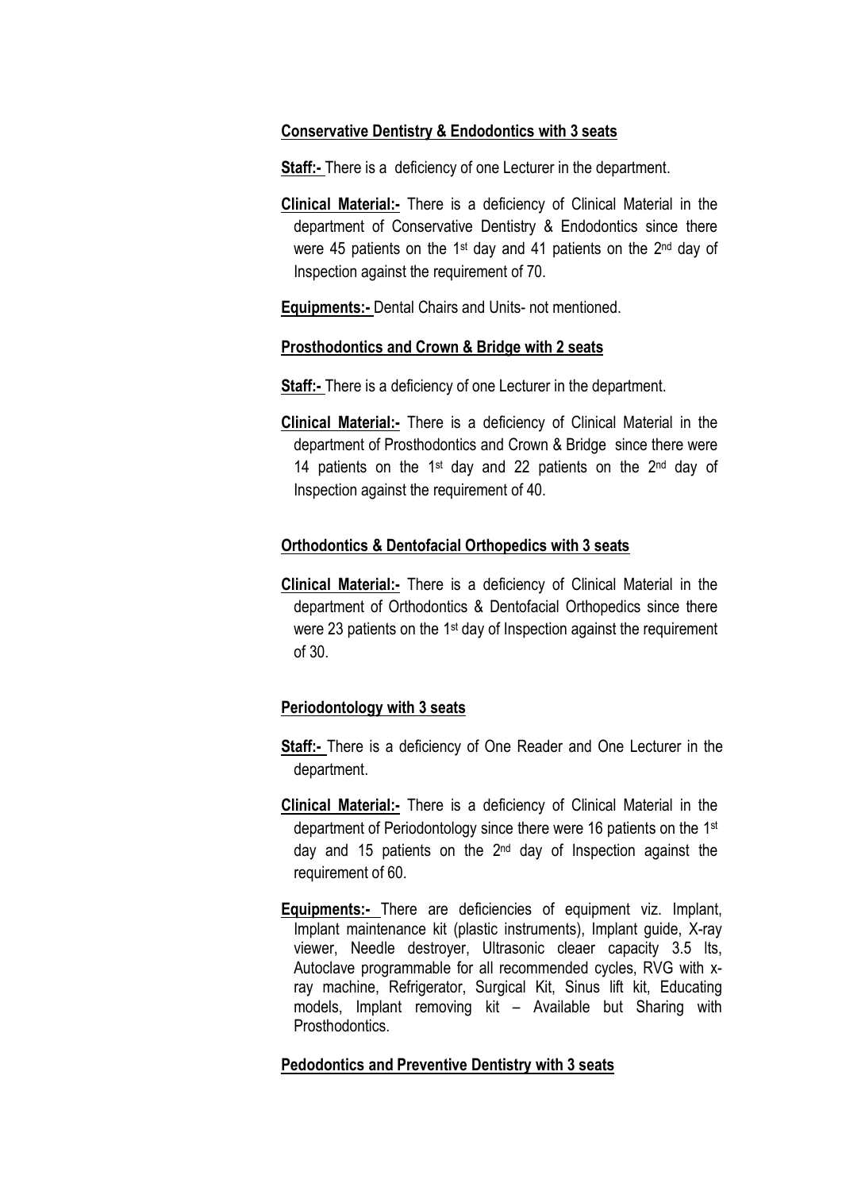**Conservative Dentistry & Endodontics with 3 seats**

**Staff:-** There is a deficiency of one Lecturer in the department.

**Clinical Material:-** There is a deficiency of Clinical Material in the department of Conservative Dentistry & Endodontics since there were 45 patients on the 1st day and 41 patients on the 2nd day of Inspection against the requirement of 70.

**Equipments:-** Dental Chairs and Units- not mentioned.

**Prosthodontics and Crown & Bridge with 2 seats**

**Staff:-** There is a deficiency of one Lecturer in the department.

**Clinical Material:-** There is a deficiency of Clinical Material in the department of Prosthodontics and Crown & Bridge since there were 14 patients on the 1st day and 22 patients on the 2nd day of Inspection against the requirement of 40.

**Orthodontics & Dentofacial Orthopedics with 3 seats**

**Clinical Material:-** There is a deficiency of Clinical Material in the department of Orthodontics & Dentofacial Orthopedics since there were 23 patients on the 1st day of Inspection against the requirement of 30.

**Periodontology with 3 seats**

**Staff:-** There is a deficiency of One Reader and One Lecturer in the department.

**Clinical Material:-** There is a deficiency of Clinical Material in the department of Periodontology since there were 16 patients on the 1st day and 15 patients on the 2nd day of Inspection against the requirement of 60.

**Equipments:-** There are deficiencies of equipment viz. Implant, Implant maintenance kit (plastic instruments), Implant guide, X-ray viewer, Needle destroyer, Ultrasonic cleaer capacity 3.5 lts, Autoclave programmable for all recommended cycles, RVG with x-ray machine, Refrigerator, Surgical Kit, Sinus lift kit, Educating models, Implant removing kit – Available but Sharing with Prosthodontics.

**Pedodontics and Preventive Dentistry with 3 seats**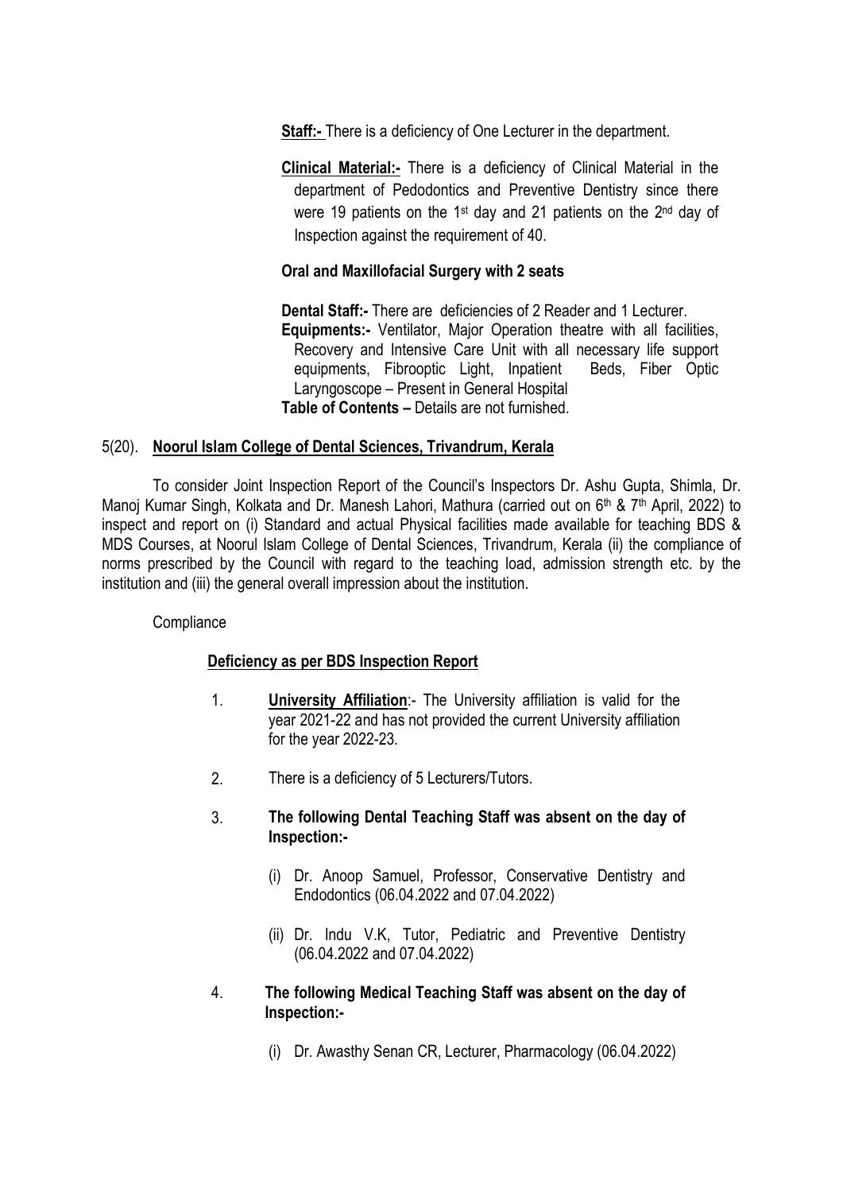**Staff:-** There is a deficiency of One Lecturer in the department.

**Clinical Material:-** There is a deficiency of Clinical Material in the department of Pedodontics and Preventive Dentistry since there were 19 patients on the 1st day and 21 patients on the 2nd day of Inspection against the requirement of 40.

**Oral and Maxillofacial Surgery with 2 seats**

**Dental Staff:-** There are deficiencies of 2 Reader and 1 Lecturer.
**Equipments:-** Ventilator, Major Operation theatre with all facilities, Recovery and Intensive Care Unit with all necessary life support equipments, Fibrooptic Light, Inpatient Beds, Fiber Optic Laryngoscope – Present in General Hospital
**Table of Contents –** Details are not furnished.

5(20). **Noorul Islam College of Dental Sciences, Trivandrum, Kerala**

To consider Joint Inspection Report of the Council's Inspectors Dr. Ashu Gupta, Shimla, Dr. Manoj Kumar Singh, Kolkata and Dr. Manesh Lahori, Mathura (carried out on 6th & 7th April, 2022) to inspect and report on (i) Standard and actual Physical facilities made available for teaching BDS & MDS Courses, at Noorul Islam College of Dental Sciences, Trivandrum, Kerala (ii) the compliance of norms prescribed by the Council with regard to the teaching load, admission strength etc. by the institution and (iii) the general overall impression about the institution.

Compliance

**Deficiency as per BDS Inspection Report**

1. **University Affiliation**:- The University affiliation is valid for the year 2021-22 and has not provided the current University affiliation for the year 2022-23.

2. There is a deficiency of 5 Lecturers/Tutors.

3. **The following Dental Teaching Staff was absent on the day of Inspection:-**

   (i) Dr. Anoop Samuel, Professor, Conservative Dentistry and Endodontics (06.04.2022 and 07.04.2022)

   (ii) Dr. Indu V.K, Tutor, Pediatric and Preventive Dentistry (06.04.2022 and 07.04.2022)

4. **The following Medical Teaching Staff was absent on the day of Inspection:-**

   (i) Dr. Awasthy Senan CR, Lecturer, Pharmacology (06.04.2022)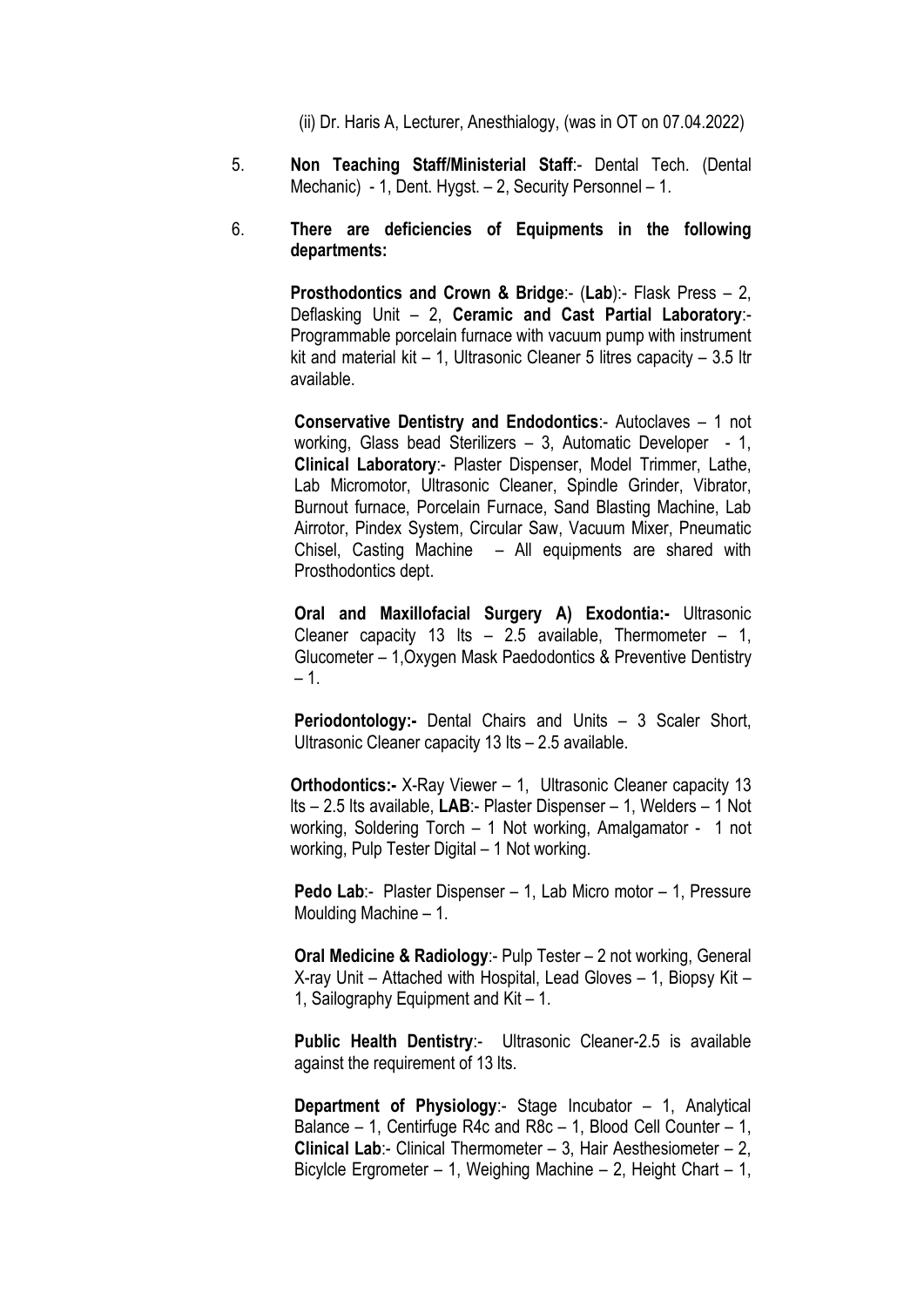(ii) Dr. Haris A, Lecturer, Anesthialogy, (was in OT on 07.04.2022)

5. **Non Teaching Staff/Ministerial Staff**:- Dental Tech. (Dental Mechanic) - 1, Dent. Hygst. – 2, Security Personnel – 1.

6. **There are deficiencies of Equipments in the following departments:**

   **Prosthodontics and Crown & Bridge**:- (**Lab**):- Flask Press – 2, Deflasking Unit – 2, **Ceramic and Cast Partial Laboratory**:- Programmable porcelain furnace with vacuum pump with instrument kit and material kit – 1, Ultrasonic Cleaner 5 litres capacity – 3.5 ltr available.

   **Conservative Dentistry and Endodontics**:- Autoclaves – 1 not working, Glass bead Sterilizers – 3, Automatic Developer - 1, **Clinical Laboratory**:- Plaster Dispenser, Model Trimmer, Lathe, Lab Micromotor, Ultrasonic Cleaner, Spindle Grinder, Vibrator, Burnout furnace, Porcelain Furnace, Sand Blasting Machine, Lab Airrotor, Pindex System, Circular Saw, Vacuum Mixer, Pneumatic Chisel, Casting Machine – All equipments are shared with Prosthodontics dept.

   **Oral and Maxillofacial Surgery A) Exodontia:-** Ultrasonic Cleaner capacity 13 lts – 2.5 available, Thermometer – 1, Glucometer – 1,Oxygen Mask Paedodontics & Preventive Dentistry – 1.

   **Periodontology:-** Dental Chairs and Units – 3 Scaler Short, Ultrasonic Cleaner capacity 13 lts – 2.5 available.

   **Orthodontics:-** X-Ray Viewer – 1, Ultrasonic Cleaner capacity 13 lts – 2.5 lts available, **LAB**:- Plaster Dispenser – 1, Welders – 1 Not working, Soldering Torch – 1 Not working, Amalgamator - 1 not working, Pulp Tester Digital – 1 Not working.

   **Pedo Lab**:- Plaster Dispenser – 1, Lab Micro motor – 1, Pressure Moulding Machine – 1.

   **Oral Medicine & Radiology**:- Pulp Tester – 2 not working, General X-ray Unit – Attached with Hospital, Lead Gloves – 1, Biopsy Kit – 1, Sailography Equipment and Kit – 1.

   **Public Health Dentistry**:- Ultrasonic Cleaner-2.5 is available against the requirement of 13 lts.

   **Department of Physiology**:- Stage Incubator – 1, Analytical Balance – 1, Centirfuge R4c and R8c – 1, Blood Cell Counter – 1, **Clinical Lab**:- Clinical Thermometer – 3, Hair Aesthesiometer – 2, Bicylcle Ergrometer – 1, Weighing Machine – 2, Height Chart – 1,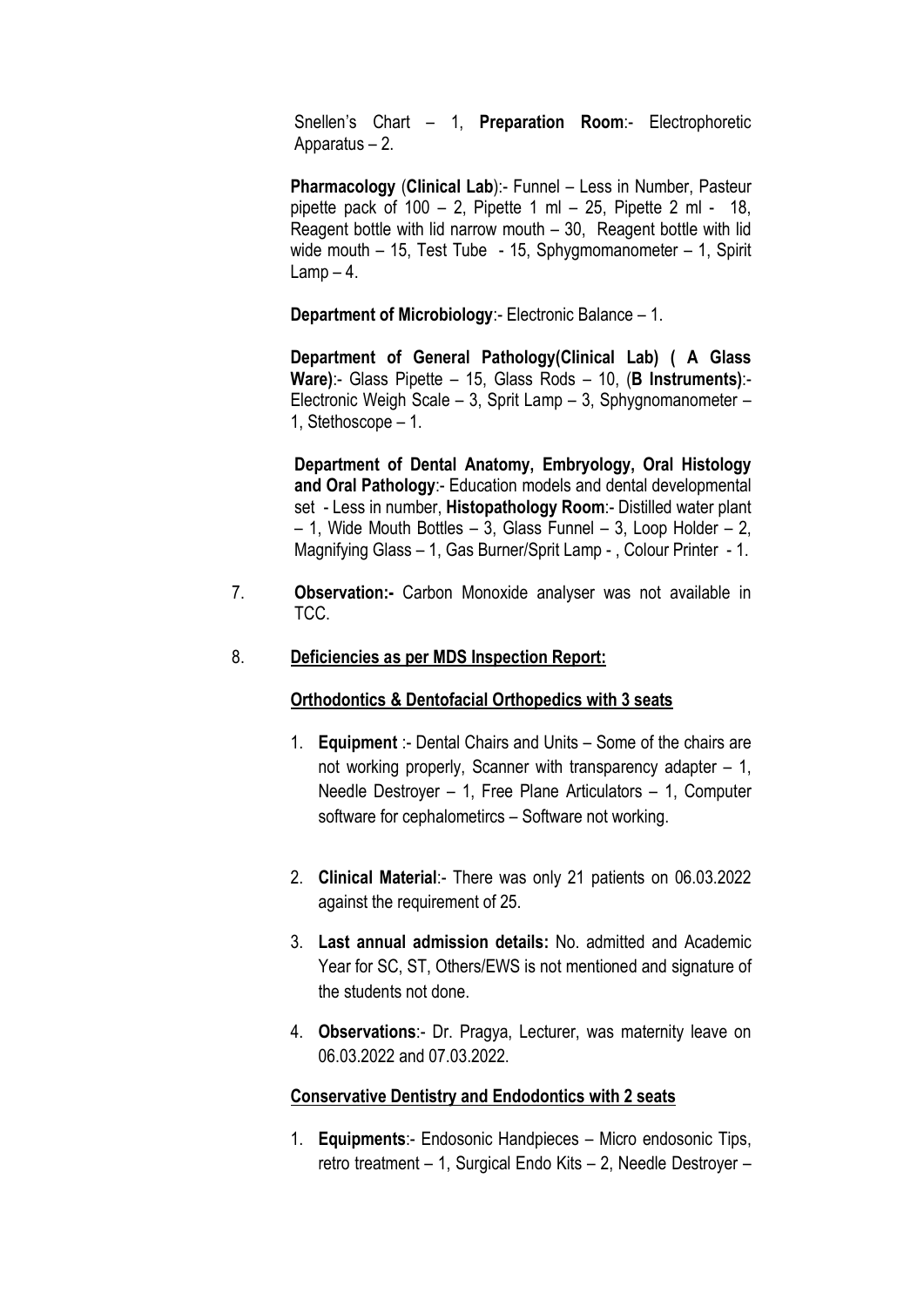Snellen's Chart – 1, **Preparation Room**:- Electrophoretic Apparatus – 2.

**Pharmacology** (**Clinical Lab**):- Funnel – Less in Number, Pasteur pipette pack of 100 – 2, Pipette 1 ml – 25, Pipette 2 ml - 18, Reagent bottle with lid narrow mouth – 30, Reagent bottle with lid wide mouth – 15, Test Tube - 15, Sphygmomanometer – 1, Spirit Lamp – 4.

**Department of Microbiology**:- Electronic Balance – 1.

**Department of General Pathology(Clinical Lab) ( A Glass Ware)**:- Glass Pipette – 15, Glass Rods – 10, (**B Instruments)**:- Electronic Weigh Scale – 3, Sprit Lamp – 3, Sphygnomanometer – 1, Stethoscope – 1.

**Department of Dental Anatomy, Embryology, Oral Histology and Oral Pathology**:- Education models and dental developmental set - Less in number, **Histopathology Room**:- Distilled water plant – 1, Wide Mouth Bottles – 3, Glass Funnel – 3, Loop Holder – 2, Magnifying Glass – 1, Gas Burner/Sprit Lamp - , Colour Printer - 1.

7. **Observation:-** Carbon Monoxide analyser was not available in TCC.

8. **<u>Deficiencies as per MDS Inspection Report:</u>**

**<u>Orthodontics & Dentofacial Orthopedics with 3 seats</u>**

1. **Equipment** :- Dental Chairs and Units – Some of the chairs are not working properly, Scanner with transparency adapter – 1, Needle Destroyer – 1, Free Plane Articulators – 1, Computer software for cephalometircs – Software not working.

2. **Clinical Material**:- There was only 21 patients on 06.03.2022 against the requirement of 25.

3. **Last annual admission details:** No. admitted and Academic Year for SC, ST, Others/EWS is not mentioned and signature of the students not done.

4. **Observations**:- Dr. Pragya, Lecturer, was maternity leave on 06.03.2022 and 07.03.2022.

**<u>Conservative Dentistry and Endodontics with 2 seats</u>**

1. **Equipments**:- Endosonic Handpieces – Micro endosonic Tips, retro treatment – 1, Surgical Endo Kits – 2, Needle Destroyer –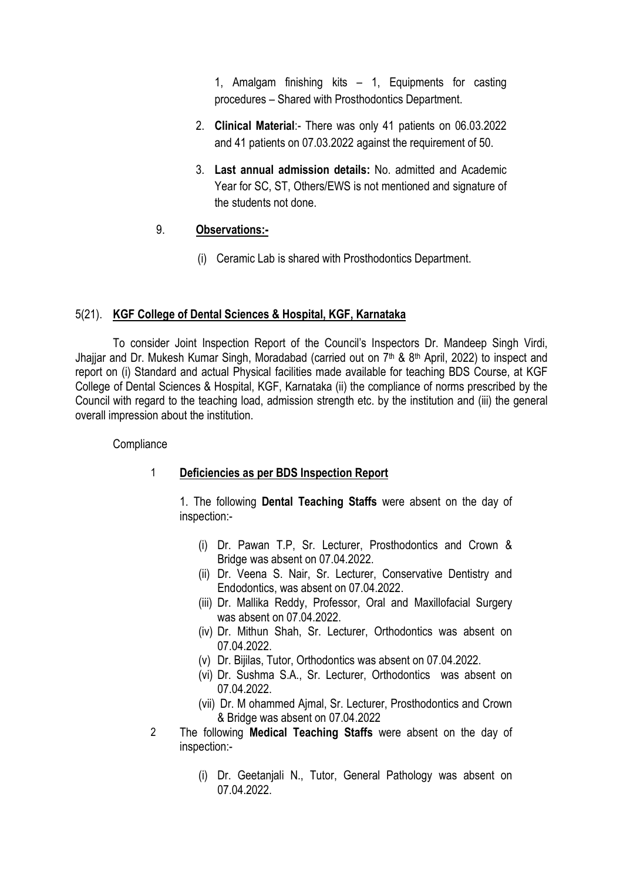1, Amalgam finishing kits – 1, Equipments for casting procedures – Shared with Prosthodontics Department.

2. **Clinical Material**:- There was only 41 patients on 06.03.2022 and 41 patients on 07.03.2022 against the requirement of 50.

3. **Last annual admission details:** No. admitted and Academic Year for SC, ST, Others/EWS is not mentioned and signature of the students not done.

9. **Observations:-**

   (i) Ceramic Lab is shared with Prosthodontics Department.

## 5(21). KGF College of Dental Sciences & Hospital, KGF, Karnataka

To consider Joint Inspection Report of the Council's Inspectors Dr. Mandeep Singh Virdi, Jhajjar and Dr. Mukesh Kumar Singh, Moradabad (carried out on 7th & 8th April, 2022) to inspect and report on (i) Standard and actual Physical facilities made available for teaching BDS Course, at KGF College of Dental Sciences & Hospital, KGF, Karnataka (ii) the compliance of norms prescribed by the Council with regard to the teaching load, admission strength etc. by the institution and (iii) the general overall impression about the institution.

Compliance

1 **Deficiencies as per BDS Inspection Report**

1. The following **Dental Teaching Staffs** were absent on the day of inspection:-

   (i) Dr. Pawan T.P, Sr. Lecturer, Prosthodontics and Crown & Bridge was absent on 07.04.2022.
   (ii) Dr. Veena S. Nair, Sr. Lecturer, Conservative Dentistry and Endodontics, was absent on 07.04.2022.
   (iii) Dr. Mallika Reddy, Professor, Oral and Maxillofacial Surgery was absent on 07.04.2022.
   (iv) Dr. Mithun Shah, Sr. Lecturer, Orthodontics was absent on 07.04.2022.
   (v) Dr. Bijilas, Tutor, Orthodontics was absent on 07.04.2022.
   (vi) Dr. Sushma S.A., Sr. Lecturer, Orthodontics was absent on 07.04.2022.
   (vii) Dr. M ohammed Ajmal, Sr. Lecturer, Prosthodontics and Crown & Bridge was absent on 07.04.2022

2 The following **Medical Teaching Staffs** were absent on the day of inspection:-

   (i) Dr. Geetanjali N., Tutor, General Pathology was absent on 07.04.2022.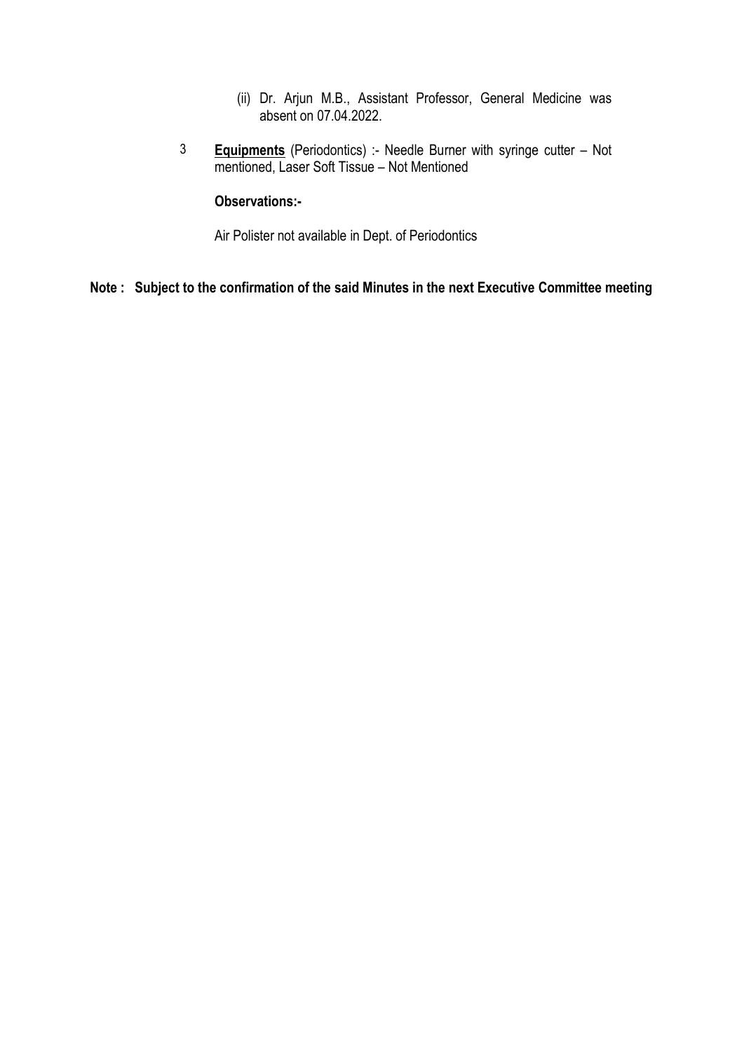(ii) Dr. Arjun M.B., Assistant Professor, General Medicine was absent on 07.04.2022.

3 **Equipments** (Periodontics) :- Needle Burner with syringe cutter – Not mentioned, Laser Soft Tissue – Not Mentioned

**Observations:-**

Air Polister not available in Dept. of Periodontics

**Note : Subject to the confirmation of the said Minutes in the next Executive Committee meeting**